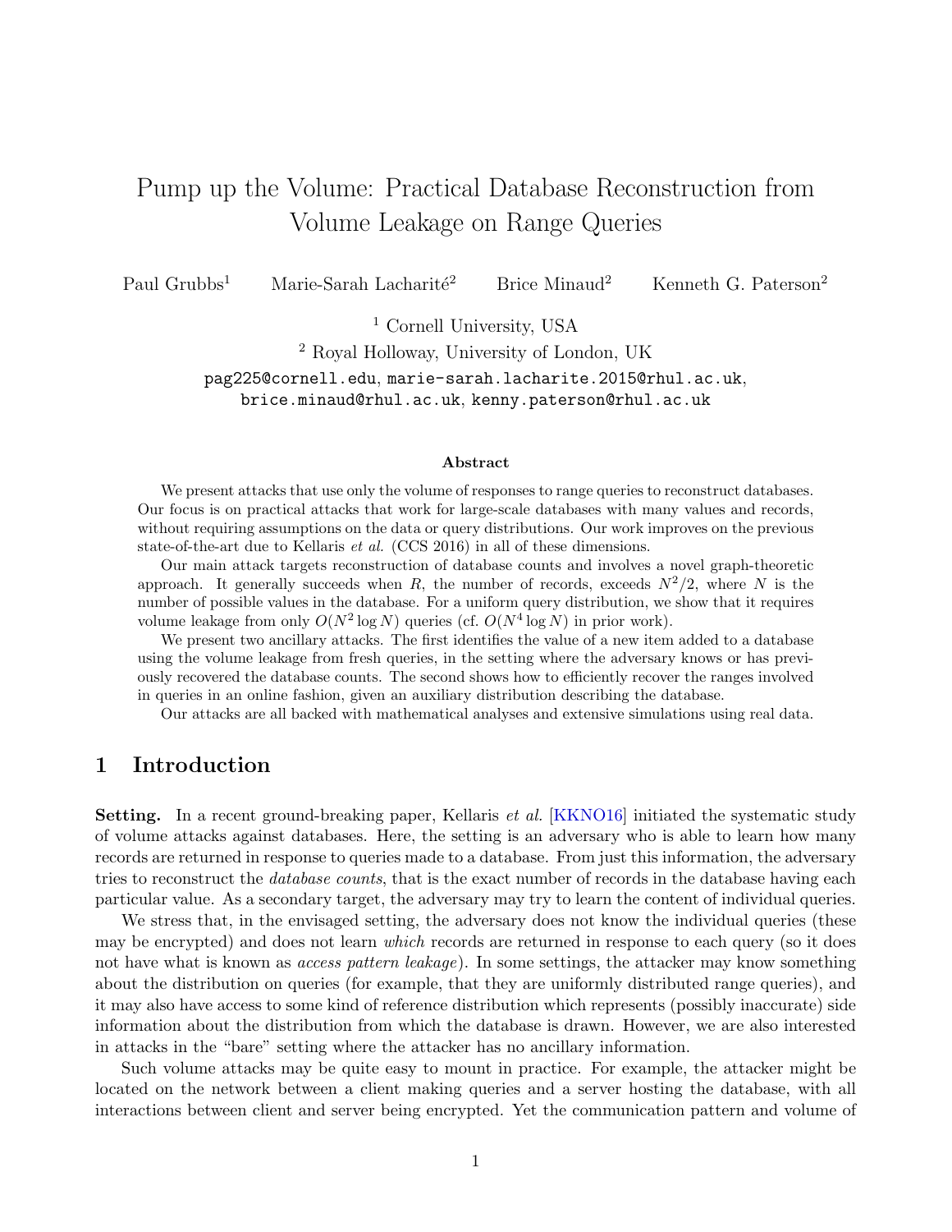# Pump up the Volume: Practical Database Reconstruction from Volume Leakage on Range Queries

Paul Grubbs[1] Marie-Sarah Lacharité[2] Brice Minaud[2] Kenneth G. Paterson[2]

[1] Cornell University, USA

[2] Royal Holloway, University of London, UK

pag225@cornell.edu, marie-sarah.lacharite.2015@rhul.ac.uk, brice.minaud@rhul.ac.uk, kenny.paterson@rhul.ac.uk

### Abstract

We present attacks that use only the volume of responses to range queries to reconstruct databases. Our focus is on practical attacks that work for large-scale databases with many values and records, without requiring assumptions on the data or query distributions. Our work improves on the previous state-of-the-art due to Kellaris *et al.* (CCS 2016) in all of these dimensions.

Our main attack targets reconstruction of database counts and involves a novel graph-theoretic approach. It generally succeeds when $R$, the number of records, exceeds $N^2/2$, where $N$ is the number of possible values in the database. For a uniform query distribution, we show that it requires volume leakage from only $O(N^2 \log N)$ queries (cf. $O(N^4 \log N)$ in prior work).

We present two ancillary attacks. The first identifies the value of a new item added to a database using the volume leakage from fresh queries, in the setting where the adversary knows or has previously recovered the database counts. The second shows how to efficiently recover the ranges involved in queries in an online fashion, given an auxiliary distribution describing the database.

Our attacks are all backed with mathematical analyses and extensive simulations using real data.

## 1 Introduction

**Setting.** In a recent ground-breaking paper, Kellaris *et al.* [KKNO16] initiated the systematic study of volume attacks against databases. Here, the setting is an adversary who is able to learn how many records are returned in response to queries made to a database. From just this information, the adversary tries to reconstruct the *database counts*, that is the exact number of records in the database having each particular value. As a secondary target, the adversary may try to learn the content of individual queries.

We stress that, in the envisaged setting, the adversary does not know the individual queries (these may be encrypted) and does not learn *which* records are returned in response to each query (so it does not have what is known as *access pattern leakage*). In some settings, the attacker may know something about the distribution on queries (for example, that they are uniformly distributed range queries), and it may also have access to some kind of reference distribution which represents (possibly inaccurate) side information about the distribution from which the database is drawn. However, we are also interested in attacks in the "bare" setting where the attacker has no ancillary information.

Such volume attacks may be quite easy to mount in practice. For example, the attacker might be located on the network between a client making queries and a server hosting the database, with all interactions between client and server being encrypted. Yet the communication pattern and volume of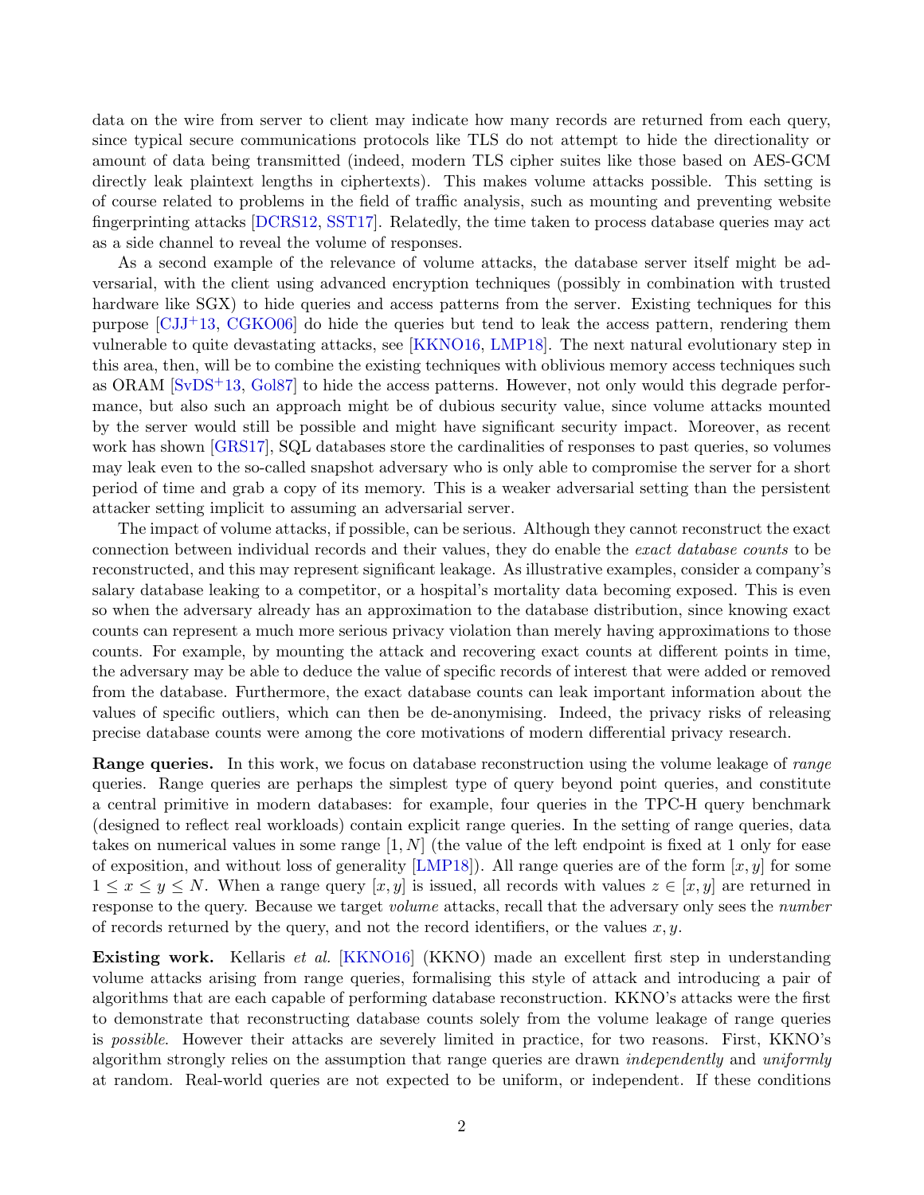data on the wire from server to client may indicate how many records are returned from each query, since typical secure communications protocols like TLS do not attempt to hide the directionality or amount of data being transmitted (indeed, modern TLS cipher suites like those based on AES-GCM directly leak plaintext lengths in ciphertexts). This makes volume attacks possible. This setting is of course related to problems in the field of traffic analysis, such as mounting and preventing website fingerprinting attacks [DCRS12, SST17]. Relatedly, the time taken to process database queries may act as a side channel to reveal the volume of responses.

As a second example of the relevance of volume attacks, the database server itself might be adversarial, with the client using advanced encryption techniques (possibly in combination with trusted hardware like SGX) to hide queries and access patterns from the server. Existing techniques for this purpose [CJJ+13, CGKO06] do hide the queries but tend to leak the access pattern, rendering them vulnerable to quite devastating attacks, see [KKNO16, LMP18]. The next natural evolutionary step in this area, then, will be to combine the existing techniques with oblivious memory access techniques such as ORAM [SvDS+13, Gol87] to hide the access patterns. However, not only would this degrade performance, but also such an approach might be of dubious security value, since volume attacks mounted by the server would still be possible and might have significant security impact. Moreover, as recent work has shown [GRS17], SQL databases store the cardinalities of responses to past queries, so volumes may leak even to the so-called snapshot adversary who is only able to compromise the server for a short period of time and grab a copy of its memory. This is a weaker adversarial setting than the persistent attacker setting implicit to assuming an adversarial server.

The impact of volume attacks, if possible, can be serious. Although they cannot reconstruct the exact connection between individual records and their values, they do enable the *exact database counts* to be reconstructed, and this may represent significant leakage. As illustrative examples, consider a company's salary database leaking to a competitor, or a hospital's mortality data becoming exposed. This is even so when the adversary already has an approximation to the database distribution, since knowing exact counts can represent a much more serious privacy violation than merely having approximations to those counts. For example, by mounting the attack and recovering exact counts at different points in time, the adversary may be able to deduce the value of specific records of interest that were added or removed from the database. Furthermore, the exact database counts can leak important information about the values of specific outliers, which can then be de-anonymising. Indeed, the privacy risks of releasing precise database counts were among the core motivations of modern differential privacy research.

**Range queries.** In this work, we focus on database reconstruction using the volume leakage of *range* queries. Range queries are perhaps the simplest type of query beyond point queries, and constitute a central primitive in modern databases: for example, four queries in the TPC-H query benchmark (designed to reflect real workloads) contain explicit range queries. In the setting of range queries, data takes on numerical values in some range $[1, N]$ (the value of the left endpoint is fixed at 1 only for ease of exposition, and without loss of generality [LMP18]). All range queries are of the form $[x, y]$ for some $1 \le x \le y \le N$. When a range query $[x, y]$ is issued, all records with values $z \in [x, y]$ are returned in response to the query. Because we target *volume* attacks, recall that the adversary only sees the *number* of records returned by the query, and not the record identifiers, or the values $x, y$.

**Existing work.** Kellaris *et al.* [KKNO16] (KKNO) made an excellent first step in understanding volume attacks arising from range queries, formalising this style of attack and introducing a pair of algorithms that are each capable of performing database reconstruction. KKNO's attacks were the first to demonstrate that reconstructing database counts solely from the volume leakage of range queries is *possible*. However their attacks are severely limited in practice, for two reasons. First, KKNO's algorithm strongly relies on the assumption that range queries are drawn *independently* and *uniformly* at random. Real-world queries are not expected to be uniform, or independent. If these conditions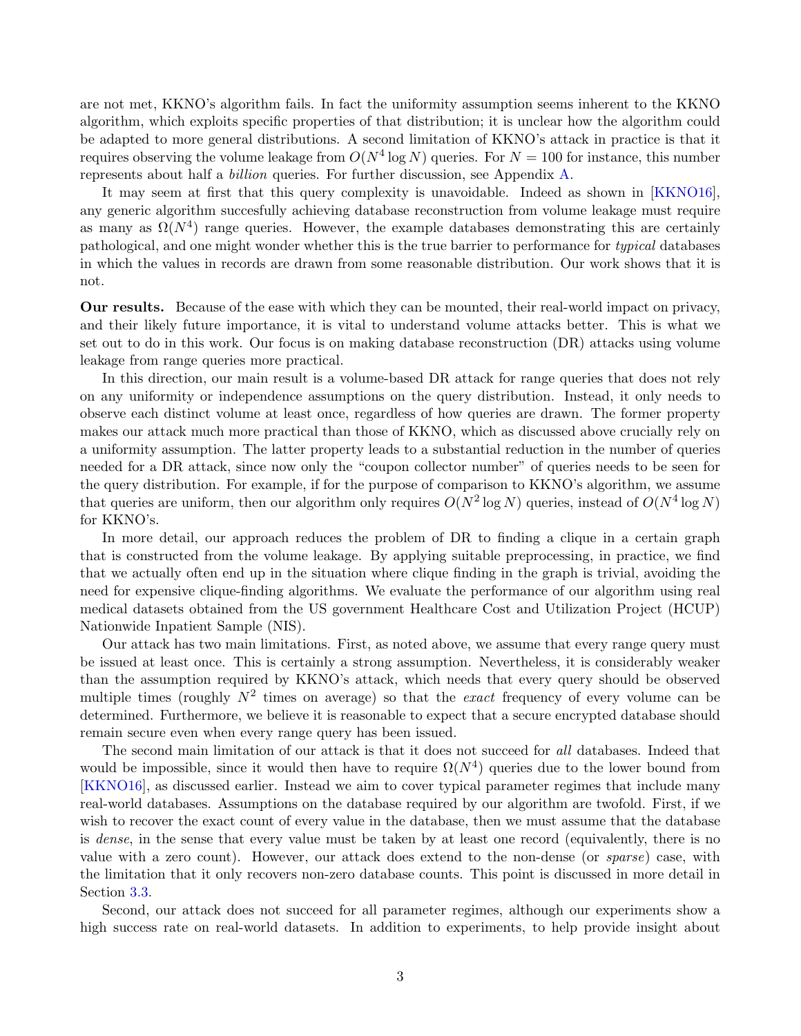are not met, KKNO's algorithm fails. In fact the uniformity assumption seems inherent to the KKNO algorithm, which exploits specific properties of that distribution; it is unclear how the algorithm could be adapted to more general distributions. A second limitation of KKNO's attack in practice is that it requires observing the volume leakage from $O(N^4 \log N)$ queries. For $N = 100$ for instance, this number represents about half a *billion* queries. For further discussion, see Appendix A.

It may seem at first that this query complexity is unavoidable. Indeed as shown in [KKNO16], any generic algorithm succesfully achieving database reconstruction from volume leakage must require as many as $\Omega(N^4)$ range queries. However, the example databases demonstrating this are certainly pathological, and one might wonder whether this is the true barrier to performance for *typical* databases in which the values in records are drawn from some reasonable distribution. Our work shows that it is not.

**Our results.** Because of the ease with which they can be mounted, their real-world impact on privacy, and their likely future importance, it is vital to understand volume attacks better. This is what we set out to do in this work. Our focus is on making database reconstruction (DR) attacks using volume leakage from range queries more practical.

In this direction, our main result is a volume-based DR attack for range queries that does not rely on any uniformity or independence assumptions on the query distribution. Instead, it only needs to observe each distinct volume at least once, regardless of how queries are drawn. The former property makes our attack much more practical than those of KKNO, which as discussed above crucially rely on a uniformity assumption. The latter property leads to a substantial reduction in the number of queries needed for a DR attack, since now only the "coupon collector number" of queries needs to be seen for the query distribution. For example, if for the purpose of comparison to KKNO's algorithm, we assume that queries are uniform, then our algorithm only requires $O(N^2 \log N)$ queries, instead of $O(N^4 \log N)$ for KKNO's.

In more detail, our approach reduces the problem of DR to finding a clique in a certain graph that is constructed from the volume leakage. By applying suitable preprocessing, in practice, we find that we actually often end up in the situation where clique finding in the graph is trivial, avoiding the need for expensive clique-finding algorithms. We evaluate the performance of our algorithm using real medical datasets obtained from the US government Healthcare Cost and Utilization Project (HCUP) Nationwide Inpatient Sample (NIS).

Our attack has two main limitations. First, as noted above, we assume that every range query must be issued at least once. This is certainly a strong assumption. Nevertheless, it is considerably weaker than the assumption required by KKNO's attack, which needs that every query should be observed multiple times (roughly $N^2$ times on average) so that the *exact* frequency of every volume can be determined. Furthermore, we believe it is reasonable to expect that a secure encrypted database should remain secure even when every range query has been issued.

The second main limitation of our attack is that it does not succeed for *all* databases. Indeed that would be impossible, since it would then have to require $\Omega(N^4)$ queries due to the lower bound from [KKNO16], as discussed earlier. Instead we aim to cover typical parameter regimes that include many real-world databases. Assumptions on the database required by our algorithm are twofold. First, if we wish to recover the exact count of every value in the database, then we must assume that the database is *dense*, in the sense that every value must be taken by at least one record (equivalently, there is no value with a zero count). However, our attack does extend to the non-dense (or *sparse*) case, with the limitation that it only recovers non-zero database counts. This point is discussed in more detail in Section 3.3.

Second, our attack does not succeed for all parameter regimes, although our experiments show a high success rate on real-world datasets. In addition to experiments, to help provide insight about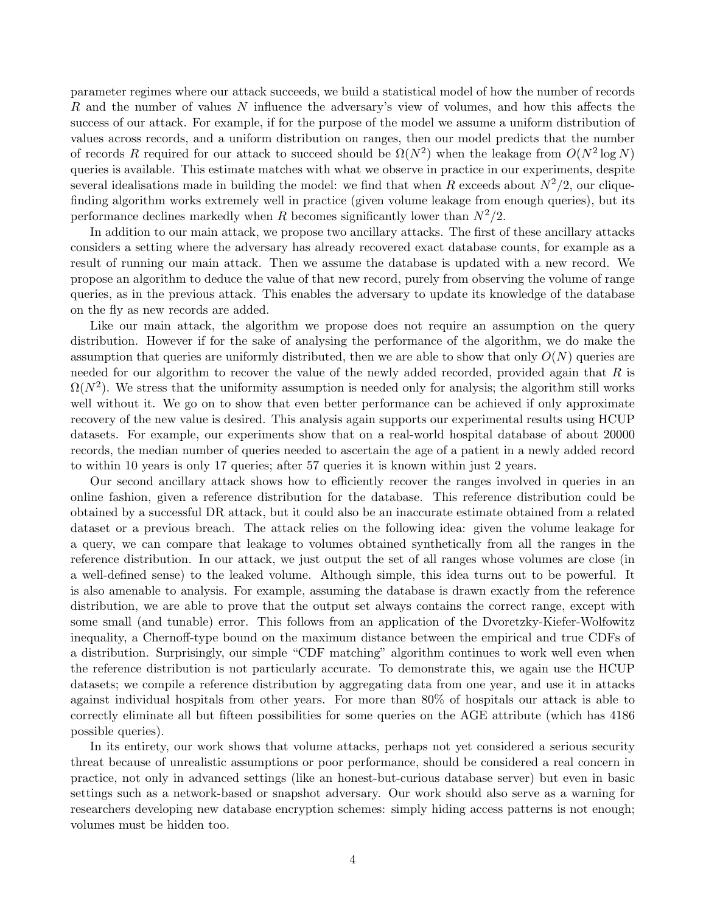parameter regimes where our attack succeeds, we build a statistical model of how the number of records $R$ and the number of values $N$ influence the adversary's view of volumes, and how this affects the success of our attack. For example, if for the purpose of the model we assume a uniform distribution of values across records, and a uniform distribution on ranges, then our model predicts that the number of records $R$ required for our attack to succeed should be $\Omega(N^2)$ when the leakage from $O(N^2 \log N)$ queries is available. This estimate matches with what we observe in practice in our experiments, despite several idealisations made in building the model: we find that when $R$ exceeds about $N^2/2$, our clique-finding algorithm works extremely well in practice (given volume leakage from enough queries), but its performance declines markedly when $R$ becomes significantly lower than $N^2/2$.

In addition to our main attack, we propose two ancillary attacks. The first of these ancillary attacks considers a setting where the adversary has already recovered exact database counts, for example as a result of running our main attack. Then we assume the database is updated with a new record. We propose an algorithm to deduce the value of that new record, purely from observing the volume of range queries, as in the previous attack. This enables the adversary to update its knowledge of the database on the fly as new records are added.

Like our main attack, the algorithm we propose does not require an assumption on the query distribution. However if for the sake of analysing the performance of the algorithm, we do make the assumption that queries are uniformly distributed, then we are able to show that only $O(N)$ queries are needed for our algorithm to recover the value of the newly added recorded, provided again that $R$ is $\Omega(N^2)$. We stress that the uniformity assumption is needed only for analysis; the algorithm still works well without it. We go on to show that even better performance can be achieved if only approximate recovery of the new value is desired. This analysis again supports our experimental results using HCUP datasets. For example, our experiments show that on a real-world hospital database of about 20000 records, the median number of queries needed to ascertain the age of a patient in a newly added record to within 10 years is only 17 queries; after 57 queries it is known within just 2 years.

Our second ancillary attack shows how to efficiently recover the ranges involved in queries in an online fashion, given a reference distribution for the database. This reference distribution could be obtained by a successful DR attack, but it could also be an inaccurate estimate obtained from a related dataset or a previous breach. The attack relies on the following idea: given the volume leakage for a query, we can compare that leakage to volumes obtained synthetically from all the ranges in the reference distribution. In our attack, we just output the set of all ranges whose volumes are close (in a well-defined sense) to the leaked volume. Although simple, this idea turns out to be powerful. It is also amenable to analysis. For example, assuming the database is drawn exactly from the reference distribution, we are able to prove that the output set always contains the correct range, except with some small (and tunable) error. This follows from an application of the Dvoretzky-Kiefer-Wolfowitz inequality, a Chernoff-type bound on the maximum distance between the empirical and true CDFs of a distribution. Surprisingly, our simple "CDF matching" algorithm continues to work well even when the reference distribution is not particularly accurate. To demonstrate this, we again use the HCUP datasets; we compile a reference distribution by aggregating data from one year, and use it in attacks against individual hospitals from other years. For more than 80% of hospitals our attack is able to correctly eliminate all but fifteen possibilities for some queries on the AGE attribute (which has 4186 possible queries).

In its entirety, our work shows that volume attacks, perhaps not yet considered a serious security threat because of unrealistic assumptions or poor performance, should be considered a real concern in practice, not only in advanced settings (like an honest-but-curious database server) but even in basic settings such as a network-based or snapshot adversary. Our work should also serve as a warning for researchers developing new database encryption schemes: simply hiding access patterns is not enough; volumes must be hidden too.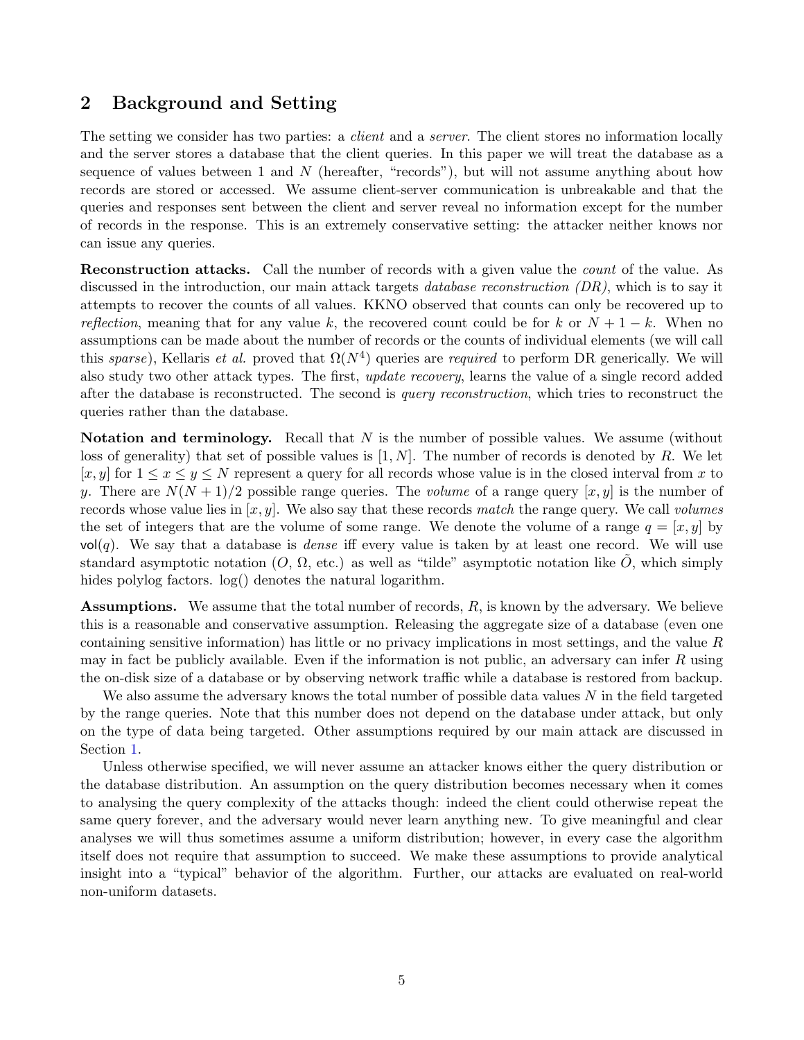## 2 Background and Setting

The setting we consider has two parties: a *client* and a *server*. The client stores no information locally and the server stores a database that the client queries. In this paper we will treat the database as a sequence of values between 1 and $N$ (hereafter, "records"), but will not assume anything about how records are stored or accessed. We assume client-server communication is unbreakable and that the queries and responses sent between the client and server reveal no information except for the number of records in the response. This is an extremely conservative setting: the attacker neither knows nor can issue any queries.

**Reconstruction attacks.** Call the number of records with a given value the *count* of the value. As discussed in the introduction, our main attack targets *database reconstruction (DR)*, which is to say it attempts to recover the counts of all values. KKNO observed that counts can only be recovered up to *reflection*, meaning that for any value $k$, the recovered count could be for $k$ or $N + 1 - k$. When no assumptions can be made about the number of records or the counts of individual elements (we will call this *sparse*), Kellaris *et al.* proved that $\Omega(N^4)$ queries are *required* to perform DR generically. We will also study two other attack types. The first, *update recovery*, learns the value of a single record added after the database is reconstructed. The second is *query reconstruction*, which tries to reconstruct the queries rather than the database.

**Notation and terminology.** Recall that $N$ is the number of possible values. We assume (without loss of generality) that set of possible values is $[1, N]$. The number of records is denoted by $R$. We let $[x, y]$ for $1 \leq x \leq y \leq N$ represent a query for all records whose value is in the closed interval from $x$ to $y$. There are $N(N + 1)/2$ possible range queries. The *volume* of a range query $[x, y]$ is the number of records whose value lies in $[x, y]$. We also say that these records *match* the range query. We call *volumes* the set of integers that are the volume of some range. We denote the volume of a range $q = [x, y]$ by $\mathsf{vol}(q)$. We say that a database is *dense* iff every value is taken by at least one record. We will use standard asymptotic notation ($O$, $\Omega$, etc.) as well as "tilde" asymptotic notation like $\tilde{O}$, which simply hides polylog factors. log() denotes the natural logarithm.

**Assumptions.** We assume that the total number of records, $R$, is known by the adversary. We believe this is a reasonable and conservative assumption. Releasing the aggregate size of a database (even one containing sensitive information) has little or no privacy implications in most settings, and the value $R$ may in fact be publicly available. Even if the information is not public, an adversary can infer $R$ using the on-disk size of a database or by observing network traffic while a database is restored from backup.

We also assume the adversary knows the total number of possible data values $N$ in the field targeted by the range queries. Note that this number does not depend on the database under attack, but only on the type of data being targeted. Other assumptions required by our main attack are discussed in Section 1.

Unless otherwise specified, we will never assume an attacker knows either the query distribution or the database distribution. An assumption on the query distribution becomes necessary when it comes to analysing the query complexity of the attacks though: indeed the client could otherwise repeat the same query forever, and the adversary would never learn anything new. To give meaningful and clear analyses we will thus sometimes assume a uniform distribution; however, in every case the algorithm itself does not require that assumption to succeed. We make these assumptions to provide analytical insight into a "typical" behavior of the algorithm. Further, our attacks are evaluated on real-world non-uniform datasets.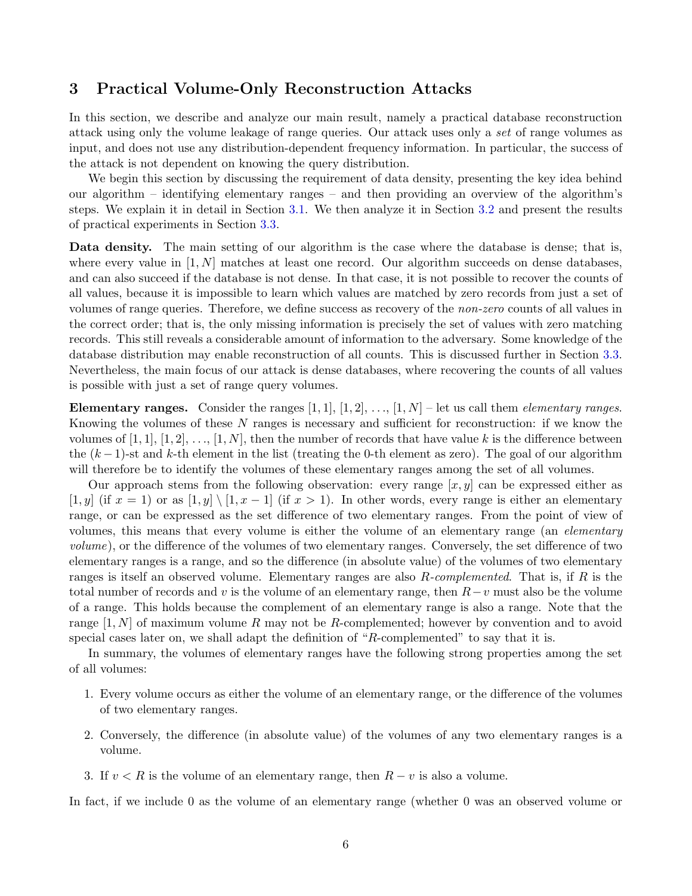## 3 Practical Volume-Only Reconstruction Attacks

In this section, we describe and analyze our main result, namely a practical database reconstruction attack using only the volume leakage of range queries. Our attack uses only a *set* of range volumes as input, and does not use any distribution-dependent frequency information. In particular, the success of the attack is not dependent on knowing the query distribution.

We begin this section by discussing the requirement of data density, presenting the key idea behind our algorithm – identifying elementary ranges – and then providing an overview of the algorithm's steps. We explain it in detail in Section 3.1. We then analyze it in Section 3.2 and present the results of practical experiments in Section 3.3.

**Data density.** The main setting of our algorithm is the case where the database is dense; that is, where every value in $[1, N]$ matches at least one record. Our algorithm succeeds on dense databases, and can also succeed if the database is not dense. In that case, it is not possible to recover the counts of all values, because it is impossible to learn which values are matched by zero records from just a set of volumes of range queries. Therefore, we define success as recovery of the *non-zero* counts of all values in the correct order; that is, the only missing information is precisely the set of values with zero matching records. This still reveals a considerable amount of information to the adversary. Some knowledge of the database distribution may enable reconstruction of all counts. This is discussed further in Section 3.3. Nevertheless, the main focus of our attack is dense databases, where recovering the counts of all values is possible with just a set of range query volumes.

**Elementary ranges.** Consider the ranges $[1, 1]$, $[1, 2]$, …, $[1, N]$ – let us call them *elementary ranges*. Knowing the volumes of these $N$ ranges is necessary and sufficient for reconstruction: if we know the volumes of $[1, 1]$, $[1, 2]$, …, $[1, N]$, then the number of records that have value $k$ is the difference between the $(k-1)$-st and $k$-th element in the list (treating the 0-th element as zero). The goal of our algorithm will therefore be to identify the volumes of these elementary ranges among the set of all volumes.

Our approach stems from the following observation: every range $[x, y]$ can be expressed either as $[1, y]$ (if $x = 1$) or as $[1, y] \setminus [1, x-1]$ (if $x > 1$). In other words, every range is either an elementary range, or can be expressed as the set difference of two elementary ranges. From the point of view of volumes, this means that every volume is either the volume of an elementary range (an *elementary volume*), or the difference of the volumes of two elementary ranges. Conversely, the set difference of two elementary ranges is a range, and so the difference (in absolute value) of the volumes of two elementary ranges is itself an observed volume. Elementary ranges are also *R-complemented*. That is, if $R$ is the total number of records and $v$ is the volume of an elementary range, then $R - v$ must also be the volume of a range. This holds because the complement of an elementary range is also a range. Note that the range $[1, N]$ of maximum volume $R$ may not be $R$-complemented; however by convention and to avoid special cases later on, we shall adapt the definition of "$R$-complemented" to say that it is.

In summary, the volumes of elementary ranges have the following strong properties among the set of all volumes:

1. Every volume occurs as either the volume of an elementary range, or the difference of the volumes of two elementary ranges.
2. Conversely, the difference (in absolute value) of the volumes of any two elementary ranges is a volume.
3. If $v < R$ is the volume of an elementary range, then $R - v$ is also a volume.

In fact, if we include 0 as the volume of an elementary range (whether 0 was an observed volume or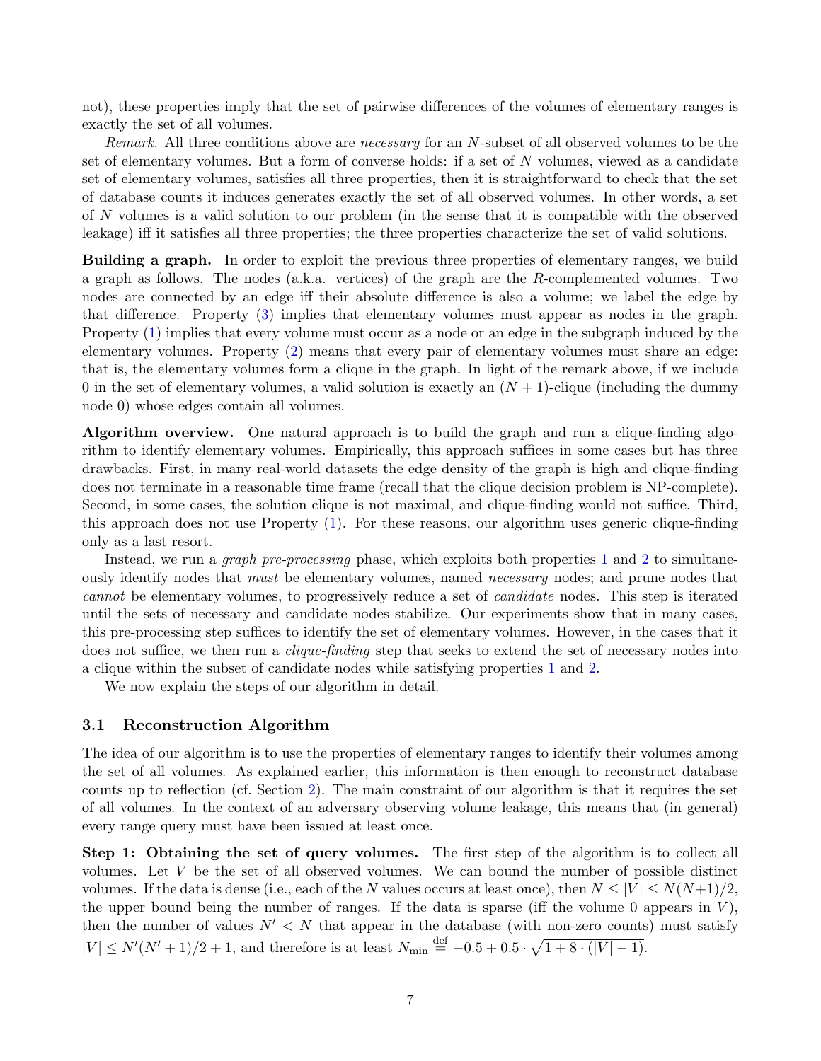not), these properties imply that the set of pairwise differences of the volumes of elementary ranges is exactly the set of all volumes.

*Remark.* All three conditions above are *necessary* for an $N$-subset of all observed volumes to be the set of elementary volumes. But a form of converse holds: if a set of $N$ volumes, viewed as a candidate set of elementary volumes, satisfies all three properties, then it is straightforward to check that the set of database counts it induces generates exactly the set of all observed volumes. In other words, a set of $N$ volumes is a valid solution to our problem (in the sense that it is compatible with the observed leakage) iff it satisfies all three properties; the three properties characterize the set of valid solutions.

**Building a graph.** In order to exploit the previous three properties of elementary ranges, we build a graph as follows. The nodes (a.k.a. vertices) of the graph are the $R$-complemented volumes. Two nodes are connected by an edge iff their absolute difference is also a volume; we label the edge by that difference. Property (3) implies that elementary volumes must appear as nodes in the graph. Property (1) implies that every volume must occur as a node or an edge in the subgraph induced by the elementary volumes. Property (2) means that every pair of elementary volumes must share an edge: that is, the elementary volumes form a clique in the graph. In light of the remark above, if we include 0 in the set of elementary volumes, a valid solution is exactly an $(N+1)$-clique (including the dummy node 0) whose edges contain all volumes.

**Algorithm overview.** One natural approach is to build the graph and run a clique-finding algorithm to identify elementary volumes. Empirically, this approach suffices in some cases but has three drawbacks. First, in many real-world datasets the edge density of the graph is high and clique-finding does not terminate in a reasonable time frame (recall that the clique decision problem is NP-complete). Second, in some cases, the solution clique is not maximal, and clique-finding would not suffice. Third, this approach does not use Property (1). For these reasons, our algorithm uses generic clique-finding only as a last resort.

Instead, we run a *graph pre-processing* phase, which exploits both properties 1 and 2 to simultaneously identify nodes that *must* be elementary volumes, named *necessary* nodes; and prune nodes that *cannot* be elementary volumes, to progressively reduce a set of *candidate* nodes. This step is iterated until the sets of necessary and candidate nodes stabilize. Our experiments show that in many cases, this pre-processing step suffices to identify the set of elementary volumes. However, in the cases that it does not suffice, we then run a *clique-finding* step that seeks to extend the set of necessary nodes into a clique within the subset of candidate nodes while satisfying properties 1 and 2.

We now explain the steps of our algorithm in detail.

### 3.1 Reconstruction Algorithm

The idea of our algorithm is to use the properties of elementary ranges to identify their volumes among the set of all volumes. As explained earlier, this information is then enough to reconstruct database counts up to reflection (cf. Section 2). The main constraint of our algorithm is that it requires the set of all volumes. In the context of an adversary observing volume leakage, this means that (in general) every range query must have been issued at least once.

**Step 1: Obtaining the set of query volumes.** The first step of the algorithm is to collect all volumes. Let $V$ be the set of all observed volumes. We can bound the number of possible distinct volumes. If the data is dense (i.e., each of the $N$ values occurs at least once), then $N \leq |V| \leq N(N+1)/2$, the upper bound being the number of ranges. If the data is sparse (iff the volume 0 appears in $V$), then the number of values $N' < N$ that appear in the database (with non-zero counts) must satisfy $|V| \leq N'(N'+1)/2 + 1$, and therefore is at least $N_{\min} \stackrel{\text{def}}{=} -0.5 + 0.5 \cdot \sqrt{1 + 8 \cdot (|V| - 1)}$.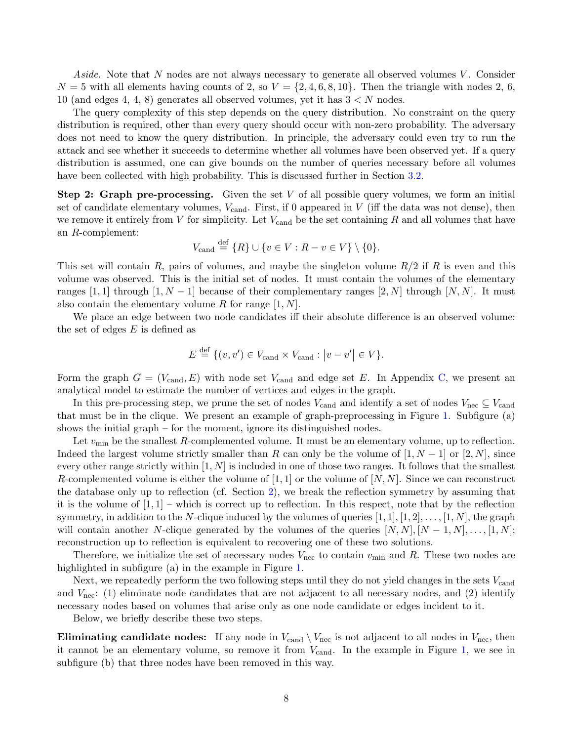*Aside.* Note that $N$ nodes are not always necessary to generate all observed volumes $V$. Consider $N = 5$ with all elements having counts of 2, so $V = \{2, 4, 6, 8, 10\}$. Then the triangle with nodes 2, 6, 10 (and edges 4, 4, 8) generates all observed volumes, yet it has $3 < N$ nodes.

The query complexity of this step depends on the query distribution. No constraint on the query distribution is required, other than every query should occur with non-zero probability. The adversary does not need to know the query distribution. In principle, the adversary could even try to run the attack and see whether it succeeds to determine whether all volumes have been observed yet. If a query distribution is assumed, one can give bounds on the number of queries necessary before all volumes have been collected with high probability. This is discussed further in Section 3.2.

**Step 2: Graph pre-processing.** Given the set $V$ of all possible query volumes, we form an initial set of candidate elementary volumes, $V_{\text{cand}}$. First, if 0 appeared in $V$ (iff the data was not dense), then we remove it entirely from $V$ for simplicity. Let $V_{\text{cand}}$ be the set containing $R$ and all volumes that have an $R$-complement:

$$V_{\text{cand}} \stackrel{\text{def}}{=} \{R\} \cup \{v \in V : R - v \in V\} \setminus \{0\}.$$

This set will contain $R$, pairs of volumes, and maybe the singleton volume $R/2$ if $R$ is even and this volume was observed. This is the initial set of nodes. It must contain the volumes of the elementary ranges $[1, 1]$ through $[1, N - 1]$ because of their complementary ranges $[2, N]$ through $[N, N]$. It must also contain the elementary volume $R$ for range $[1, N]$.

We place an edge between two node candidates iff their absolute difference is an observed volume: the set of edges $E$ is defined as

$$E \stackrel{\text{def}}{=} \{(v, v') \in V_{\text{cand}} \times V_{\text{cand}} : |v - v'| \in V\}.$$

Form the graph $G = (V_{\text{cand}}, E)$ with node set $V_{\text{cand}}$ and edge set $E$. In Appendix C, we present an analytical model to estimate the number of vertices and edges in the graph.

In this pre-processing step, we prune the set of nodes $V_{\text{cand}}$ and identify a set of nodes $V_{\text{nec}} \subseteq V_{\text{cand}}$ that must be in the clique. We present an example of graph-preprocessing in Figure 1. Subfigure (a) shows the initial graph – for the moment, ignore its distinguished nodes.

Let $v_{\min}$ be the smallest $R$-complemented volume. It must be an elementary volume, up to reflection. Indeed the largest volume strictly smaller than $R$ can only be the volume of $[1, N - 1]$ or $[2, N]$, since every other range strictly within $[1, N]$ is included in one of those two ranges. It follows that the smallest $R$-complemented volume is either the volume of $[1, 1]$ or the volume of $[N, N]$. Since we can reconstruct the database only up to reflection (cf. Section 2), we break the reflection symmetry by assuming that it is the volume of $[1, 1]$ – which is correct up to reflection. In this respect, note that by the reflection symmetry, in addition to the $N$-clique induced by the volumes of queries $[1, 1], [1, 2], \ldots, [1, N]$, the graph will contain another $N$-clique generated by the volumes of the queries $[N, N], [N - 1, N], \ldots, [1, N]$; reconstruction up to reflection is equivalent to recovering one of these two solutions.

Therefore, we initialize the set of necessary nodes $V_{\text{nec}}$ to contain $v_{\min}$ and $R$. These two nodes are highlighted in subfigure (a) in the example in Figure 1.

Next, we repeatedly perform the two following steps until they do not yield changes in the sets $V_{\text{cand}}$ and $V_{\text{nec}}$: (1) eliminate node candidates that are not adjacent to all necessary nodes, and (2) identify necessary nodes based on volumes that arise only as one node candidate or edges incident to it.

Below, we briefly describe these two steps.

**Eliminating candidate nodes:** If any node in $V_{\text{cand}} \setminus V_{\text{nec}}$ is not adjacent to all nodes in $V_{\text{nec}}$, then it cannot be an elementary volume, so remove it from $V_{\text{cand}}$. In the example in Figure 1, we see in subfigure (b) that three nodes have been removed in this way.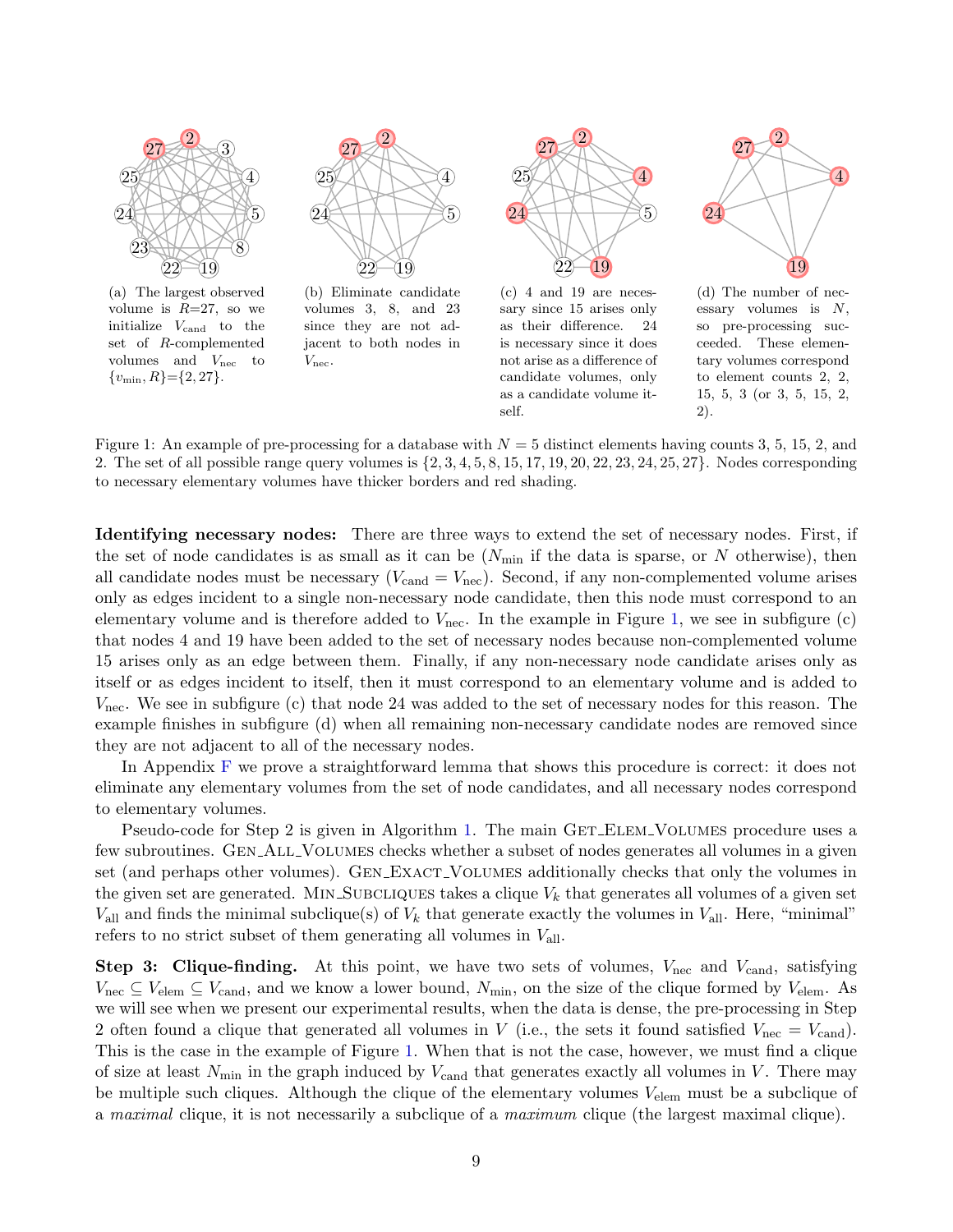(a) The largest observed volume is $R$=27, so we initialize $V_{\text{cand}}$ to the set of $R$-complemented volumes and $V_{\text{nec}}$ to $\{v_{\min}, R\}$=$\{2, 27\}$.

(b) Eliminate candidate volumes 3, 8, and 23 since they are not adjacent to both nodes in $V_{\text{nec}}$.

(c) 4 and 19 are necessary since 15 arises only as their difference. 24 is necessary since it does not arise as a difference of candidate volumes, only as a candidate volume itself.

(d) The number of necessary volumes is $N$, so pre-processing succeeded. These elementary volumes correspond to element counts 2, 2, 15, 5, 3 (or 3, 5, 15, 2, 2).

Figure 1: An example of pre-processing for a database with $N = 5$ distinct elements having counts 3, 5, 15, 2, and 2. The set of all possible range query volumes is $\{2, 3, 4, 5, 8, 15, 17, 19, 20, 22, 23, 24, 25, 27\}$. Nodes corresponding to necessary elementary volumes have thicker borders and red shading.

**Identifying necessary nodes:** There are three ways to extend the set of necessary nodes. First, if the set of node candidates is as small as it can be ($N_{\min}$ if the data is sparse, or $N$ otherwise), then all candidate nodes must be necessary ($V_{\text{cand}} = V_{\text{nec}}$). Second, if any non-complemented volume arises only as edges incident to a single non-necessary node candidate, then this node must correspond to an elementary volume and is therefore added to $V_{\text{nec}}$. In the example in Figure 1, we see in subfigure (c) that nodes 4 and 19 have been added to the set of necessary nodes because non-complemented volume 15 arises only as an edge between them. Finally, if any non-necessary node candidate arises only as itself or as edges incident to itself, then it must correspond to an elementary volume and is added to $V_{\text{nec}}$. We see in subfigure (c) that node 24 was added to the set of necessary nodes for this reason. The example finishes in subfigure (d) when all remaining non-necessary candidate nodes are removed since they are not adjacent to all of the necessary nodes.

In Appendix F we prove a straightforward lemma that shows this procedure is correct: it does not eliminate any elementary volumes from the set of node candidates, and all necessary nodes correspond to elementary volumes.

Pseudo-code for Step 2 is given in Algorithm 1. The main GET_ELEM_VOLUMES procedure uses a few subroutines. GEN_ALL_VOLUMES checks whether a subset of nodes generates all volumes in a given set (and perhaps other volumes). GEN_EXACT_VOLUMES additionally checks that only the volumes in the given set are generated. MIN_SUBCLIQUES takes a clique $V_k$ that generates all volumes of a given set $V_{\text{all}}$ and finds the minimal subclique(s) of $V_k$ that generate exactly the volumes in $V_{\text{all}}$. Here, "minimal" refers to no strict subset of them generating all volumes in $V_{\text{all}}$.

**Step 3: Clique-finding.** At this point, we have two sets of volumes, $V_{\text{nec}}$ and $V_{\text{cand}}$, satisfying $V_{\text{nec}} \subseteq V_{\text{elem}} \subseteq V_{\text{cand}}$, and we know a lower bound, $N_{\min}$, on the size of the clique formed by $V_{\text{elem}}$. As we will see when we present our experimental results, when the data is dense, the pre-processing in Step 2 often found a clique that generated all volumes in $V$ (i.e., the sets it found satisfied $V_{\text{nec}} = V_{\text{cand}}$). This is the case in the example of Figure 1. When that is not the case, however, we must find a clique of size at least $N_{\min}$ in the graph induced by $V_{\text{cand}}$ that generates exactly all volumes in $V$. There may be multiple such cliques. Although the clique of the elementary volumes $V_{\text{elem}}$ must be a subclique of a *maximal* clique, it is not necessarily a subclique of a *maximum* clique (the largest maximal clique).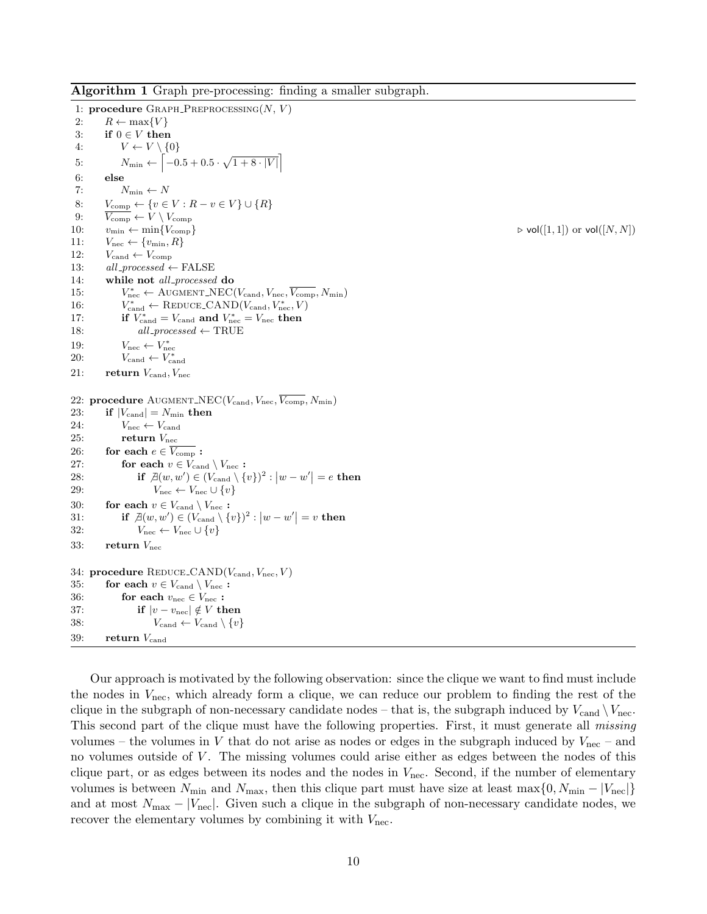**Algorithm 1** Graph pre-processing: finding a smaller subgraph.

```
 1: procedure GRAPH_PREPROCESSING(N, V)
 2:     R ← max{V}
 3:     if 0 ∈ V then
 4:         V ← V \ {0}
 5:         N_min ← ⌈−0.5 + 0.5 · √(1 + 8 · |V|)⌉
 6:     else
 7:         N_min ← N
 8:     V_comp ← {v ∈ V : R − v ∈ V} ∪ {R}
 9:     V̄_comp ← V \ V_comp
10:     v_min ← min{V_comp}                          ▷ vol([1, 1]) or vol([N, N])
11:     V_nec ← {v_min, R}
12:     V_cand ← V_comp
13:     all_processed ← FALSE
14:     while not all_processed do
15:         V*_nec ← AUGMENT_NEC(V_cand, V_nec, V̄_comp, N_min)
16:         V*_cand ← REDUCE_CAND(V_cand, V*_nec, V)
17:         if V*_cand = V_cand and V*_nec = V_nec then
18:             all_processed ← TRUE
19:         V_nec ← V*_nec
20:         V_cand ← V*_cand
21:     return V_cand, V_nec

22: procedure AUGMENT_NEC(V_cand, V_nec, V̄_comp, N_min)
23:     if |V_cand| = N_min then
24:         V_nec ← V_cand
25:         return V_nec
26:     for each e ∈ V̄_comp :
27:         for each v ∈ V_cand \ V_nec :
28:             if ∄(w, w') ∈ (V_cand \ {v})² : |w − w'| = e then
29:                 V_nec ← V_nec ∪ {v}
30:     for each v ∈ V_cand \ V_nec :
31:         if ∄(w, w') ∈ (V_cand \ {v})² : |w − w'| = v then
32:             V_nec ← V_nec ∪ {v}
33:     return V_nec

34: procedure REDUCE_CAND(V_cand, V_nec, V)
35:     for each v ∈ V_cand \ V_nec :
36:         for each v_nec ∈ V_nec :
37:             if |v − v_nec| ∉ V then
38:                 V_cand ← V_cand \ {v}
39:     return V_cand
```

Our approach is motivated by the following observation: since the clique we want to find must include the nodes in $V_{\text{nec}}$, which already form a clique, we can reduce our problem to finding the rest of the clique in the subgraph of non-necessary candidate nodes – that is, the subgraph induced by $V_{\text{cand}} \setminus V_{\text{nec}}$. This second part of the clique must have the following properties. First, it must generate all *missing* volumes – the volumes in $V$ that do not arise as nodes or edges in the subgraph induced by $V_{\text{nec}}$ – and no volumes outside of $V$. The missing volumes could arise either as edges between the nodes of this clique part, or as edges between its nodes and the nodes in $V_{\text{nec}}$. Second, if the number of elementary volumes is between $N_{\min}$ and $N_{\max}$, then this clique part must have size at least $\max\{0, N_{\min} - |V_{\text{nec}}|\}$ and at most $N_{\max} - |V_{\text{nec}}|$. Given such a clique in the subgraph of non-necessary candidate nodes, we recover the elementary volumes by combining it with $V_{\text{nec}}$.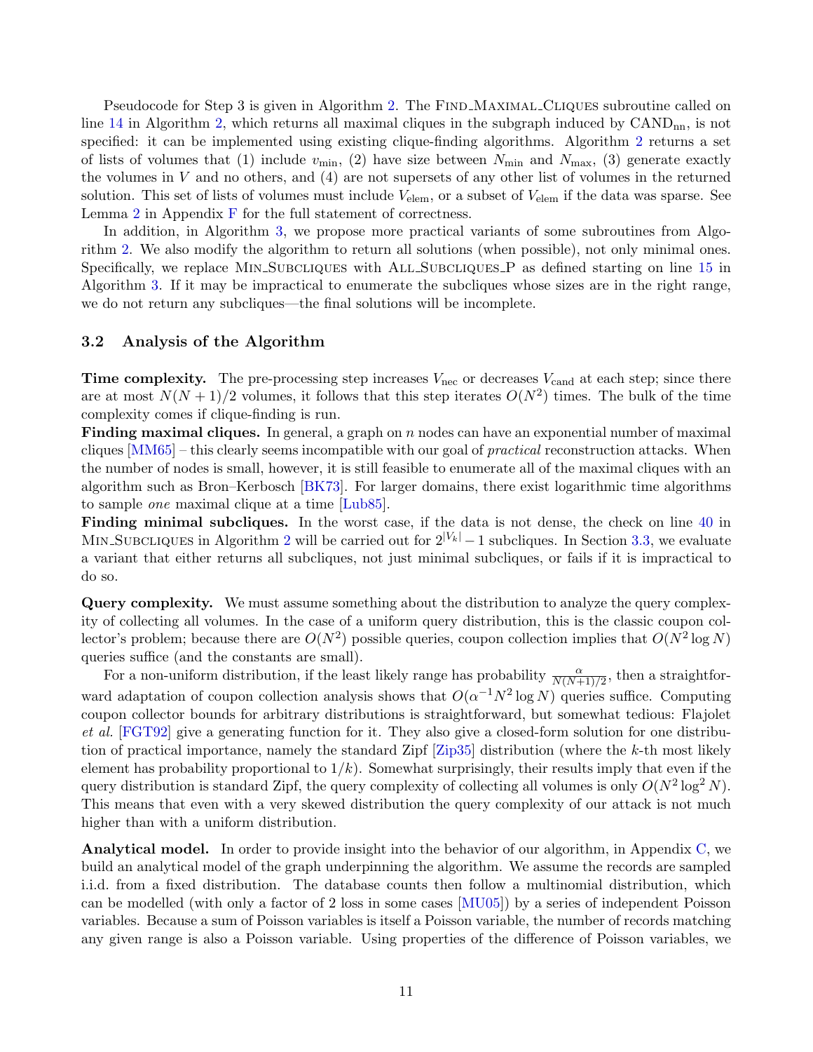Pseudocode for Step 3 is given in Algorithm 2. The FIND_MAXIMAL_CLIQUES subroutine called on line 14 in Algorithm 2, which returns all maximal cliques in the subgraph induced by $\text{CAND}_{\text{nn}}$, is not specified: it can be implemented using existing clique-finding algorithms. Algorithm 2 returns a set of lists of volumes that (1) include $v_{\min}$, (2) have size between $N_{\min}$ and $N_{\max}$, (3) generate exactly the volumes in $V$ and no others, and (4) are not supersets of any other list of volumes in the returned solution. This set of lists of volumes must include $V_{\text{elem}}$, or a subset of $V_{\text{elem}}$ if the data was sparse. See Lemma 2 in Appendix F for the full statement of correctness.

In addition, in Algorithm 3, we propose more practical variants of some subroutines from Algorithm 2. We also modify the algorithm to return all solutions (when possible), not only minimal ones. Specifically, we replace MIN_SUBCLIQUES with ALL_SUBCLIQUES_P as defined starting on line 15 in Algorithm 3. If it may be impractical to enumerate the subcliques whose sizes are in the right range, we do not return any subcliques—the final solutions will be incomplete.

### 3.2 Analysis of the Algorithm

**Time complexity.** The pre-processing step increases $V_{\text{nec}}$ or decreases $V_{\text{cand}}$ at each step; since there are at most $N(N+1)/2$ volumes, it follows that this step iterates $O(N^2)$ times. The bulk of the time complexity comes if clique-finding is run.

**Finding maximal cliques.** In general, a graph on $n$ nodes can have an exponential number of maximal cliques [MM65] – this clearly seems incompatible with our goal of *practical* reconstruction attacks. When the number of nodes is small, however, it is still feasible to enumerate all of the maximal cliques with an algorithm such as Bron–Kerbosch [BK73]. For larger domains, there exist logarithmic time algorithms to sample *one* maximal clique at a time [Lub85].

**Finding minimal subcliques.** In the worst case, if the data is not dense, the check on line 40 in MIN_SUBCLIQUES in Algorithm 2 will be carried out for $2^{|V_k|} - 1$ subcliques. In Section 3.3, we evaluate a variant that either returns all subcliques, not just minimal subcliques, or fails if it is impractical to do so.

**Query complexity.** We must assume something about the distribution to analyze the query complexity of collecting all volumes. In the case of a uniform query distribution, this is the classic coupon collector's problem; because there are $O(N^2)$ possible queries, coupon collection implies that $O(N^2 \log N)$ queries suffice (and the constants are small).

For a non-uniform distribution, if the least likely range has probability $\frac{\alpha}{N(N+1)/2}$, then a straightforward adaptation of coupon collection analysis shows that $O(\alpha^{-1} N^2 \log N)$ queries suffice. Computing coupon collector bounds for arbitrary distributions is straightforward, but somewhat tedious: Flajolet *et al.* [FGT92] give a generating function for it. They also give a closed-form solution for one distribution of practical importance, namely the standard Zipf [Zip35] distribution (where the $k$-th most likely element has probability proportional to $1/k$). Somewhat surprisingly, their results imply that even if the query distribution is standard Zipf, the query complexity of collecting all volumes is only $O(N^2 \log^2 N)$. This means that even with a very skewed distribution the query complexity of our attack is not much higher than with a uniform distribution.

**Analytical model.** In order to provide insight into the behavior of our algorithm, in Appendix C, we build an analytical model of the graph underpinning the algorithm. We assume the records are sampled i.i.d. from a fixed distribution. The database counts then follow a multinomial distribution, which can be modelled (with only a factor of 2 loss in some cases [MU05]) by a series of independent Poisson variables. Because a sum of Poisson variables is itself a Poisson variable, the number of records matching any given range is also a Poisson variable. Using properties of the difference of Poisson variables, we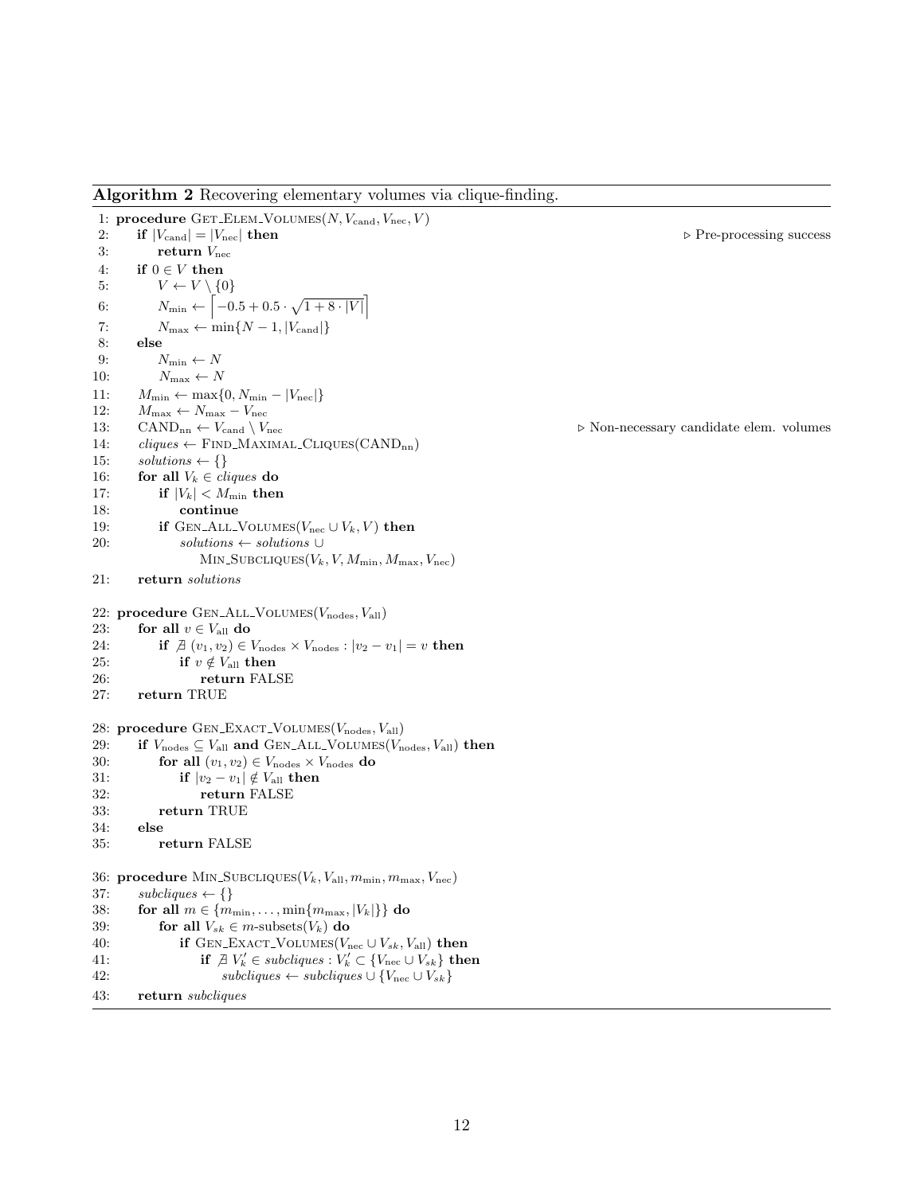**Algorithm 2** Recovering elementary volumes via clique-finding.

```
1:  procedure GET_ELEM_VOLUMES(N, V_cand, V_nec, V)
2:      if |V_cand| = |V_nec| then                                    ▷ Pre-processing success
3:          return V_nec
4:      if 0 ∈ V then
5:          V ← V \ {0}
6:          N_min ← ⌈−0.5 + 0.5 · √(1 + 8 · |V|)⌉
7:          N_max ← min{N − 1, |V_cand|}
8:      else
9:          N_min ← N
10:         N_max ← N
11:     M_min ← max{0, N_min − |V_nec|}
12:     M_max ← N_max − V_nec
13:     CAND_nn ← V_cand \ V_nec                          ▷ Non-necessary candidate elem. volumes
14:     cliques ← FIND_MAXIMAL_CLIQUES(CAND_nn)
15:     solutions ← {}
16:     for all V_k ∈ cliques do
17:         if |V_k| < M_min then
18:             continue
19:         if GEN_ALL_VOLUMES(V_nec ∪ V_k, V) then
20:             solutions ← solutions ∪
                    MIN_SUBCLIQUES(V_k, V, M_min, M_max, V_nec)
21:     return solutions

22: procedure GEN_ALL_VOLUMES(V_nodes, V_all)
23:     for all v ∈ V_all do
24:         if ∄ (v_1, v_2) ∈ V_nodes × V_nodes : |v_2 − v_1| = v then
25:             if v ∉ V_all then
26:                 return FALSE
27:     return TRUE

28: procedure GEN_EXACT_VOLUMES(V_nodes, V_all)
29:     if V_nodes ⊆ V_all and GEN_ALL_VOLUMES(V_nodes, V_all) then
30:         for all (v_1, v_2) ∈ V_nodes × V_nodes do
31:             if |v_2 − v_1| ∉ V_all then
32:                 return FALSE
33:         return TRUE
34:     else
35:         return FALSE

36: procedure MIN_SUBCLIQUES(V_k, V_all, m_min, m_max, V_nec)
37:     subcliques ← {}
38:     for all m ∈ {m_min, ..., min{m_max, |V_k|}} do
39:         for all V_sk ∈ m-subsets(V_k) do
40:             if GEN_EXACT_VOLUMES(V_nec ∪ V_sk, V_all) then
41:                 if ∄ V'_k ∈ subcliques : V'_k ⊂ {V_nec ∪ V_sk} then
42:                     subcliques ← subcliques ∪ {V_nec ∪ V_sk}
43:     return subcliques
```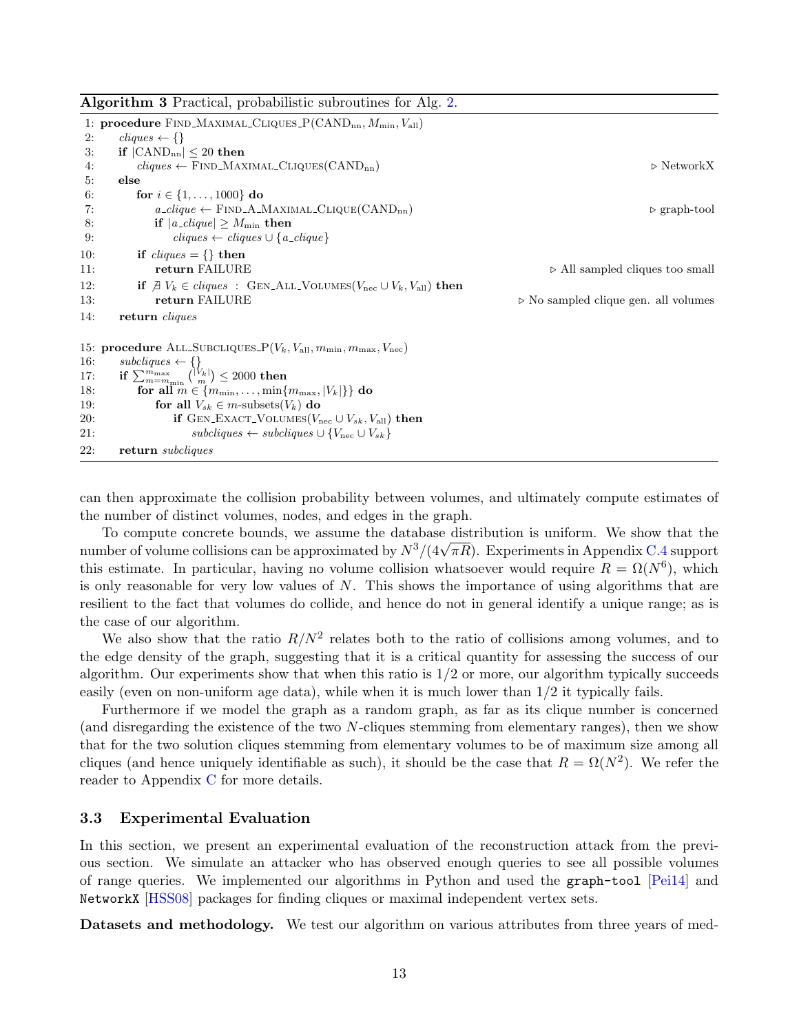**Algorithm 3** Practical, probabilistic subroutines for Alg. 2.

```
 1: procedure FIND_MAXIMAL_CLIQUES_P(CAND_nn, M_min, V_all)
 2:     cliques ← {}
 3:     if |CAND_nn| ≤ 20 then
 4:         cliques ← FIND_MAXIMAL_CLIQUES(CAND_nn)                          ▷ NetworkX
 5:     else
 6:         for i ∈ {1, . . . , 1000} do
 7:             a_clique ← FIND_A_MAXIMAL_CLIQUE(CAND_nn)                    ▷ graph-tool
 8:             if |a_clique| ≥ M_min then
 9:                 cliques ← cliques ∪ {a_clique}
10:         if cliques = {} then
11:             return FAILURE                                  ▷ All sampled cliques too small
12:         if ∄ V_k ∈ cliques : GEN_ALL_VOLUMES(V_nec ∪ V_k, V_all) then
13:             return FAILURE                        ▷ No sampled clique gen. all volumes
14:     return cliques

15: procedure ALL_SUBCLIQUES_P(V_k, V_all, m_min, m_max, V_nec)
16:     subcliques ← {}
17:     if Σ_{m=m_min}^{m_max} (|V_k| choose m) ≤ 2000 then
18:         for all m ∈ {m_min, . . . , min{m_max, |V_k|}} do
19:             for all V_sk ∈ m-subsets(V_k) do
20:                 if GEN_EXACT_VOLUMES(V_nec ∪ V_sk, V_all) then
21:                     subcliques ← subcliques ∪ {V_nec ∪ V_sk}
22:     return subcliques
```

can then approximate the collision probability between volumes, and ultimately compute estimates of the number of distinct volumes, nodes, and edges in the graph.

To compute concrete bounds, we assume the database distribution is uniform. We show that the number of volume collisions can be approximated by $N^3/(4\sqrt{\pi R})$. Experiments in Appendix C.4 support this estimate. In particular, having no volume collision whatsoever would require $R = \Omega(N^6)$, which is only reasonable for very low values of $N$. This shows the importance of using algorithms that are resilient to the fact that volumes do collide, and hence do not in general identify a unique range; as is the case of our algorithm.

We also show that the ratio $R/N^2$ relates both to the ratio of collisions among volumes, and to the edge density of the graph, suggesting that it is a critical quantity for assessing the success of our algorithm. Our experiments show that when this ratio is $1/2$ or more, our algorithm typically succeeds easily (even on non-uniform age data), while when it is much lower than $1/2$ it typically fails.

Furthermore if we model the graph as a random graph, as far as its clique number is concerned (and disregarding the existence of the two $N$-cliques stemming from elementary ranges), then we show that for the two solution cliques stemming from elementary volumes to be of maximum size among all cliques (and hence uniquely identifiable as such), it should be the case that $R = \Omega(N^2)$. We refer the reader to Appendix C for more details.

### 3.3 Experimental Evaluation

In this section, we present an experimental evaluation of the reconstruction attack from the previous section. We simulate an attacker who has observed enough queries to see all possible volumes of range queries. We implemented our algorithms in Python and used the `graph-tool` [Pei14] and `NetworkX` [HSS08] packages for finding cliques or maximal independent vertex sets.

**Datasets and methodology.** We test our algorithm on various attributes from three years of med-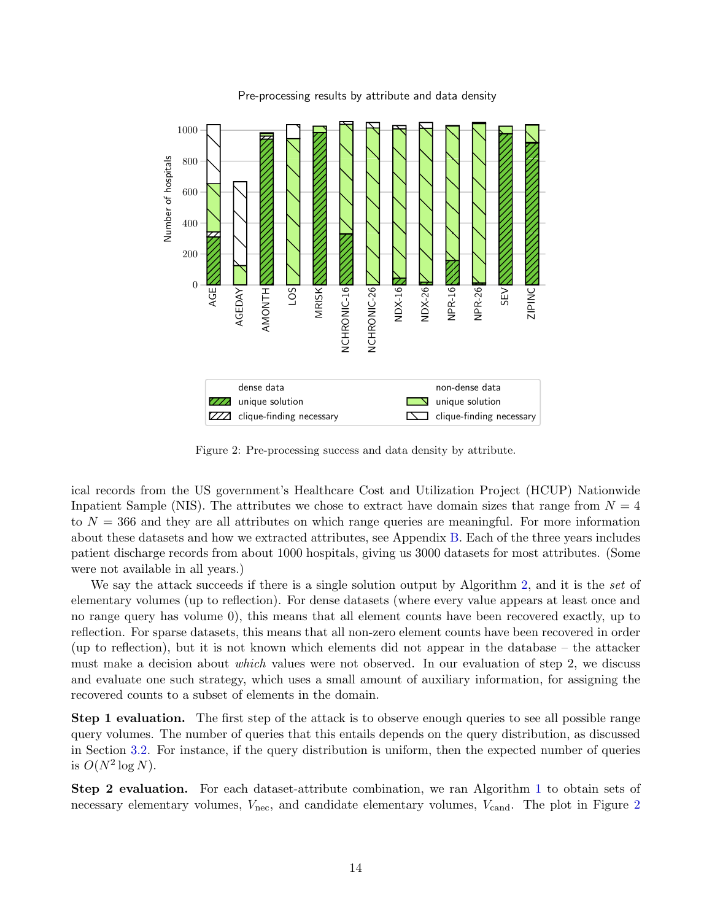Pre-processing results by attribute and data density

Figure 2: Pre-processing success and data density by attribute.

ical records from the US government's Healthcare Cost and Utilization Project (HCUP) Nationwide Inpatient Sample (NIS). The attributes we chose to extract have domain sizes that range from $N = 4$ to $N = 366$ and they are all attributes on which range queries are meaningful. For more information about these datasets and how we extracted attributes, see Appendix B. Each of the three years includes patient discharge records from about 1000 hospitals, giving us 3000 datasets for most attributes. (Some were not available in all years.)

We say the attack succeeds if there is a single solution output by Algorithm 2, and it is the *set* of elementary volumes (up to reflection). For dense datasets (where every value appears at least once and no range query has volume 0), this means that all element counts have been recovered exactly, up to reflection. For sparse datasets, this means that all non-zero element counts have been recovered in order (up to reflection), but it is not known which elements did not appear in the database – the attacker must make a decision about *which* values were not observed. In our evaluation of step 2, we discuss and evaluate one such strategy, which uses a small amount of auxiliary information, for assigning the recovered counts to a subset of elements in the domain.

**Step 1 evaluation.** The first step of the attack is to observe enough queries to see all possible range query volumes. The number of queries that this entails depends on the query distribution, as discussed in Section 3.2. For instance, if the query distribution is uniform, then the expected number of queries is $O(N^2 \log N)$.

**Step 2 evaluation.** For each dataset-attribute combination, we ran Algorithm 1 to obtain sets of necessary elementary volumes, $V_{\text{nec}}$, and candidate elementary volumes, $V_{\text{cand}}$. The plot in Figure 2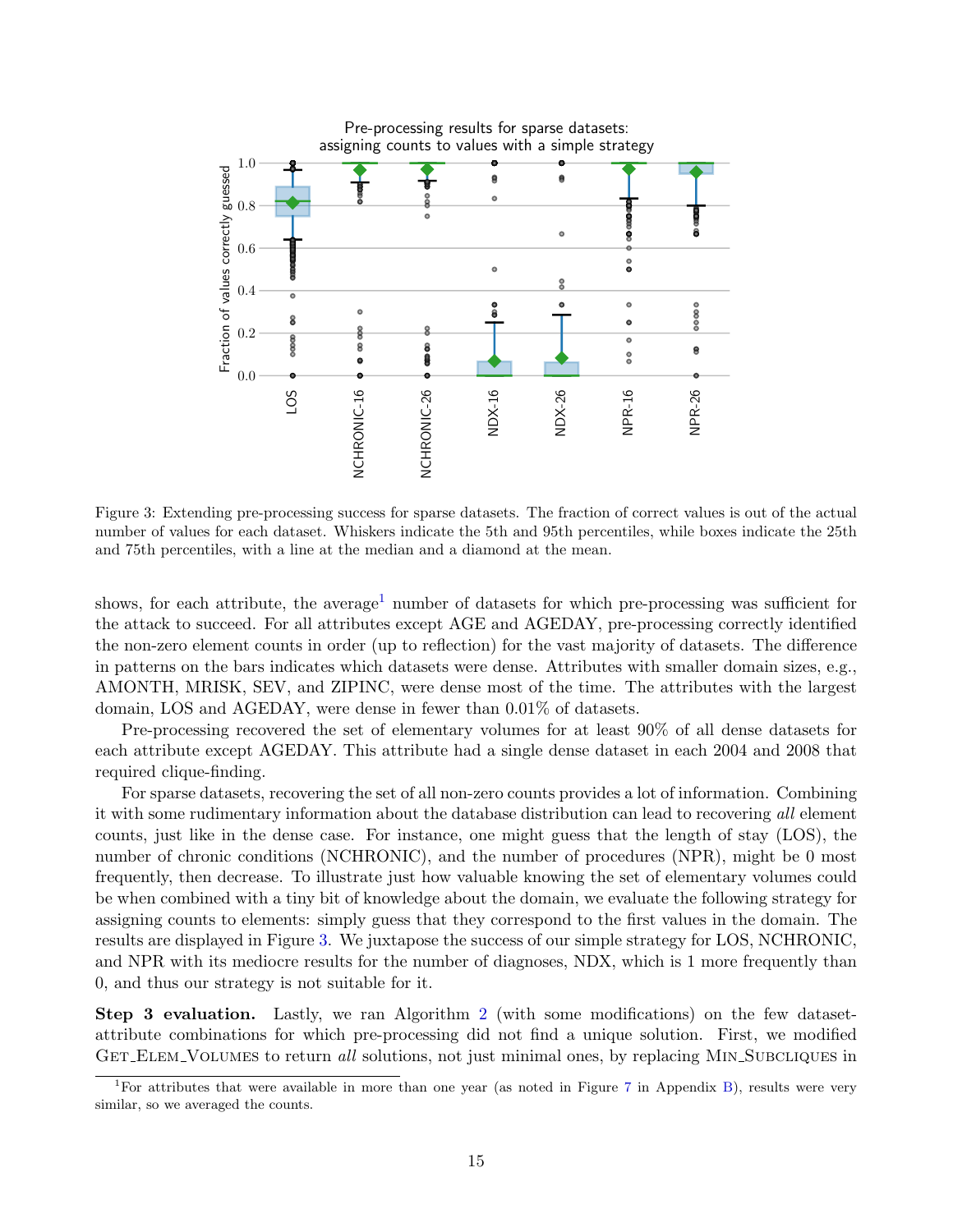Figure 3: Extending pre-processing success for sparse datasets. The fraction of correct values is out of the actual number of values for each dataset. Whiskers indicate the 5th and 95th percentiles, while boxes indicate the 25th and 75th percentiles, with a line at the median and a diamond at the mean.

shows, for each attribute, the average[1] number of datasets for which pre-processing was sufficient for the attack to succeed. For all attributes except AGE and AGEDAY, pre-processing correctly identified the non-zero element counts in order (up to reflection) for the vast majority of datasets. The difference in patterns on the bars indicates which datasets were dense. Attributes with smaller domain sizes, e.g., AMONTH, MRISK, SEV, and ZIPINC, were dense most of the time. The attributes with the largest domain, LOS and AGEDAY, were dense in fewer than 0.01% of datasets.

Pre-processing recovered the set of elementary volumes for at least 90% of all dense datasets for each attribute except AGEDAY. This attribute had a single dense dataset in each 2004 and 2008 that required clique-finding.

For sparse datasets, recovering the set of all non-zero counts provides a lot of information. Combining it with some rudimentary information about the database distribution can lead to recovering *all* element counts, just like in the dense case. For instance, one might guess that the length of stay (LOS), the number of chronic conditions (NCHRONIC), and the number of procedures (NPR), might be 0 most frequently, then decrease. To illustrate just how valuable knowing the set of elementary volumes could be when combined with a tiny bit of knowledge about the domain, we evaluate the following strategy for assigning counts to elements: simply guess that they correspond to the first values in the domain. The results are displayed in Figure 3. We juxtapose the success of our simple strategy for LOS, NCHRONIC, and NPR with its mediocre results for the number of diagnoses, NDX, which is 1 more frequently than 0, and thus our strategy is not suitable for it.

**Step 3 evaluation.** Lastly, we ran Algorithm 2 (with some modifications) on the few dataset-attribute combinations for which pre-processing did not find a unique solution. First, we modified GET_ELEM_VOLUMES to return *all* solutions, not just minimal ones, by replacing MIN_SUBCLIQUES in

[1]For attributes that were available in more than one year (as noted in Figure 7 in Appendix B), results were very similar, so we averaged the counts.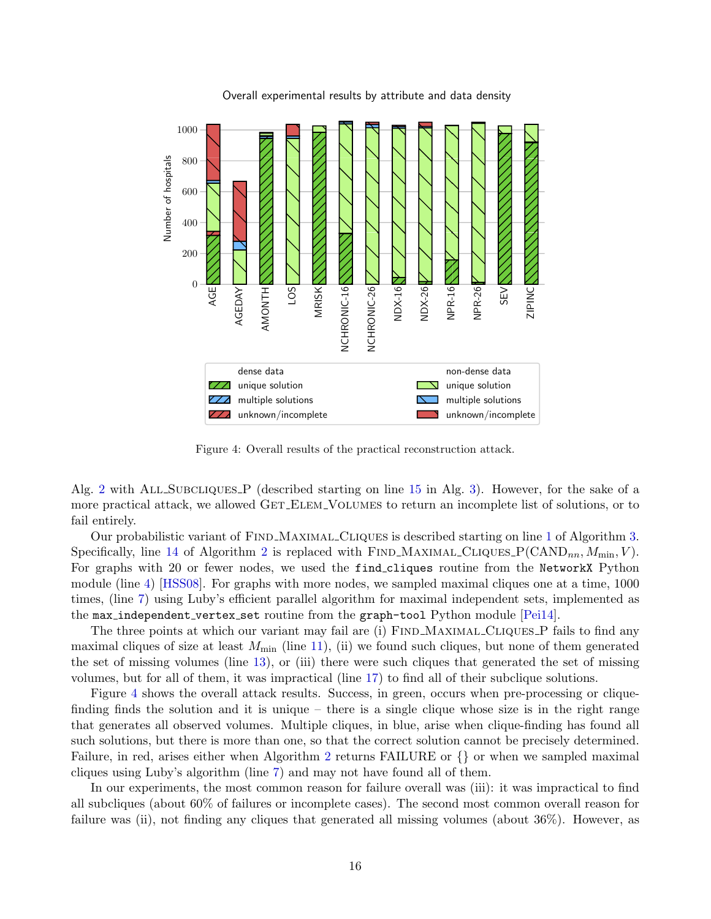Figure 4: Overall results of the practical reconstruction attack.

Alg. 2 with ALL_SUBCLIQUES_P (described starting on line 15 in Alg. 3). However, for the sake of a more practical attack, we allowed GET_ELEM_VOLUMES to return an incomplete list of solutions, or to fail entirely.

Our probabilistic variant of FIND_MAXIMAL_CLIQUES is described starting on line 1 of Algorithm 3. Specifically, line 14 of Algorithm 2 is replaced with FIND_MAXIMAL_CLIQUES_P($\text{CAND}_{nn}, M_{\min}, V$). For graphs with 20 or fewer nodes, we used the `find_cliques` routine from the `NetworkX` Python module (line 4) [HSS08]. For graphs with more nodes, we sampled maximal cliques one at a time, 1000 times, (line 7) using Luby's efficient parallel algorithm for maximal independent sets, implemented as the `max_independent_vertex_set` routine from the `graph-tool` Python module [Pei14].

The three points at which our variant may fail are (i) FIND_MAXIMAL_CLIQUES_P fails to find any maximal cliques of size at least $M_{\min}$ (line 11), (ii) we found such cliques, but none of them generated the set of missing volumes (line 13), or (iii) there were such cliques that generated the set of missing volumes, but for all of them, it was impractical (line 17) to find all of their subclique solutions.

Figure 4 shows the overall attack results. Success, in green, occurs when pre-processing or clique-finding finds the solution and it is unique – there is a single clique whose size is in the right range that generates all observed volumes. Multiple cliques, in blue, arise when clique-finding has found all such solutions, but there is more than one, so that the correct solution cannot be precisely determined. Failure, in red, arises either when Algorithm 2 returns FAILURE or {} or when we sampled maximal cliques using Luby's algorithm (line 7) and may not have found all of them.

In our experiments, the most common reason for failure overall was (iii): it was impractical to find all subcliques (about 60% of failures or incomplete cases). The second most common overall reason for failure was (ii), not finding any cliques that generated all missing volumes (about 36%). However, as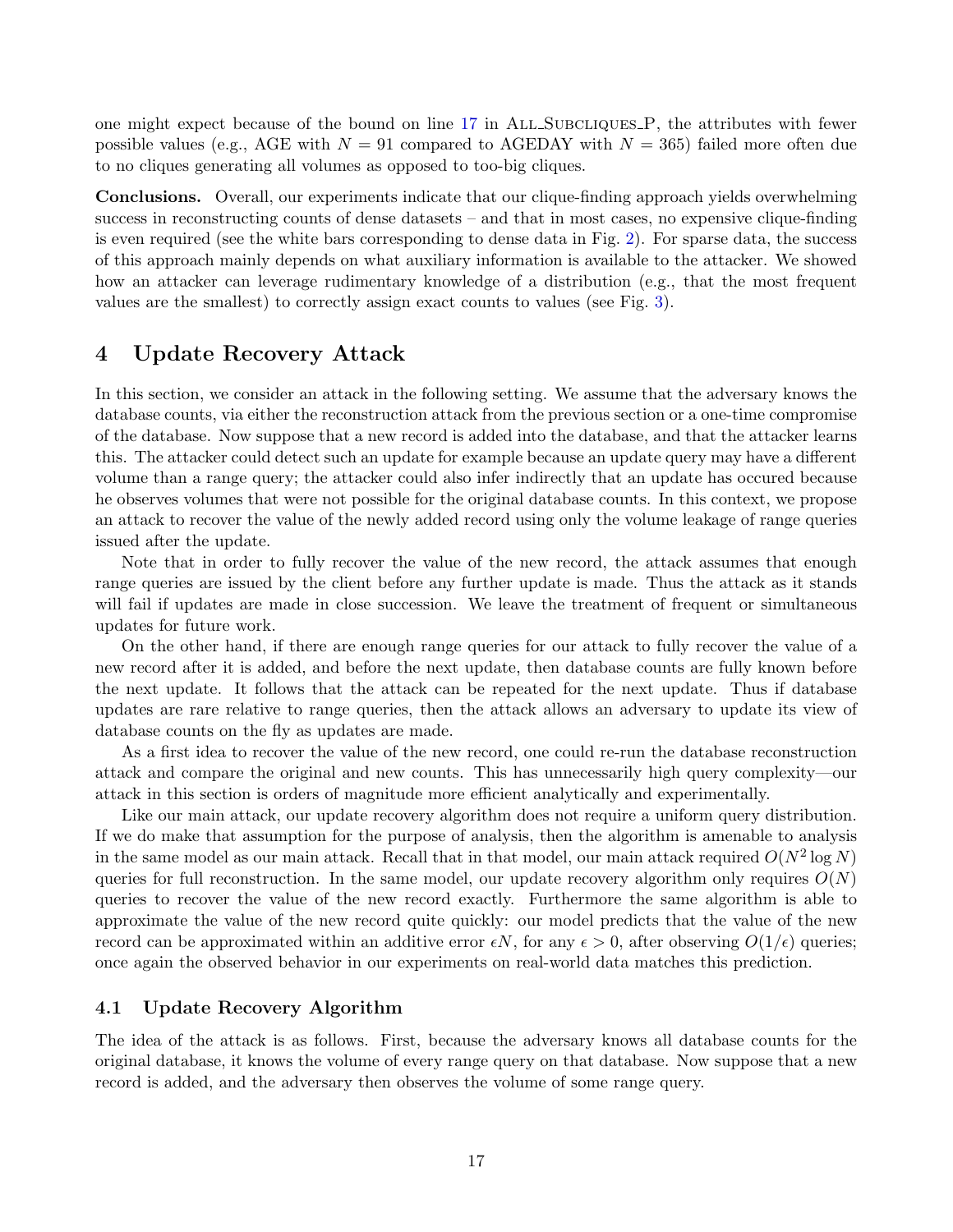one might expect because of the bound on line 17 in ALL_SUBCLIQUES_P, the attributes with fewer possible values (e.g., AGE with $N = 91$ compared to AGEDAY with $N = 365$) failed more often due to no cliques generating all volumes as opposed to too-big cliques.

**Conclusions.** Overall, our experiments indicate that our clique-finding approach yields overwhelming success in reconstructing counts of dense datasets – and that in most cases, no expensive clique-finding is even required (see the white bars corresponding to dense data in Fig. 2). For sparse data, the success of this approach mainly depends on what auxiliary information is available to the attacker. We showed how an attacker can leverage rudimentary knowledge of a distribution (e.g., that the most frequent values are the smallest) to correctly assign exact counts to values (see Fig. 3).

# 4 Update Recovery Attack

In this section, we consider an attack in the following setting. We assume that the adversary knows the database counts, via either the reconstruction attack from the previous section or a one-time compromise of the database. Now suppose that a new record is added into the database, and that the attacker learns this. The attacker could detect such an update for example because an update query may have a different volume than a range query; the attacker could also infer indirectly that an update has occured because he observes volumes that were not possible for the original database counts. In this context, we propose an attack to recover the value of the newly added record using only the volume leakage of range queries issued after the update.

Note that in order to fully recover the value of the new record, the attack assumes that enough range queries are issued by the client before any further update is made. Thus the attack as it stands will fail if updates are made in close succession. We leave the treatment of frequent or simultaneous updates for future work.

On the other hand, if there are enough range queries for our attack to fully recover the value of a new record after it is added, and before the next update, then database counts are fully known before the next update. It follows that the attack can be repeated for the next update. Thus if database updates are rare relative to range queries, then the attack allows an adversary to update its view of database counts on the fly as updates are made.

As a first idea to recover the value of the new record, one could re-run the database reconstruction attack and compare the original and new counts. This has unnecessarily high query complexity—our attack in this section is orders of magnitude more efficient analytically and experimentally.

Like our main attack, our update recovery algorithm does not require a uniform query distribution. If we do make that assumption for the purpose of analysis, then the algorithm is amenable to analysis in the same model as our main attack. Recall that in that model, our main attack required $O(N^2 \log N)$ queries for full reconstruction. In the same model, our update recovery algorithm only requires $O(N)$ queries to recover the value of the new record exactly. Furthermore the same algorithm is able to approximate the value of the new record quite quickly: our model predicts that the value of the new record can be approximated within an additive error $\epsilon N$, for any $\epsilon > 0$, after observing $O(1/\epsilon)$ queries; once again the observed behavior in our experiments on real-world data matches this prediction.

## 4.1 Update Recovery Algorithm

The idea of the attack is as follows. First, because the adversary knows all database counts for the original database, it knows the volume of every range query on that database. Now suppose that a new record is added, and the adversary then observes the volume of some range query.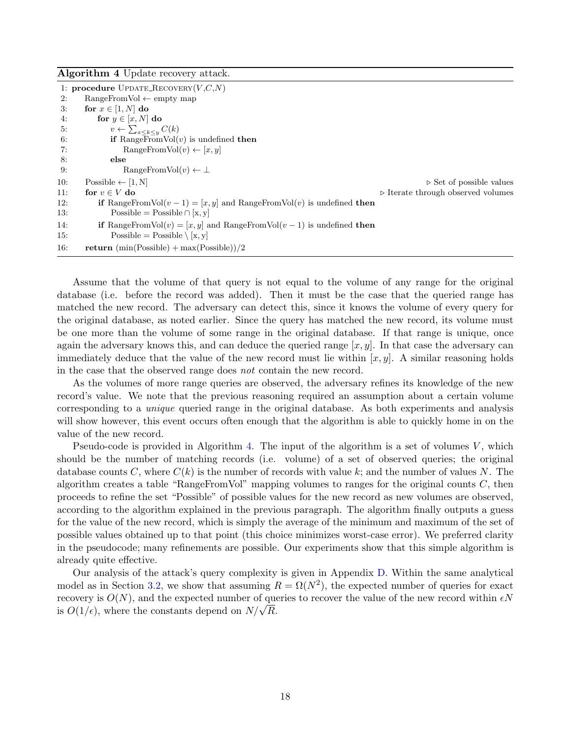**Algorithm 4** Update recovery attack.

```
 1: procedure UPDATE_RECOVERY(V,C,N)
 2:     RangeFromVol ← empty map
 3:     for x ∈ [1, N] do
 4:         for y ∈ [x, N] do
 5:             v ← Σ_{x≤k≤y} C(k)
 6:             if RangeFromVol(v) is undefined then
 7:                 RangeFromVol(v) ← [x, y]
 8:             else
 9:                 RangeFromVol(v) ← ⊥
10:     Possible ← [1, N]                                              ▷ Set of possible values
11:     for v ∈ V do                                          ▷ Iterate through observed volumes
12:         if RangeFromVol(v − 1) = [x, y] and RangeFromVol(v) is undefined then
13:             Possible = Possible ∩ [x, y]
14:         if RangeFromVol(v) = [x, y] and RangeFromVol(v − 1) is undefined then
15:             Possible = Possible \ [x, y]
16:     return (min(Possible) + max(Possible))/2
```

Assume that the volume of that query is not equal to the volume of any range for the original database (i.e. before the record was added). Then it must be the case that the queried range has matched the new record. The adversary can detect this, since it knows the volume of every query for the original database, as noted earlier. Since the query has matched the new record, its volume must be one more than the volume of some range in the original database. If that range is unique, once again the adversary knows this, and can deduce the queried range $[x, y]$. In that case the adversary can immediately deduce that the value of the new record must lie within $[x, y]$. A similar reasoning holds in the case that the observed range does *not* contain the new record.

As the volumes of more range queries are observed, the adversary refines its knowledge of the new record's value. We note that the previous reasoning required an assumption about a certain volume corresponding to a *unique* queried range in the original database. As both experiments and analysis will show however, this event occurs often enough that the algorithm is able to quickly home in on the value of the new record.

Pseudo-code is provided in Algorithm 4. The input of the algorithm is a set of volumes $V$, which should be the number of matching records (i.e. volume) of a set of observed queries; the original database counts $C$, where $C(k)$ is the number of records with value $k$; and the number of values $N$. The algorithm creates a table "RangeFromVol" mapping volumes to ranges for the original counts $C$, then proceeds to refine the set "Possible" of possible values for the new record as new volumes are observed, according to the algorithm explained in the previous paragraph. The algorithm finally outputs a guess for the value of the new record, which is simply the average of the minimum and maximum of the set of possible values obtained up to that point (this choice minimizes worst-case error). We preferred clarity in the pseudocode; many refinements are possible. Our experiments show that this simple algorithm is already quite effective.

Our analysis of the attack's query complexity is given in Appendix D. Within the same analytical model as in Section 3.2, we show that assuming $R = \Omega(N^2)$, the expected number of queries for exact recovery is $O(N)$, and the expected number of queries to recover the value of the new record within $\epsilon N$ is $O(1/\epsilon)$, where the constants depend on $N/\sqrt{R}$.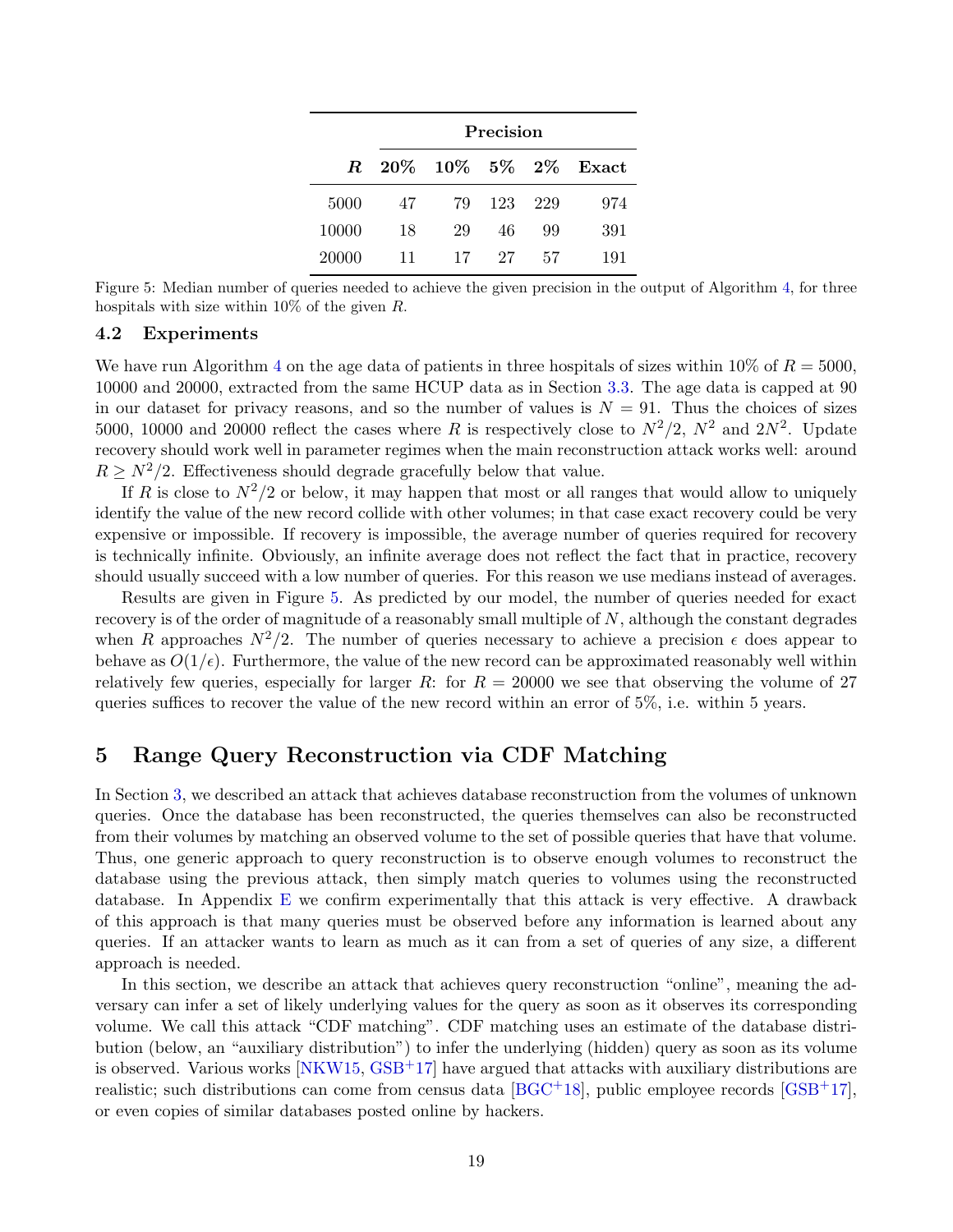| | Precision | | | | |
|---|---|---|---|---|---|
| ***R*** | **20%** | **10%** | **5%** | **2%** | **Exact** |
| 5000 | 47 | 79 | 123 | 229 | 974 |
| 10000 | 18 | 29 | 46 | 99 | 391 |
| 20000 | 11 | 17 | 27 | 57 | 191 |

Figure 5: Median number of queries needed to achieve the given precision in the output of Algorithm 4, for three hospitals with size within 10% of the given $R$.

### 4.2 Experiments

We have run Algorithm 4 on the age data of patients in three hospitals of sizes within 10% of $R = 5000$, 10000 and 20000, extracted from the same HCUP data as in Section 3.3. The age data is capped at 90 in our dataset for privacy reasons, and so the number of values is $N = 91$. Thus the choices of sizes 5000, 10000 and 20000 reflect the cases where $R$ is respectively close to $N^2/2$, $N^2$ and $2N^2$. Update recovery should work well in parameter regimes when the main reconstruction attack works well: around $R \geq N^2/2$. Effectiveness should degrade gracefully below that value.

If $R$ is close to $N^2/2$ or below, it may happen that most or all ranges that would allow to uniquely identify the value of the new record collide with other volumes; in that case exact recovery could be very expensive or impossible. If recovery is impossible, the average number of queries required for recovery is technically infinite. Obviously, an infinite average does not reflect the fact that in practice, recovery should usually succeed with a low number of queries. For this reason we use medians instead of averages.

Results are given in Figure 5. As predicted by our model, the number of queries needed for exact recovery is of the order of magnitude of a reasonably small multiple of $N$, although the constant degrades when $R$ approaches $N^2/2$. The number of queries necessary to achieve a precision $\epsilon$ does appear to behave as $O(1/\epsilon)$. Furthermore, the value of the new record can be approximated reasonably well within relatively few queries, especially for larger $R$: for $R = 20000$ we see that observing the volume of 27 queries suffices to recover the value of the new record within an error of 5%, i.e. within 5 years.

## 5 Range Query Reconstruction via CDF Matching

In Section 3, we described an attack that achieves database reconstruction from the volumes of unknown queries. Once the database has been reconstructed, the queries themselves can also be reconstructed from their volumes by matching an observed volume to the set of possible queries that have that volume. Thus, one generic approach to query reconstruction is to observe enough volumes to reconstruct the database using the previous attack, then simply match queries to volumes using the reconstructed database. In Appendix E we confirm experimentally that this attack is very effective. A drawback of this approach is that many queries must be observed before any information is learned about any queries. If an attacker wants to learn as much as it can from a set of queries of any size, a different approach is needed.

In this section, we describe an attack that achieves query reconstruction "online", meaning the adversary can infer a set of likely underlying values for the query as soon as it observes its corresponding volume. We call this attack "CDF matching". CDF matching uses an estimate of the database distribution (below, an "auxiliary distribution") to infer the underlying (hidden) query as soon as its volume is observed. Various works [NKW15, GSB+17] have argued that attacks with auxiliary distributions are realistic; such distributions can come from census data [BGC+18], public employee records [GSB+17], or even copies of similar databases posted online by hackers.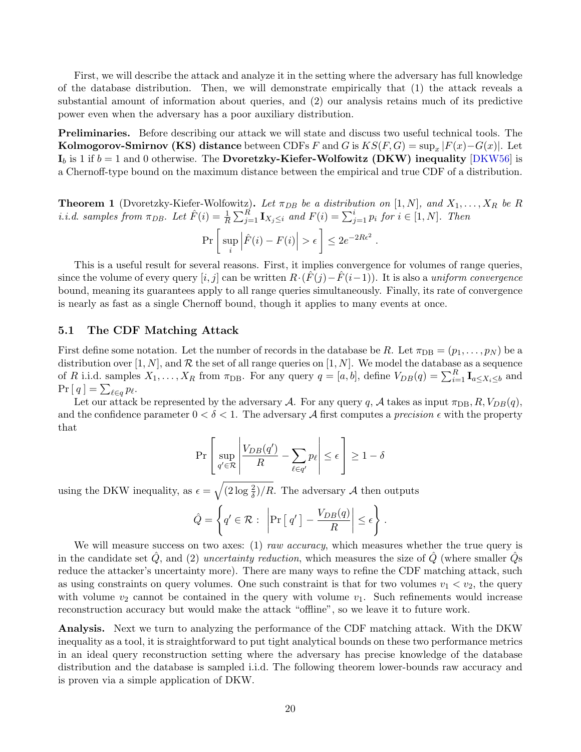First, we will describe the attack and analyze it in the setting where the adversary has full knowledge of the database distribution. Then, we will demonstrate empirically that (1) the attack reveals a substantial amount of information about queries, and (2) our analysis retains much of its predictive power even when the adversary has a poor auxiliary distribution.

**Preliminaries.** Before describing our attack we will state and discuss two useful technical tools. The **Kolmogorov-Smirnov (KS) distance** between CDFs $F$ and $G$ is $KS(F,G) = \sup_x |F(x) - G(x)|$. Let $\mathbf{I}_b$ is 1 if $b = 1$ and 0 otherwise. The **Dvoretzky-Kiefer-Wolfowitz (DKW) inequality** [DKW56] is a Chernoff-type bound on the maximum distance between the empirical and true CDF of a distribution.

**Theorem 1** (Dvoretzky-Kiefer-Wolfowitz)**.** *Let $\pi_{DB}$ be a distribution on $[1,N]$, and $X_1, \ldots, X_R$ be $R$ i.i.d. samples from $\pi_{DB}$. Let $\hat{F}(i) = \frac{1}{R}\sum_{j=1}^{R} \mathbf{I}_{X_j \le i}$ and $F(i) = \sum_{j=1}^{i} p_i$ for $i \in [1,N]$. Then*

$$\Pr\left[\sup_i \left|\hat{F}(i) - F(i)\right| > \epsilon\right] \le 2e^{-2R\epsilon^2} .$$

This is a useful result for several reasons. First, it implies convergence for volumes of range queries, since the volume of every query $[i,j]$ can be written $R \cdot (\hat{F}(j) - \hat{F}(i-1))$. It is also a *uniform convergence* bound, meaning its guarantees apply to all range queries simultaneously. Finally, its rate of convergence is nearly as fast as a single Chernoff bound, though it applies to many events at once.

### 5.1 The CDF Matching Attack

First define some notation. Let the number of records in the database be $R$. Let $\pi_{\mathrm{DB}} = (p_1, \ldots, p_N)$ be a distribution over $[1,N]$, and $\mathcal{R}$ the set of all range queries on $[1,N]$. We model the database as a sequence of $R$ i.i.d. samples $X_1, \ldots, X_R$ from $\pi_{\mathrm{DB}}$. For any query $q = [a,b]$, define $V_{DB}(q) = \sum_{i=1}^{R} \mathbf{I}_{a \le X_i \le b}$ and $\Pr[\,q\,] = \sum_{\ell \in q} p_\ell$.

Let our attack be represented by the adversary $\mathcal{A}$. For any query $q$, $\mathcal{A}$ takes as input $\pi_{\mathrm{DB}}, R, V_{DB}(q)$, and the confidence parameter $0 < \delta < 1$. The adversary $\mathcal{A}$ first computes a *precision* $\epsilon$ with the property that

$$\Pr\left[\sup_{q' \in \mathcal{R}} \left|\frac{V_{DB}(q')}{R} - \sum_{\ell \in q'} p_\ell\right| \le \epsilon\right] \ge 1 - \delta$$

using the DKW inequality, as $\epsilon = \sqrt{(2\log\frac{2}{\delta})/R}$. The adversary $\mathcal{A}$ then outputs

$$\hat{Q} = \left\{ q' \in \mathcal{R} : \left|\Pr[\,q'\,] - \frac{V_{DB}(q)}{R}\right| \le \epsilon \right\} .$$

We will measure success on two axes: (1) *raw accuracy*, which measures whether the true query is in the candidate set $\hat{Q}$, and (2) *uncertainty reduction*, which measures the size of $\hat{Q}$ (where smaller $\hat{Q}$s reduce the attacker's uncertainty more). There are many ways to refine the CDF matching attack, such as using constraints on query volumes. One such constraint is that for two volumes $v_1 < v_2$, the query with volume $v_2$ cannot be contained in the query with volume $v_1$. Such refinements would increase reconstruction accuracy but would make the attack "offline", so we leave it to future work.

**Analysis.** Next we turn to analyzing the performance of the CDF matching attack. With the DKW inequality as a tool, it is straightforward to put tight analytical bounds on these two performance metrics in an ideal query reconstruction setting where the adversary has precise knowledge of the database distribution and the database is sampled i.i.d. The following theorem lower-bounds raw accuracy and is proven via a simple application of DKW.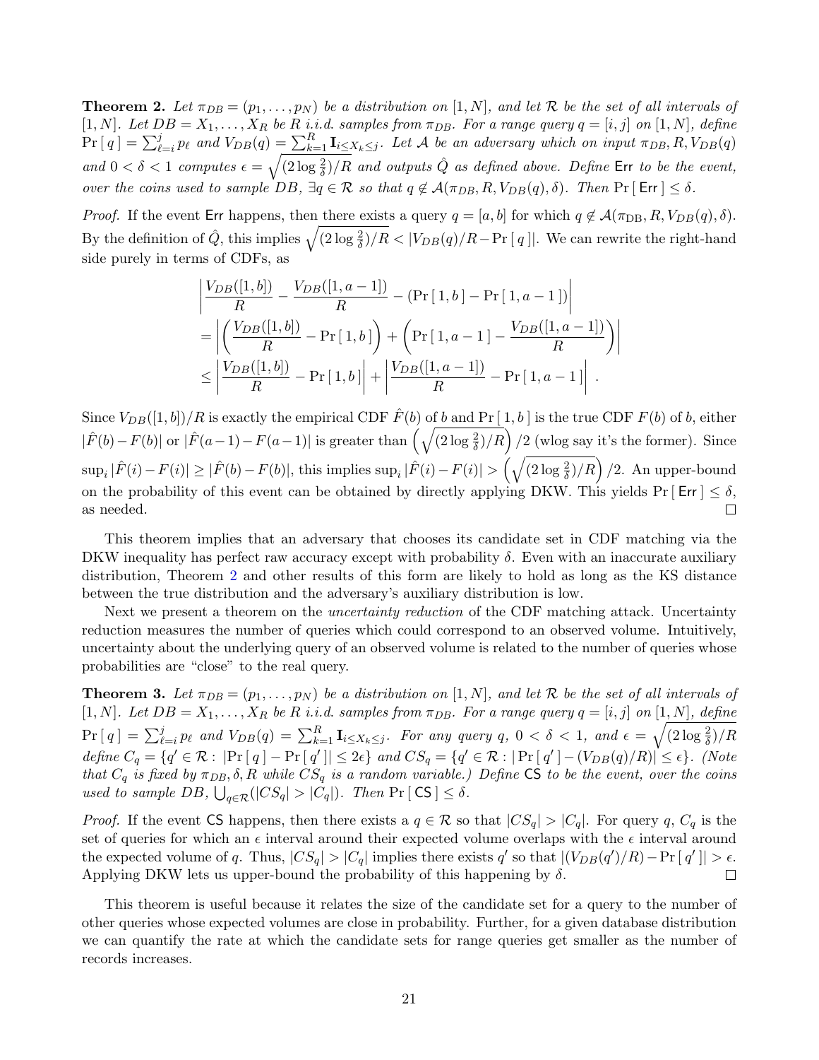**Theorem 2.** *Let $\pi_{DB} = (p_1, \ldots, p_N)$ be a distribution on $[1, N]$, and let $\mathcal{R}$ be the set of all intervals of $[1, N]$. Let $DB = X_1, \ldots, X_R$ be $R$ i.i.d. samples from $\pi_{DB}$. For a range query $q = [i, j]$ on $[1, N]$, define $\Pr[\,q\,] = \sum_{\ell=i}^{j} p_\ell$ and $V_{DB}(q) = \sum_{k=1}^{R} \mathbf{I}_{i \leq X_k \leq j}$. Let $\mathcal{A}$ be an adversary which on input $\pi_{DB}, R, V_{DB}(q)$ and $0 < \delta < 1$ computes $\epsilon = \sqrt{(2 \log \frac{2}{\delta})/R}$ and outputs $\hat{Q}$ as defined above. Define* $\mathsf{Err}$ *to be the event, over the coins used to sample $DB$, $\exists q \in \mathcal{R}$ so that $q \notin \mathcal{A}(\pi_{DB}, R, V_{DB}(q), \delta)$. Then $\Pr[\,\mathsf{Err}\,] \leq \delta$.*

*Proof.* If the event $\mathsf{Err}$ happens, then there exists a query $q = [a, b]$ for which $q \notin \mathcal{A}(\pi_{\text{DB}}, R, V_{DB}(q), \delta)$. By the definition of $\hat{Q}$, this implies $\sqrt{(2 \log \frac{2}{\delta})/R} < |V_{DB}(q)/R - \Pr[\,q\,]|$. We can rewrite the right-hand side purely in terms of CDFs, as

$$
\begin{aligned}
&\left| \frac{V_{DB}([1,b])}{R} - \frac{V_{DB}([1,a-1])}{R} - (\Pr[\,1,b\,] - \Pr[\,1,a-1\,]) \right| \\
&= \left| \left( \frac{V_{DB}([1,b])}{R} - \Pr[\,1,b\,] \right) + \left( \Pr[\,1,a-1\,] - \frac{V_{DB}([1,a-1])}{R} \right) \right| \\
&\leq \left| \frac{V_{DB}([1,b])}{R} - \Pr[\,1,b\,] \right| + \left| \frac{V_{DB}([1,a-1])}{R} - \Pr[\,1,a-1\,] \right| .
\end{aligned}
$$

Since $V_{DB}([1,b])/R$ is exactly the empirical CDF $\hat{F}(b)$ of $b$ and $\Pr[\,1,b\,]$ is the true CDF $F(b)$ of $b$, either $|\hat{F}(b) - F(b)|$ or $|\hat{F}(a-1) - F(a-1)|$ is greater than $\left(\sqrt{(2 \log \frac{2}{\delta})/R}\right)/2$ (wlog say it's the former). Since $\sup_i |\hat{F}(i) - F(i)| \geq |\hat{F}(b) - F(b)|$, this implies $\sup_i |\hat{F}(i) - F(i)| > \left(\sqrt{(2 \log \frac{2}{\delta})/R}\right)/2$. An upper-bound on the probability of this event can be obtained by directly applying DKW. This yields $\Pr[\,\mathsf{Err}\,] \leq \delta$, as needed. $\square$

This theorem implies that an adversary that chooses its candidate set in CDF matching via the DKW inequality has perfect raw accuracy except with probability $\delta$. Even with an inaccurate auxiliary distribution, Theorem 2 and other results of this form are likely to hold as long as the KS distance between the true distribution and the adversary's auxiliary distribution is low.

Next we present a theorem on the *uncertainty reduction* of the CDF matching attack. Uncertainty reduction measures the number of queries which could correspond to an observed volume. Intuitively, uncertainty about the underlying query of an observed volume is related to the number of queries whose probabilities are "close" to the real query.

**Theorem 3.** *Let $\pi_{DB} = (p_1, \ldots, p_N)$ be a distribution on $[1, N]$, and let $\mathcal{R}$ be the set of all intervals of $[1, N]$. Let $DB = X_1, \ldots, X_R$ be $R$ i.i.d. samples from $\pi_{DB}$. For a range query $q = [i, j]$ on $[1, N]$, define $\Pr[\,q\,] = \sum_{\ell=i}^{j} p_\ell$ and $V_{DB}(q) = \sum_{k=1}^{R} \mathbf{I}_{i \leq X_k \leq j}$. For any query $q$, $0 < \delta < 1$, and $\epsilon = \sqrt{(2 \log \frac{2}{\delta})/R}$ define $C_q = \{q' \in \mathcal{R} : |\Pr[\,q\,] - \Pr[\,q'\,]| \leq 2\epsilon\}$ and $CS_q = \{q' \in \mathcal{R} : |\Pr[\,q'\,] - (V_{DB}(q)/R)| \leq \epsilon\}$. (Note that $C_q$ is fixed by $\pi_{DB}, \delta, R$ while $CS_q$ is a random variable.) Define* $\mathsf{CS}$ *to be the event, over the coins used to sample $DB$, $\bigcup_{q \in \mathcal{R}} (|CS_q| > |C_q|)$. Then $\Pr[\,\mathsf{CS}\,] \leq \delta$.*

*Proof.* If the event $\mathsf{CS}$ happens, then there exists a $q \in \mathcal{R}$ so that $|CS_q| > |C_q|$. For query $q$, $C_q$ is the set of queries for which an $\epsilon$ interval around their expected volume overlaps with the $\epsilon$ interval around the expected volume of $q$. Thus, $|CS_q| > |C_q|$ implies there exists $q'$ so that $|(V_{DB}(q')/R) - \Pr[\,q'\,]| > \epsilon$. Applying DKW lets us upper-bound the probability of this happening by $\delta$. $\square$

This theorem is useful because it relates the size of the candidate set for a query to the number of other queries whose expected volumes are close in probability. Further, for a given database distribution we can quantify the rate at which the candidate sets for range queries get smaller as the number of records increases.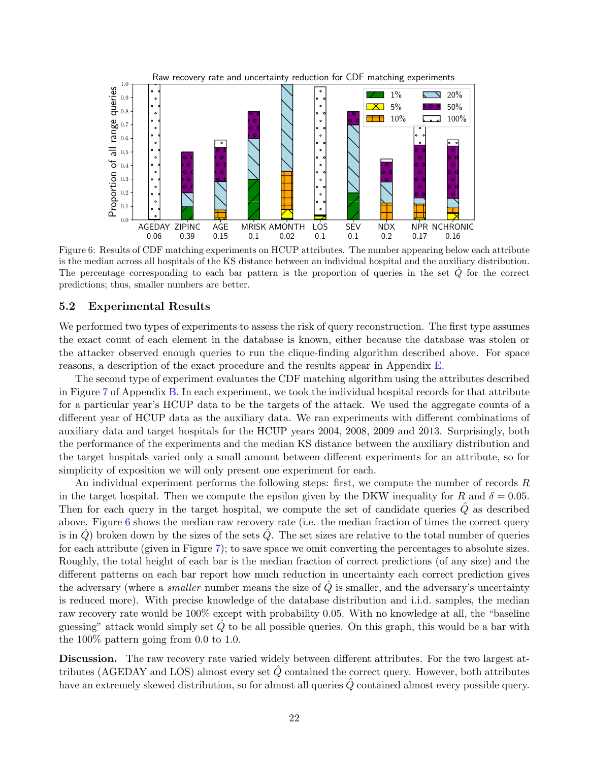Figure 6: Results of CDF matching experiments on HCUP attributes. The number appearing below each attribute is the median across all hospitals of the KS distance between an individual hospital and the auxiliary distribution. The percentage corresponding to each bar pattern is the proportion of queries in the set $\hat{Q}$ for the correct predictions; thus, smaller numbers are better.

### 5.2 Experimental Results

We performed two types of experiments to assess the risk of query reconstruction. The first type assumes the exact count of each element in the database is known, either because the database was stolen or the attacker observed enough queries to run the clique-finding algorithm described above. For space reasons, a description of the exact procedure and the results appear in Appendix E.

The second type of experiment evaluates the CDF matching algorithm using the attributes described in Figure 7 of Appendix B. In each experiment, we took the individual hospital records for that attribute for a particular year's HCUP data to be the targets of the attack. We used the aggregate counts of a different year of HCUP data as the auxiliary data. We ran experiments with different combinations of auxiliary data and target hospitals for the HCUP years 2004, 2008, 2009 and 2013. Surprisingly, both the performance of the experiments and the median KS distance between the auxiliary distribution and the target hospitals varied only a small amount between different experiments for an attribute, so for simplicity of exposition we will only present one experiment for each.

An individual experiment performs the following steps: first, we compute the number of records $R$ in the target hospital. Then we compute the epsilon given by the DKW inequality for $R$ and $\delta = 0.05$. Then for each query in the target hospital, we compute the set of candidate queries $\hat{Q}$ as described above. Figure 6 shows the median raw recovery rate (i.e. the median fraction of times the correct query is in $\hat{Q}$) broken down by the sizes of the sets $\hat{Q}$. The set sizes are relative to the total number of queries for each attribute (given in Figure 7); to save space we omit converting the percentages to absolute sizes. Roughly, the total height of each bar is the median fraction of correct predictions (of any size) and the different patterns on each bar report how much reduction in uncertainty each correct prediction gives the adversary (where a *smaller* number means the size of $\hat{Q}$ is smaller, and the adversary's uncertainty is reduced more). With precise knowledge of the database distribution and i.i.d. samples, the median raw recovery rate would be 100% except with probability 0.05. With no knowledge at all, the "baseline guessing" attack would simply set $\hat{Q}$ to be all possible queries. On this graph, this would be a bar with the 100% pattern going from 0.0 to 1.0.

**Discussion.** The raw recovery rate varied widely between different attributes. For the two largest attributes (AGEDAY and LOS) almost every set $\hat{Q}$ contained the correct query. However, both attributes have an extremely skewed distribution, so for almost all queries $\hat{Q}$ contained almost every possible query.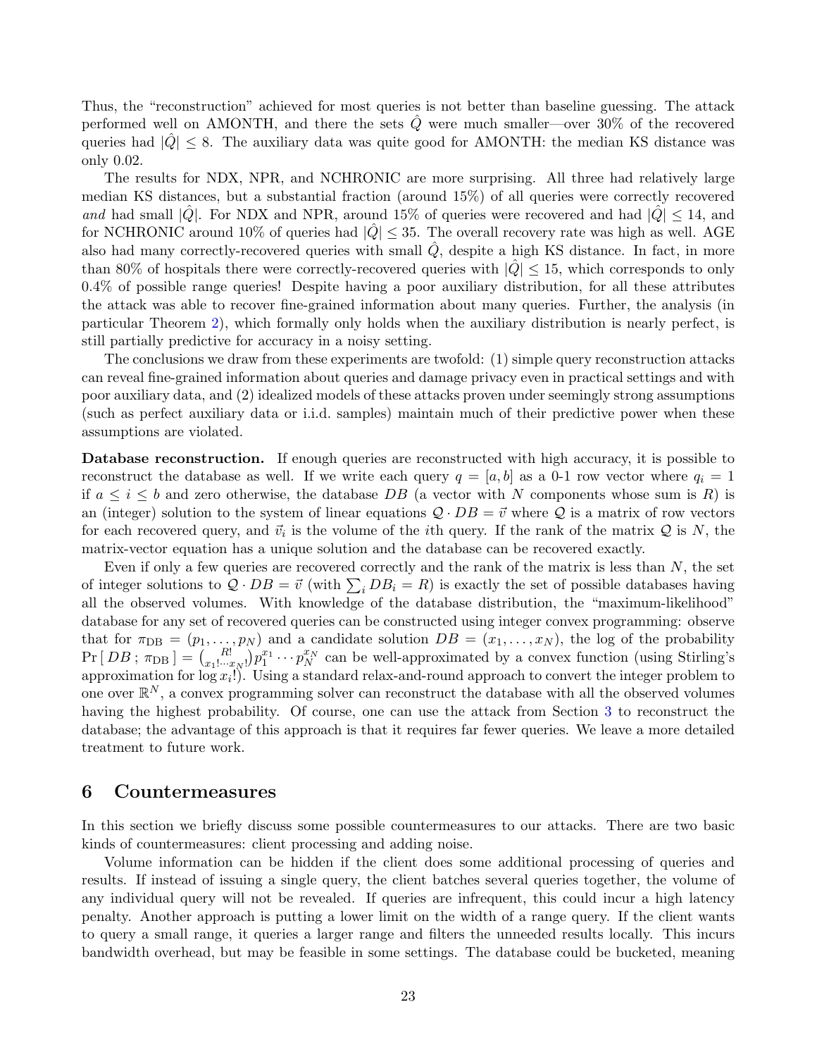Thus, the "reconstruction" achieved for most queries is not better than baseline guessing. The attack performed well on AMONTH, and there the sets $\hat{Q}$ were much smaller—over 30% of the recovered queries had $|\hat{Q}| \leq 8$. The auxiliary data was quite good for AMONTH: the median KS distance was only 0.02.

The results for NDX, NPR, and NCHRONIC are more surprising. All three had relatively large median KS distances, but a substantial fraction (around 15%) of all queries were correctly recovered *and* had small $|\hat{Q}|$. For NDX and NPR, around 15% of queries were recovered and had $|\hat{Q}| \leq 14$, and for NCHRONIC around 10% of queries had $|\hat{Q}| \leq 35$. The overall recovery rate was high as well. AGE also had many correctly-recovered queries with small $\hat{Q}$, despite a high KS distance. In fact, in more than 80% of hospitals there were correctly-recovered queries with $|\hat{Q}| \leq 15$, which corresponds to only 0.4% of possible range queries! Despite having a poor auxiliary distribution, for all these attributes the attack was able to recover fine-grained information about many queries. Further, the analysis (in particular Theorem 2), which formally only holds when the auxiliary distribution is nearly perfect, is still partially predictive for accuracy in a noisy setting.

The conclusions we draw from these experiments are twofold: (1) simple query reconstruction attacks can reveal fine-grained information about queries and damage privacy even in practical settings and with poor auxiliary data, and (2) idealized models of these attacks proven under seemingly strong assumptions (such as perfect auxiliary data or i.i.d. samples) maintain much of their predictive power when these assumptions are violated.

**Database reconstruction.** If enough queries are reconstructed with high accuracy, it is possible to reconstruct the database as well. If we write each query $q = [a, b]$ as a 0-1 row vector where $q_i = 1$ if $a \leq i \leq b$ and zero otherwise, the database $DB$ (a vector with $N$ components whose sum is $R$) is an (integer) solution to the system of linear equations $\mathcal{Q} \cdot DB = \vec{v}$ where $\mathcal{Q}$ is a matrix of row vectors for each recovered query, and $\vec{v}_i$ is the volume of the $i$th query. If the rank of the matrix $\mathcal{Q}$ is $N$, the matrix-vector equation has a unique solution and the database can be recovered exactly.

Even if only a few queries are recovered correctly and the rank of the matrix is less than $N$, the set of integer solutions to $\mathcal{Q} \cdot DB = \vec{v}$ (with $\sum_i DB_i = R$) is exactly the set of possible databases having all the observed volumes. With knowledge of the database distribution, the "maximum-likelihood" database for any set of recovered queries can be constructed using integer convex programming: observe that for $\pi_{\text{DB}} = (p_1, \ldots, p_N)$ and a candidate solution $DB = (x_1, \ldots, x_N)$, the log of the probability $\Pr[\, DB \,;\, \pi_{\text{DB}} \,] = \binom{R!}{x_1! \cdots x_N!} p_1^{x_1} \cdots p_N^{x_N}$ can be well-approximated by a convex function (using Stirling's approximation for $\log x_i!$). Using a standard relax-and-round approach to convert the integer problem to one over $\mathbb{R}^N$, a convex programming solver can reconstruct the database with all the observed volumes having the highest probability. Of course, one can use the attack from Section 3 to reconstruct the database; the advantage of this approach is that it requires far fewer queries. We leave a more detailed treatment to future work.

## 6 Countermeasures

In this section we briefly discuss some possible countermeasures to our attacks. There are two basic kinds of countermeasures: client processing and adding noise.

Volume information can be hidden if the client does some additional processing of queries and results. If instead of issuing a single query, the client batches several queries together, the volume of any individual query will not be revealed. If queries are infrequent, this could incur a high latency penalty. Another approach is putting a lower limit on the width of a range query. If the client wants to query a small range, it queries a larger range and filters the unneeded results locally. This incurs bandwidth overhead, but may be feasible in some settings. The database could be bucketed, meaning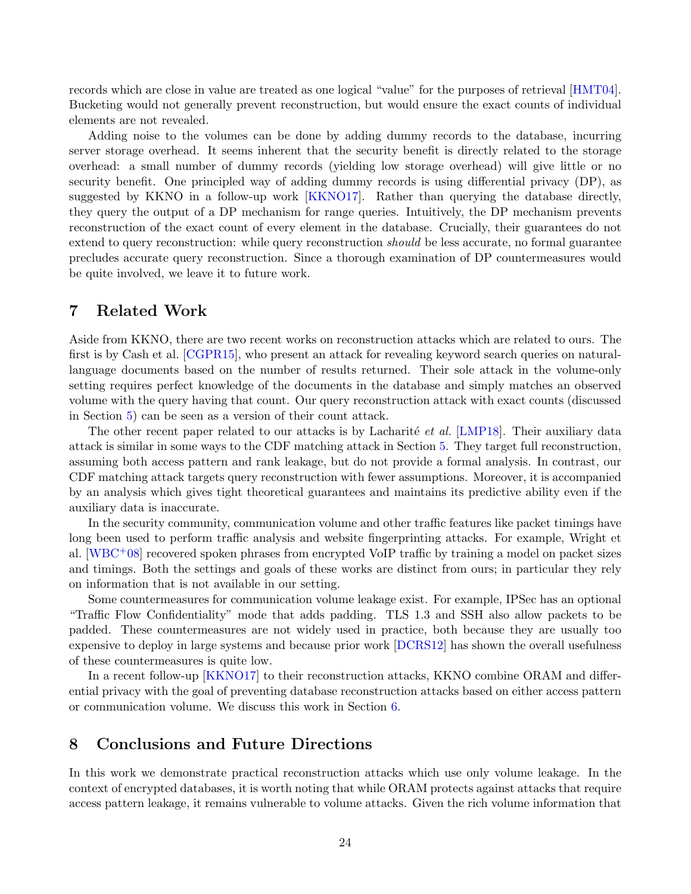records which are close in value are treated as one logical "value" for the purposes of retrieval [HMT04]. Bucketing would not generally prevent reconstruction, but would ensure the exact counts of individual elements are not revealed.

Adding noise to the volumes can be done by adding dummy records to the database, incurring server storage overhead. It seems inherent that the security benefit is directly related to the storage overhead: a small number of dummy records (yielding low storage overhead) will give little or no security benefit. One principled way of adding dummy records is using differential privacy (DP), as suggested by KKNO in a follow-up work [KKNO17]. Rather than querying the database directly, they query the output of a DP mechanism for range queries. Intuitively, the DP mechanism prevents reconstruction of the exact count of every element in the database. Crucially, their guarantees do not extend to query reconstruction: while query reconstruction *should* be less accurate, no formal guarantee precludes accurate query reconstruction. Since a thorough examination of DP countermeasures would be quite involved, we leave it to future work.

## 7 Related Work

Aside from KKNO, there are two recent works on reconstruction attacks which are related to ours. The first is by Cash et al. [CGPR15], who present an attack for revealing keyword search queries on natural-language documents based on the number of results returned. Their sole attack in the volume-only setting requires perfect knowledge of the documents in the database and simply matches an observed volume with the query having that count. Our query reconstruction attack with exact counts (discussed in Section 5) can be seen as a version of their count attack.

The other recent paper related to our attacks is by Lacharité *et al.* [LMP18]. Their auxiliary data attack is similar in some ways to the CDF matching attack in Section 5. They target full reconstruction, assuming both access pattern and rank leakage, but do not provide a formal analysis. In contrast, our CDF matching attack targets query reconstruction with fewer assumptions. Moreover, it is accompanied by an analysis which gives tight theoretical guarantees and maintains its predictive ability even if the auxiliary data is inaccurate.

In the security community, communication volume and other traffic features like packet timings have long been used to perform traffic analysis and website fingerprinting attacks. For example, Wright et al. [WBC+08] recovered spoken phrases from encrypted VoIP traffic by training a model on packet sizes and timings. Both the settings and goals of these works are distinct from ours; in particular they rely on information that is not available in our setting.

Some countermeasures for communication volume leakage exist. For example, IPSec has an optional "Traffic Flow Confidentiality" mode that adds padding. TLS 1.3 and SSH also allow packets to be padded. These countermeasures are not widely used in practice, both because they are usually too expensive to deploy in large systems and because prior work [DCRS12] has shown the overall usefulness of these countermeasures is quite low.

In a recent follow-up [KKNO17] to their reconstruction attacks, KKNO combine ORAM and differential privacy with the goal of preventing database reconstruction attacks based on either access pattern or communication volume. We discuss this work in Section 6.

## 8 Conclusions and Future Directions

In this work we demonstrate practical reconstruction attacks which use only volume leakage. In the context of encrypted databases, it is worth noting that while ORAM protects against attacks that require access pattern leakage, it remains vulnerable to volume attacks. Given the rich volume information that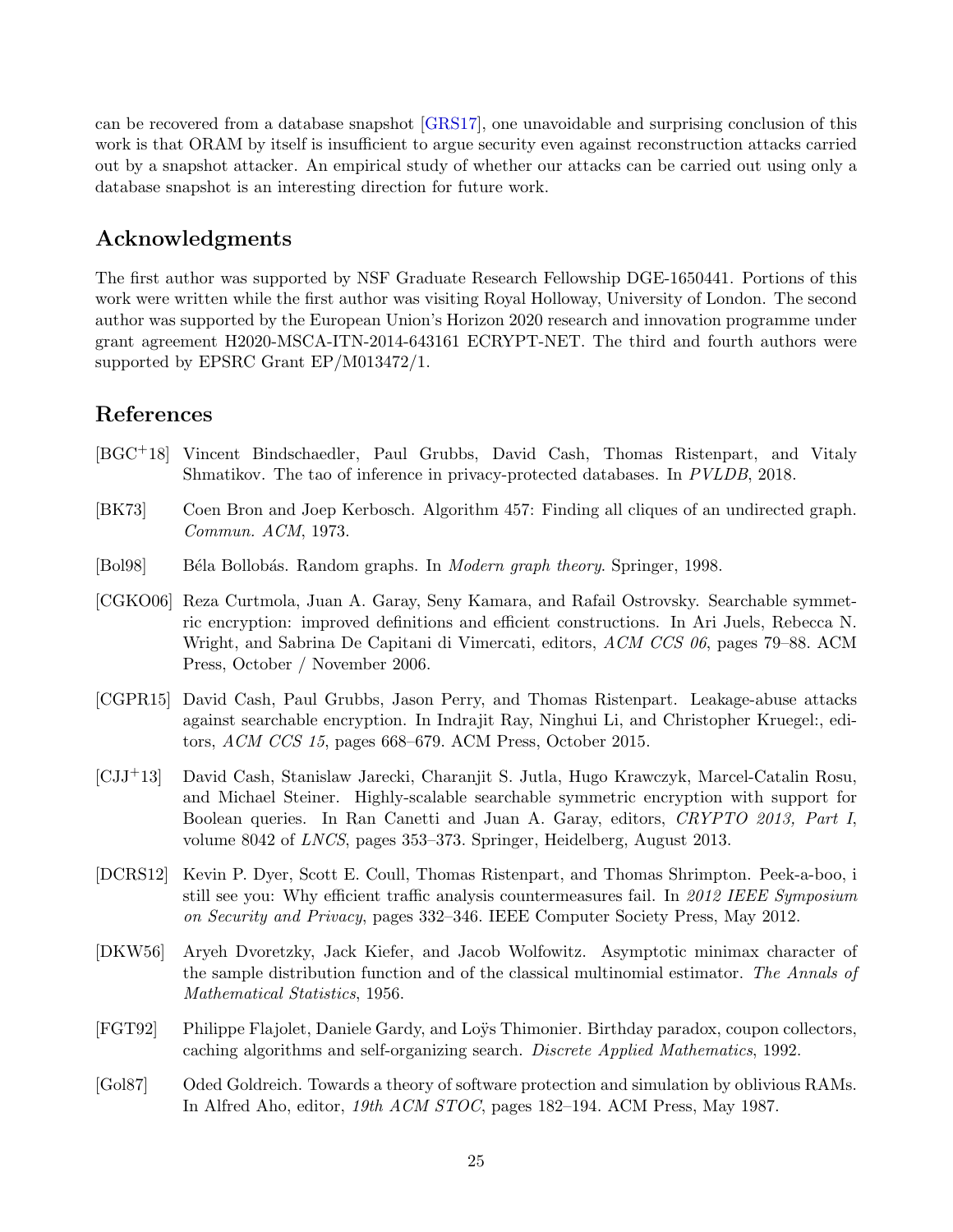can be recovered from a database snapshot [GRS17], one unavoidable and surprising conclusion of this work is that ORAM by itself is insufficient to argue security even against reconstruction attacks carried out by a snapshot attacker. An empirical study of whether our attacks can be carried out using only a database snapshot is an interesting direction for future work.

## Acknowledgments

The first author was supported by NSF Graduate Research Fellowship DGE-1650441. Portions of this work were written while the first author was visiting Royal Holloway, University of London. The second author was supported by the European Union's Horizon 2020 research and innovation programme under grant agreement H2020-MSCA-ITN-2014-643161 ECRYPT-NET. The third and fourth authors were supported by EPSRC Grant EP/M013472/1.

## References

[BGC+18] Vincent Bindschaedler, Paul Grubbs, David Cash, Thomas Ristenpart, and Vitaly Shmatikov. The tao of inference in privacy-protected databases. In *PVLDB*, 2018.

[BK73] Coen Bron and Joep Kerbosch. Algorithm 457: Finding all cliques of an undirected graph. *Commun. ACM*, 1973.

[Bol98] Béla Bollobás. Random graphs. In *Modern graph theory*. Springer, 1998.

[CGKO06] Reza Curtmola, Juan A. Garay, Seny Kamara, and Rafail Ostrovsky. Searchable symmetric encryption: improved definitions and efficient constructions. In Ari Juels, Rebecca N. Wright, and Sabrina De Capitani di Vimercati, editors, *ACM CCS 06*, pages 79–88. ACM Press, October / November 2006.

[CGPR15] David Cash, Paul Grubbs, Jason Perry, and Thomas Ristenpart. Leakage-abuse attacks against searchable encryption. In Indrajit Ray, Ninghui Li, and Christopher Kruegel:, editors, *ACM CCS 15*, pages 668–679. ACM Press, October 2015.

[CJJ+13] David Cash, Stanislaw Jarecki, Charanjit S. Jutla, Hugo Krawczyk, Marcel-Catalin Rosu, and Michael Steiner. Highly-scalable searchable symmetric encryption with support for Boolean queries. In Ran Canetti and Juan A. Garay, editors, *CRYPTO 2013, Part I*, volume 8042 of *LNCS*, pages 353–373. Springer, Heidelberg, August 2013.

[DCRS12] Kevin P. Dyer, Scott E. Coull, Thomas Ristenpart, and Thomas Shrimpton. Peek-a-boo, i still see you: Why efficient traffic analysis countermeasures fail. In *2012 IEEE Symposium on Security and Privacy*, pages 332–346. IEEE Computer Society Press, May 2012.

[DKW56] Aryeh Dvoretzky, Jack Kiefer, and Jacob Wolfowitz. Asymptotic minimax character of the sample distribution function and of the classical multinomial estimator. *The Annals of Mathematical Statistics*, 1956.

[FGT92] Philippe Flajolet, Daniele Gardy, and Loÿs Thimonier. Birthday paradox, coupon collectors, caching algorithms and self-organizing search. *Discrete Applied Mathematics*, 1992.

[Gol87] Oded Goldreich. Towards a theory of software protection and simulation by oblivious RAMs. In Alfred Aho, editor, *19th ACM STOC*, pages 182–194. ACM Press, May 1987.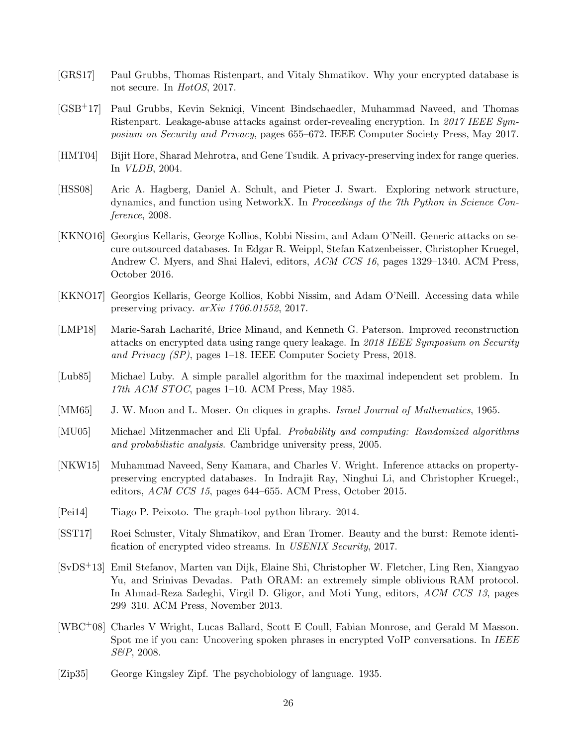[GRS17] Paul Grubbs, Thomas Ristenpart, and Vitaly Shmatikov. Why your encrypted database is not secure. In *HotOS*, 2017.

[GSB+17] Paul Grubbs, Kevin Sekniqi, Vincent Bindschaedler, Muhammad Naveed, and Thomas Ristenpart. Leakage-abuse attacks against order-revealing encryption. In *2017 IEEE Symposium on Security and Privacy*, pages 655–672. IEEE Computer Society Press, May 2017.

[HMT04] Bijit Hore, Sharad Mehrotra, and Gene Tsudik. A privacy-preserving index for range queries. In *VLDB*, 2004.

[HSS08] Aric A. Hagberg, Daniel A. Schult, and Pieter J. Swart. Exploring network structure, dynamics, and function using NetworkX. In *Proceedings of the 7th Python in Science Conference*, 2008.

[KKNO16] Georgios Kellaris, George Kollios, Kobbi Nissim, and Adam O'Neill. Generic attacks on secure outsourced databases. In Edgar R. Weippl, Stefan Katzenbeisser, Christopher Kruegel, Andrew C. Myers, and Shai Halevi, editors, *ACM CCS 16*, pages 1329–1340. ACM Press, October 2016.

[KKNO17] Georgios Kellaris, George Kollios, Kobbi Nissim, and Adam O'Neill. Accessing data while preserving privacy. *arXiv 1706.01552*, 2017.

[LMP18] Marie-Sarah Lacharité, Brice Minaud, and Kenneth G. Paterson. Improved reconstruction attacks on encrypted data using range query leakage. In *2018 IEEE Symposium on Security and Privacy (SP)*, pages 1–18. IEEE Computer Society Press, 2018.

[Lub85] Michael Luby. A simple parallel algorithm for the maximal independent set problem. In *17th ACM STOC*, pages 1–10. ACM Press, May 1985.

[MM65] J. W. Moon and L. Moser. On cliques in graphs. *Israel Journal of Mathematics*, 1965.

[MU05] Michael Mitzenmacher and Eli Upfal. *Probability and computing: Randomized algorithms and probabilistic analysis*. Cambridge university press, 2005.

[NKW15] Muhammad Naveed, Seny Kamara, and Charles V. Wright. Inference attacks on property-preserving encrypted databases. In Indrajit Ray, Ninghui Li, and Christopher Kruegel:, editors, *ACM CCS 15*, pages 644–655. ACM Press, October 2015.

[Pei14] Tiago P. Peixoto. The graph-tool python library. 2014.

[SST17] Roei Schuster, Vitaly Shmatikov, and Eran Tromer. Beauty and the burst: Remote identification of encrypted video streams. In *USENIX Security*, 2017.

[SvDS+13] Emil Stefanov, Marten van Dijk, Elaine Shi, Christopher W. Fletcher, Ling Ren, Xiangyao Yu, and Srinivas Devadas. Path ORAM: an extremely simple oblivious RAM protocol. In Ahmad-Reza Sadeghi, Virgil D. Gligor, and Moti Yung, editors, *ACM CCS 13*, pages 299–310. ACM Press, November 2013.

[WBC+08] Charles V Wright, Lucas Ballard, Scott E Coull, Fabian Monrose, and Gerald M Masson. Spot me if you can: Uncovering spoken phrases in encrypted VoIP conversations. In *IEEE S&P*, 2008.

[Zip35] George Kingsley Zipf. The psychobiology of language. 1935.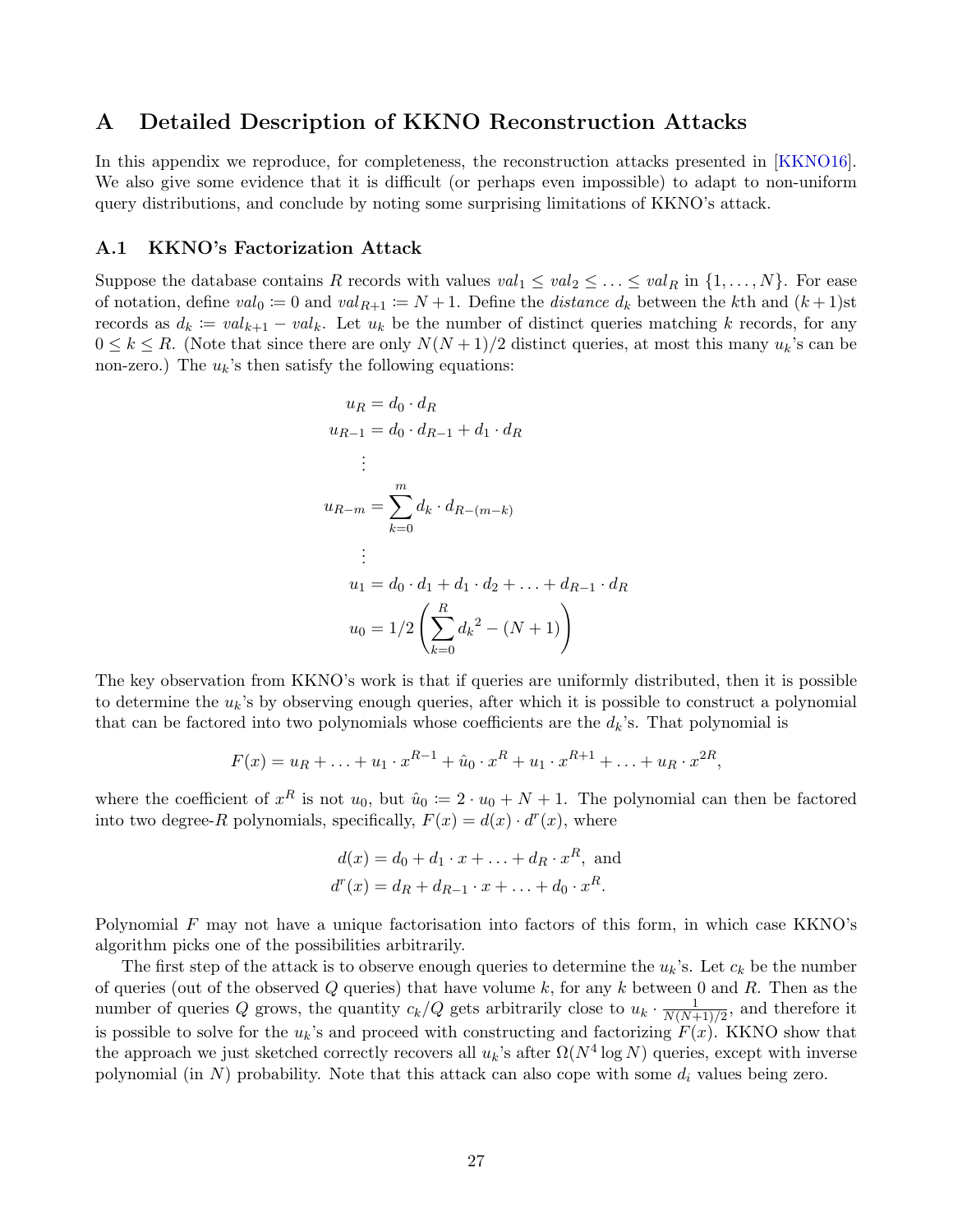## A Detailed Description of KKNO Reconstruction Attacks

In this appendix we reproduce, for completeness, the reconstruction attacks presented in [KKNO16]. We also give some evidence that it is difficult (or perhaps even impossible) to adapt to non-uniform query distributions, and conclude by noting some surprising limitations of KKNO's attack.

### A.1 KKNO's Factorization Attack

Suppose the database contains $R$ records with values $val_1 \leq val_2 \leq \ldots \leq val_R$ in $\{1, \ldots, N\}$. For ease of notation, define $val_0 \coloneqq 0$ and $val_{R+1} \coloneqq N+1$. Define the *distance* $d_k$ between the $k$th and $(k+1)$st records as $d_k \coloneqq val_{k+1} - val_k$. Let $u_k$ be the number of distinct queries matching $k$ records, for any $0 \leq k \leq R$. (Note that since there are only $N(N+1)/2$ distinct queries, at most this many $u_k$'s can be non-zero.) The $u_k$'s then satisfy the following equations:

$$
\begin{aligned}
u_R &= d_0 \cdot d_R \\
u_{R-1} &= d_0 \cdot d_{R-1} + d_1 \cdot d_R \\
&\vdots \\
u_{R-m} &= \sum_{k=0}^{m} d_k \cdot d_{R-(m-k)} \\
&\vdots \\
u_1 &= d_0 \cdot d_1 + d_1 \cdot d_2 + \ldots + d_{R-1} \cdot d_R \\
u_0 &= 1/2 \left( \sum_{k=0}^{R} {d_k}^2 - (N+1) \right)
\end{aligned}
$$

The key observation from KKNO's work is that if queries are uniformly distributed, then it is possible to determine the $u_k$'s by observing enough queries, after which it is possible to construct a polynomial that can be factored into two polynomials whose coefficients are the $d_k$'s. That polynomial is

$$
F(x) = u_R + \ldots + u_1 \cdot x^{R-1} + \hat{u}_0 \cdot x^R + u_1 \cdot x^{R+1} + \ldots + u_R \cdot x^{2R},
$$

where the coefficient of $x^R$ is not $u_0$, but $\hat{u}_0 \coloneqq 2 \cdot u_0 + N + 1$. The polynomial can then be factored into two degree-$R$ polynomials, specifically, $F(x) = d(x) \cdot d^r(x)$, where

$$
\begin{aligned}
d(x) &= d_0 + d_1 \cdot x + \ldots + d_R \cdot x^R, \text{ and} \\
d^r(x) &= d_R + d_{R-1} \cdot x + \ldots + d_0 \cdot x^R.
\end{aligned}
$$

Polynomial $F$ may not have a unique factorisation into factors of this form, in which case KKNO's algorithm picks one of the possibilities arbitrarily.

The first step of the attack is to observe enough queries to determine the $u_k$'s. Let $c_k$ be the number of queries (out of the observed $Q$ queries) that have volume $k$, for any $k$ between $0$ and $R$. Then as the number of queries $Q$ grows, the quantity $c_k/Q$ gets arbitrarily close to $u_k \cdot \frac{1}{N(N+1)/2}$, and therefore it is possible to solve for the $u_k$'s and proceed with constructing and factorizing $F(x)$. KKNO show that the approach we just sketched correctly recovers all $u_k$'s after $\Omega(N^4 \log N)$ queries, except with inverse polynomial (in $N$) probability. Note that this attack can also cope with some $d_i$ values being zero.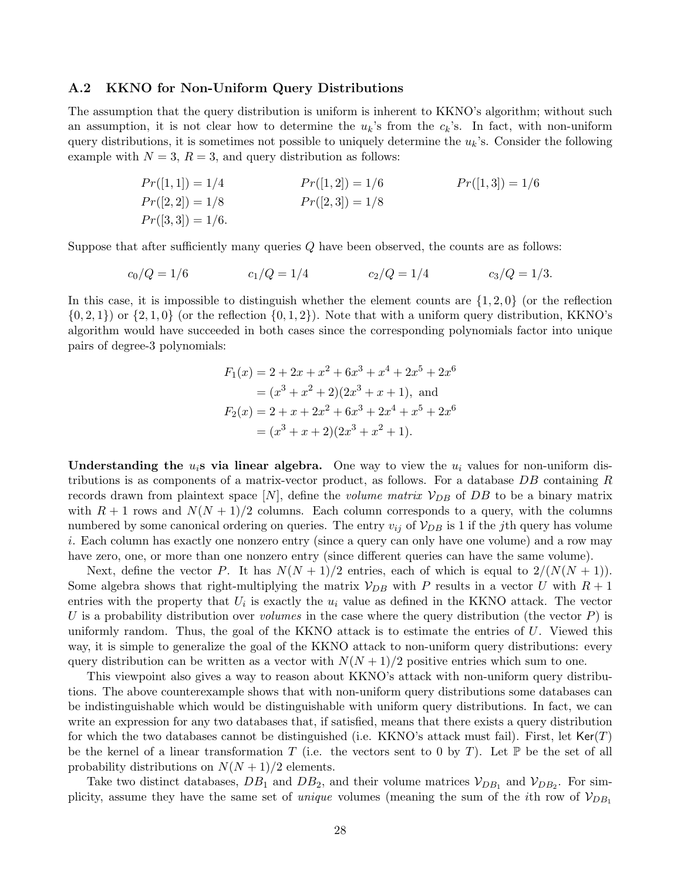### A.2 KKNO for Non-Uniform Query Distributions

The assumption that the query distribution is uniform is inherent to KKNO's algorithm; without such an assumption, it is not clear how to determine the $u_k$'s from the $c_k$'s. In fact, with non-uniform query distributions, it is sometimes not possible to uniquely determine the $u_k$'s. Consider the following example with $N = 3$, $R = 3$, and query distribution as follows:

$$
\begin{array}{lll}
Pr([1,1]) = 1/4 & Pr([1,2]) = 1/6 & Pr([1,3]) = 1/6 \\
Pr([2,2]) = 1/8 & Pr([2,3]) = 1/8 & \\
Pr([3,3]) = 1/6. & &
\end{array}
$$

Suppose that after sufficiently many queries $Q$ have been observed, the counts are as follows:

$$
c_0/Q = 1/6 \qquad c_1/Q = 1/4 \qquad c_2/Q = 1/4 \qquad c_3/Q = 1/3.
$$

In this case, it is impossible to distinguish whether the element counts are $\{1, 2, 0\}$ (or the reflection $\{0, 2, 1\}$) or $\{2, 1, 0\}$ (or the reflection $\{0, 1, 2\}$). Note that with a uniform query distribution, KKNO's algorithm would have succeeded in both cases since the corresponding polynomials factor into unique pairs of degree-3 polynomials:

$$
\begin{aligned}
F_1(x) &= 2 + 2x + x^2 + 6x^3 + x^4 + 2x^5 + 2x^6 \\
&= (x^3 + x^2 + 2)(2x^3 + x + 1), \text{ and} \\
F_2(x) &= 2 + x + 2x^2 + 6x^3 + 2x^4 + x^5 + 2x^6 \\
&= (x^3 + x + 2)(2x^3 + x^2 + 1).
\end{aligned}
$$

**Understanding the $u_i$s via linear algebra.** One way to view the $u_i$ values for non-uniform distributions is as components of a matrix-vector product, as follows. For a database $DB$ containing $R$ records drawn from plaintext space $[N]$, define the *volume matrix* $\mathcal{V}_{DB}$ of $DB$ to be a binary matrix with $R + 1$ rows and $N(N + 1)/2$ columns. Each column corresponds to a query, with the columns numbered by some canonical ordering on queries. The entry $v_{ij}$ of $\mathcal{V}_{DB}$ is 1 if the $j$th query has volume $i$. Each column has exactly one nonzero entry (since a query can only have one volume) and a row may have zero, one, or more than one nonzero entry (since different queries can have the same volume).

Next, define the vector $P$. It has $N(N + 1)/2$ entries, each of which is equal to $2/(N(N + 1))$. Some algebra shows that right-multiplying the matrix $\mathcal{V}_{DB}$ with $P$ results in a vector $U$ with $R + 1$ entries with the property that $U_i$ is exactly the $u_i$ value as defined in the KKNO attack. The vector $U$ is a probability distribution over *volumes* in the case where the query distribution (the vector $P$) is uniformly random. Thus, the goal of the KKNO attack is to estimate the entries of $U$. Viewed this way, it is simple to generalize the goal of the KKNO attack to non-uniform query distributions: every query distribution can be written as a vector with $N(N + 1)/2$ positive entries which sum to one.

This viewpoint also gives a way to reason about KKNO's attack with non-uniform query distributions. The above counterexample shows that with non-uniform query distributions some databases can be indistinguishable which would be distinguishable with uniform query distributions. In fact, we can write an expression for any two databases that, if satisfied, means that there exists a query distribution for which the two databases cannot be distinguished (i.e. KKNO's attack must fail). First, let $\mathsf{Ker}(T)$ be the kernel of a linear transformation $T$ (i.e. the vectors sent to 0 by $T$). Let $\mathbb{P}$ be the set of all probability distributions on $N(N + 1)/2$ elements.

Take two distinct databases, $DB_1$ and $DB_2$, and their volume matrices $\mathcal{V}_{DB_1}$ and $\mathcal{V}_{DB_2}$. For simplicity, assume they have the same set of *unique* volumes (meaning the sum of the $i$th row of $\mathcal{V}_{DB_1}$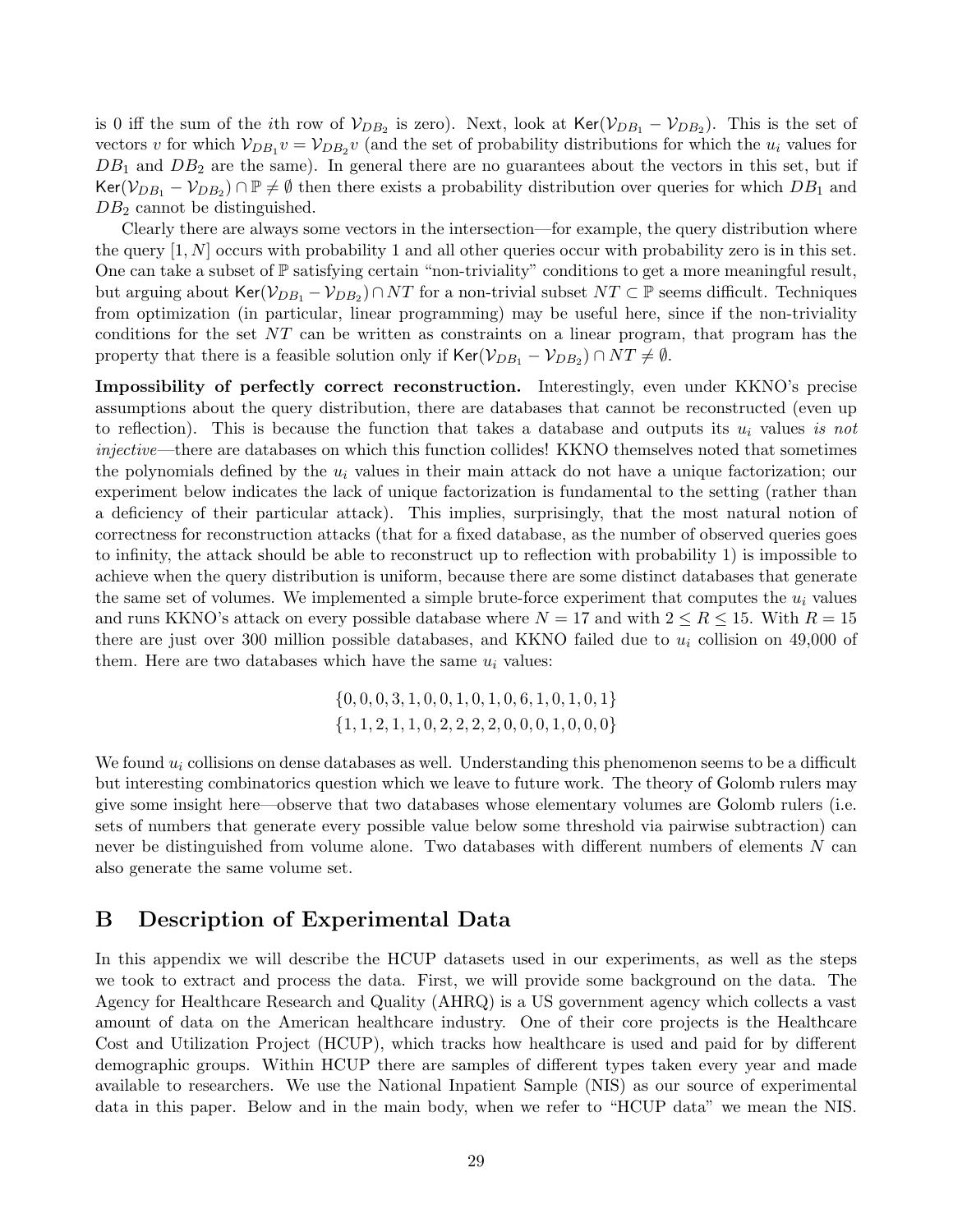is 0 iff the sum of the $i$th row of $\mathcal{V}_{DB_2}$ is zero). Next, look at $\mathsf{Ker}(\mathcal{V}_{DB_1} - \mathcal{V}_{DB_2})$. This is the set of vectors $v$ for which $\mathcal{V}_{DB_1} v = \mathcal{V}_{DB_2} v$ (and the set of probability distributions for which the $u_i$ values for $DB_1$ and $DB_2$ are the same). In general there are no guarantees about the vectors in this set, but if $\mathsf{Ker}(\mathcal{V}_{DB_1} - \mathcal{V}_{DB_2}) \cap \mathbb{P} \neq \emptyset$ then there exists a probability distribution over queries for which $DB_1$ and $DB_2$ cannot be distinguished.

Clearly there are always some vectors in the intersection—for example, the query distribution where the query $[1, N]$ occurs with probability 1 and all other queries occur with probability zero is in this set. One can take a subset of $\mathbb{P}$ satisfying certain "non-triviality" conditions to get a more meaningful result, but arguing about $\mathsf{Ker}(\mathcal{V}_{DB_1} - \mathcal{V}_{DB_2}) \cap NT$ for a non-trivial subset $NT \subset \mathbb{P}$ seems difficult. Techniques from optimization (in particular, linear programming) may be useful here, since if the non-triviality conditions for the set $NT$ can be written as constraints on a linear program, that program has the property that there is a feasible solution only if $\mathsf{Ker}(\mathcal{V}_{DB_1} - \mathcal{V}_{DB_2}) \cap NT \neq \emptyset$.

**Impossibility of perfectly correct reconstruction.** Interestingly, even under KKNO's precise assumptions about the query distribution, there are databases that cannot be reconstructed (even up to reflection). This is because the function that takes a database and outputs its $u_i$ values *is not injective*—there are databases on which this function collides! KKNO themselves noted that sometimes the polynomials defined by the $u_i$ values in their main attack do not have a unique factorization; our experiment below indicates the lack of unique factorization is fundamental to the setting (rather than a deficiency of their particular attack). This implies, surprisingly, that the most natural notion of correctness for reconstruction attacks (that for a fixed database, as the number of observed queries goes to infinity, the attack should be able to reconstruct up to reflection with probability 1) is impossible to achieve when the query distribution is uniform, because there are some distinct databases that generate the same set of volumes. We implemented a simple brute-force experiment that computes the $u_i$ values and runs KKNO's attack on every possible database where $N = 17$ and with $2 \leq R \leq 15$. With $R = 15$ there are just over 300 million possible databases, and KKNO failed due to $u_i$ collision on 49,000 of them. Here are two databases which have the same $u_i$ values:

$$\{0, 0, 0, 3, 1, 0, 0, 1, 0, 1, 0, 6, 1, 0, 1, 0, 1\}$$
$$\{1, 1, 2, 1, 1, 0, 2, 2, 2, 2, 0, 0, 0, 1, 0, 0, 0\}$$

We found $u_i$ collisions on dense databases as well. Understanding this phenomenon seems to be a difficult but interesting combinatorics question which we leave to future work. The theory of Golomb rulers may give some insight here—observe that two databases whose elementary volumes are Golomb rulers (i.e. sets of numbers that generate every possible value below some threshold via pairwise subtraction) can never be distinguished from volume alone. Two databases with different numbers of elements $N$ can also generate the same volume set.

# B Description of Experimental Data

In this appendix we will describe the HCUP datasets used in our experiments, as well as the steps we took to extract and process the data. First, we will provide some background on the data. The Agency for Healthcare Research and Quality (AHRQ) is a US government agency which collects a vast amount of data on the American healthcare industry. One of their core projects is the Healthcare Cost and Utilization Project (HCUP), which tracks how healthcare is used and paid for by different demographic groups. Within HCUP there are samples of different types taken every year and made available to researchers. We use the National Inpatient Sample (NIS) as our source of experimental data in this paper. Below and in the main body, when we refer to "HCUP data" we mean the NIS.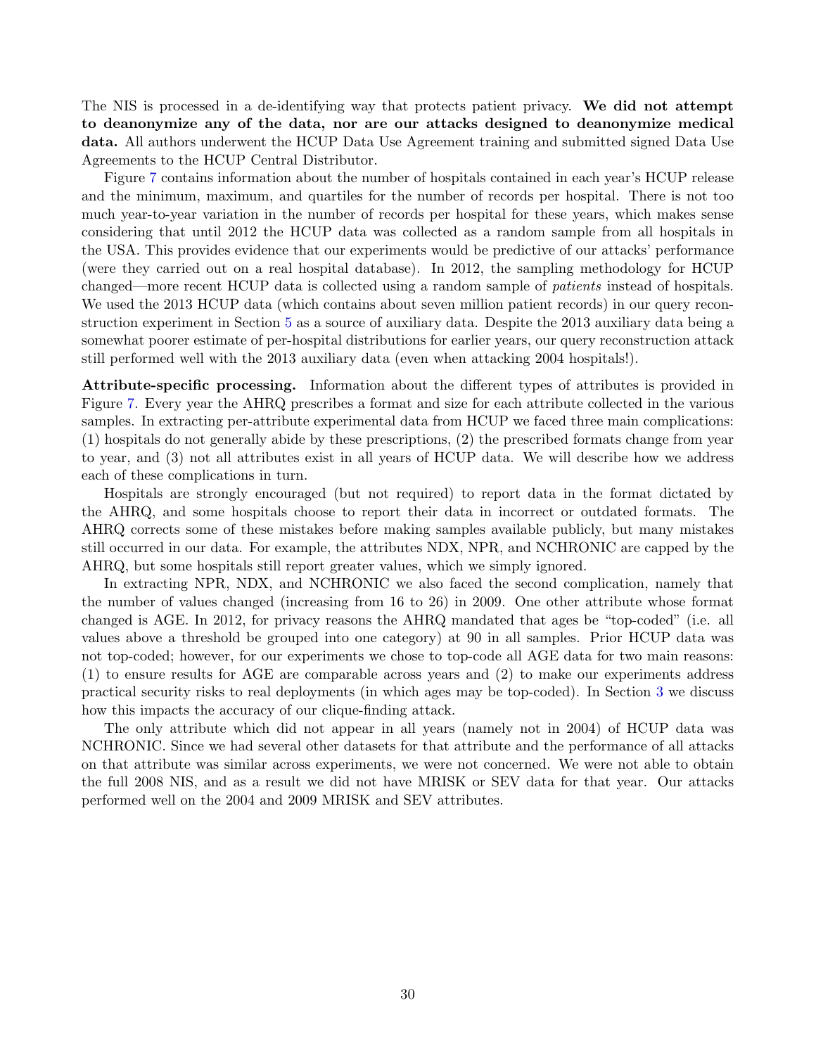The NIS is processed in a de-identifying way that protects patient privacy. **We did not attempt to deanonymize any of the data, nor are our attacks designed to deanonymize medical data.** All authors underwent the HCUP Data Use Agreement training and submitted signed Data Use Agreements to the HCUP Central Distributor.

Figure 7 contains information about the number of hospitals contained in each year's HCUP release and the minimum, maximum, and quartiles for the number of records per hospital. There is not too much year-to-year variation in the number of records per hospital for these years, which makes sense considering that until 2012 the HCUP data was collected as a random sample from all hospitals in the USA. This provides evidence that our experiments would be predictive of our attacks' performance (were they carried out on a real hospital database). In 2012, the sampling methodology for HCUP changed—more recent HCUP data is collected using a random sample of *patients* instead of hospitals. We used the 2013 HCUP data (which contains about seven million patient records) in our query reconstruction experiment in Section 5 as a source of auxiliary data. Despite the 2013 auxiliary data being a somewhat poorer estimate of per-hospital distributions for earlier years, our query reconstruction attack still performed well with the 2013 auxiliary data (even when attacking 2004 hospitals!).

**Attribute-specific processing.** Information about the different types of attributes is provided in Figure 7. Every year the AHRQ prescribes a format and size for each attribute collected in the various samples. In extracting per-attribute experimental data from HCUP we faced three main complications: (1) hospitals do not generally abide by these prescriptions, (2) the prescribed formats change from year to year, and (3) not all attributes exist in all years of HCUP data. We will describe how we address each of these complications in turn.

Hospitals are strongly encouraged (but not required) to report data in the format dictated by the AHRQ, and some hospitals choose to report their data in incorrect or outdated formats. The AHRQ corrects some of these mistakes before making samples available publicly, but many mistakes still occurred in our data. For example, the attributes NDX, NPR, and NCHRONIC are capped by the AHRQ, but some hospitals still report greater values, which we simply ignored.

In extracting NPR, NDX, and NCHRONIC we also faced the second complication, namely that the number of values changed (increasing from 16 to 26) in 2009. One other attribute whose format changed is AGE. In 2012, for privacy reasons the AHRQ mandated that ages be "top-coded" (i.e. all values above a threshold be grouped into one category) at 90 in all samples. Prior HCUP data was not top-coded; however, for our experiments we chose to top-code all AGE data for two main reasons: (1) to ensure results for AGE are comparable across years and (2) to make our experiments address practical security risks to real deployments (in which ages may be top-coded). In Section 3 we discuss how this impacts the accuracy of our clique-finding attack.

The only attribute which did not appear in all years (namely not in 2004) of HCUP data was NCHRONIC. Since we had several other datasets for that attribute and the performance of all attacks on that attribute was similar across experiments, we were not concerned. We were not able to obtain the full 2008 NIS, and as a result we did not have MRISK or SEV data for that year. Our attacks performed well on the 2004 and 2009 MRISK and SEV attributes.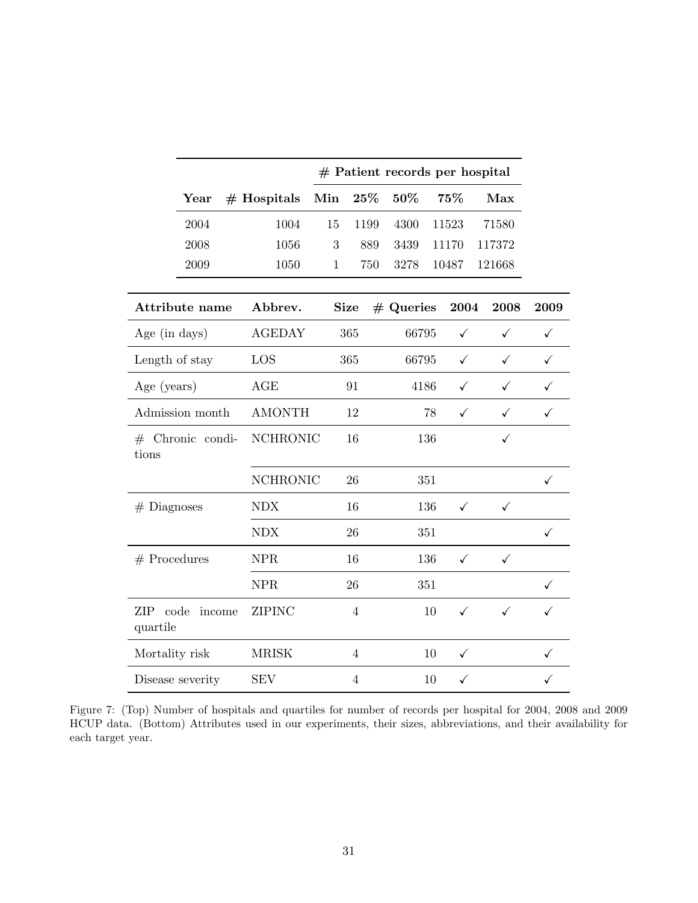| | | # Patient records per hospital | | | | |
|---|---|---|---|---|---|---|
| **Year** | **# Hospitals** | **Min** | **25%** | **50%** | **75%** | **Max** |
| 2004 | 1004 | 15 | 1199 | 4300 | 11523 | 71580 |
| 2008 | 1056 | 3 | 889 | 3439 | 11170 | 117372 |
| 2009 | 1050 | 1 | 750 | 3278 | 10487 | 121668 |

| **Attribute name** | **Abbrev.** | **Size** | **# Queries** | **2004** | **2008** | **2009** |
|---|---|---|---|---|---|---|
| Age (in days) | AGEDAY | 365 | 66795 | ✓ | ✓ | ✓ |
| Length of stay | LOS | 365 | 66795 | ✓ | ✓ | ✓ |
| Age (years) | AGE | 91 | 4186 | ✓ | ✓ | ✓ |
| Admission month | AMONTH | 12 | 78 | ✓ | ✓ | ✓ |
| # Chronic conditions | NCHRONIC | 16 | 136 | | ✓ | |
| | NCHRONIC | 26 | 351 | | | ✓ |
| # Diagnoses | NDX | 16 | 136 | ✓ | ✓ | |
| | NDX | 26 | 351 | | | ✓ |
| # Procedures | NPR | 16 | 136 | ✓ | ✓ | |
| | NPR | 26 | 351 | | | ✓ |
| ZIP code income quartile | ZIPINC | 4 | 10 | ✓ | ✓ | ✓ |
| Mortality risk | MRISK | 4 | 10 | ✓ | | ✓ |
| Disease severity | SEV | 4 | 10 | ✓ | | ✓ |

Figure 7: (Top) Number of hospitals and quartiles for number of records per hospital for 2004, 2008 and 2009 HCUP data. (Bottom) Attributes used in our experiments, their sizes, abbreviations, and their availability for each target year.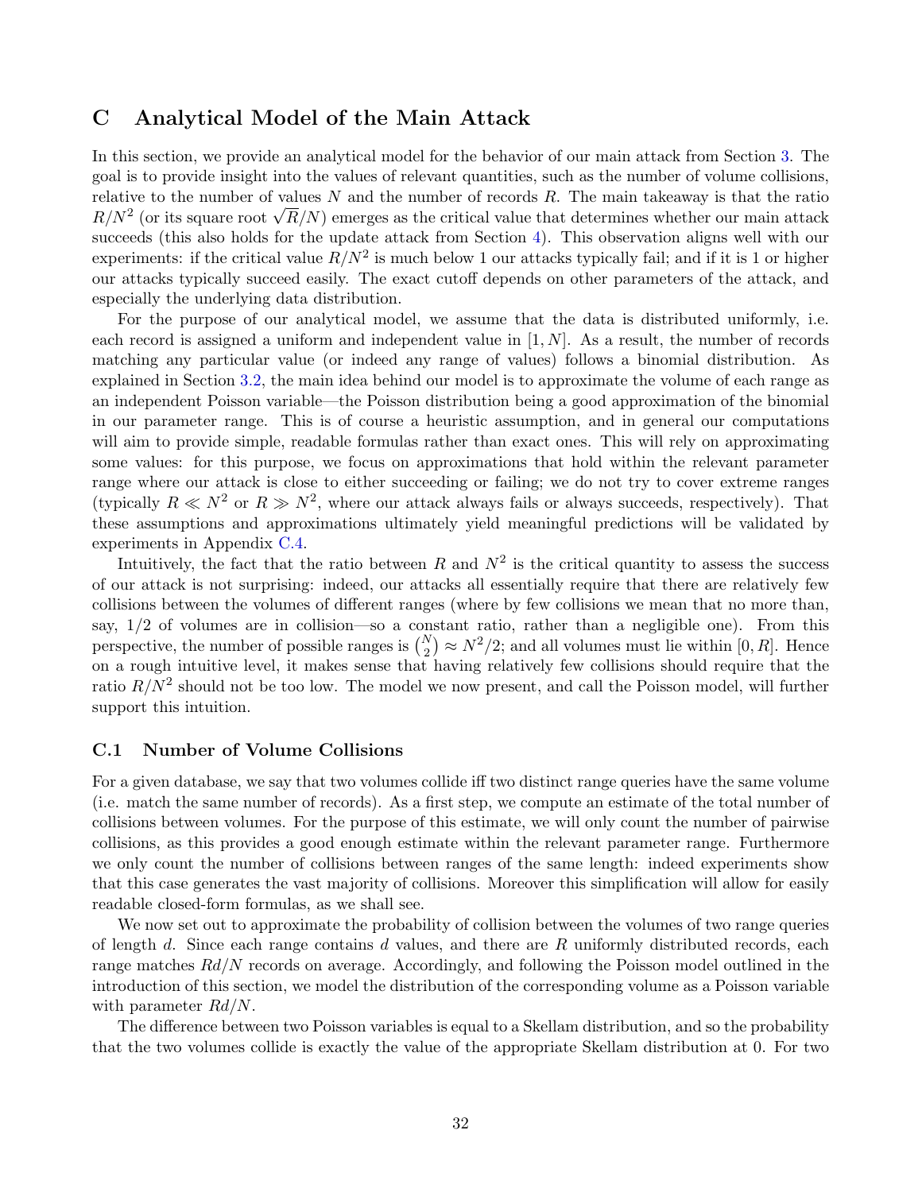## C Analytical Model of the Main Attack

In this section, we provide an analytical model for the behavior of our main attack from Section 3. The goal is to provide insight into the values of relevant quantities, such as the number of volume collisions, relative to the number of values $N$ and the number of records $R$. The main takeaway is that the ratio $R/N^2$ (or its square root $\sqrt{R}/N$) emerges as the critical value that determines whether our main attack succeeds (this also holds for the update attack from Section 4). This observation aligns well with our experiments: if the critical value $R/N^2$ is much below 1 our attacks typically fail; and if it is 1 or higher our attacks typically succeed easily. The exact cutoff depends on other parameters of the attack, and especially the underlying data distribution.

For the purpose of our analytical model, we assume that the data is distributed uniformly, i.e. each record is assigned a uniform and independent value in $[1, N]$. As a result, the number of records matching any particular value (or indeed any range of values) follows a binomial distribution. As explained in Section 3.2, the main idea behind our model is to approximate the volume of each range as an independent Poisson variable—the Poisson distribution being a good approximation of the binomial in our parameter range. This is of course a heuristic assumption, and in general our computations will aim to provide simple, readable formulas rather than exact ones. This will rely on approximating some values: for this purpose, we focus on approximations that hold within the relevant parameter range where our attack is close to either succeeding or failing; we do not try to cover extreme ranges (typically $R \ll N^2$ or $R \gg N^2$, where our attack always fails or always succeeds, respectively). That these assumptions and approximations ultimately yield meaningful predictions will be validated by experiments in Appendix C.4.

Intuitively, the fact that the ratio between $R$ and $N^2$ is the critical quantity to assess the success of our attack is not surprising: indeed, our attacks all essentially require that there are relatively few collisions between the volumes of different ranges (where by few collisions we mean that no more than, say, 1/2 of volumes are in collision—so a constant ratio, rather than a negligible one). From this perspective, the number of possible ranges is $\binom{N}{2} \approx N^2/2$; and all volumes must lie within $[0, R]$. Hence on a rough intuitive level, it makes sense that having relatively few collisions should require that the ratio $R/N^2$ should not be too low. The model we now present, and call the Poisson model, will further support this intuition.

### C.1 Number of Volume Collisions

For a given database, we say that two volumes collide iff two distinct range queries have the same volume (i.e. match the same number of records). As a first step, we compute an estimate of the total number of collisions between volumes. For the purpose of this estimate, we will only count the number of pairwise collisions, as this provides a good enough estimate within the relevant parameter range. Furthermore we only count the number of collisions between ranges of the same length: indeed experiments show that this case generates the vast majority of collisions. Moreover this simplification will allow for easily readable closed-form formulas, as we shall see.

We now set out to approximate the probability of collision between the volumes of two range queries of length $d$. Since each range contains $d$ values, and there are $R$ uniformly distributed records, each range matches $Rd/N$ records on average. Accordingly, and following the Poisson model outlined in the introduction of this section, we model the distribution of the corresponding volume as a Poisson variable with parameter $Rd/N$.

The difference between two Poisson variables is equal to a Skellam distribution, and so the probability that the two volumes collide is exactly the value of the appropriate Skellam distribution at 0. For two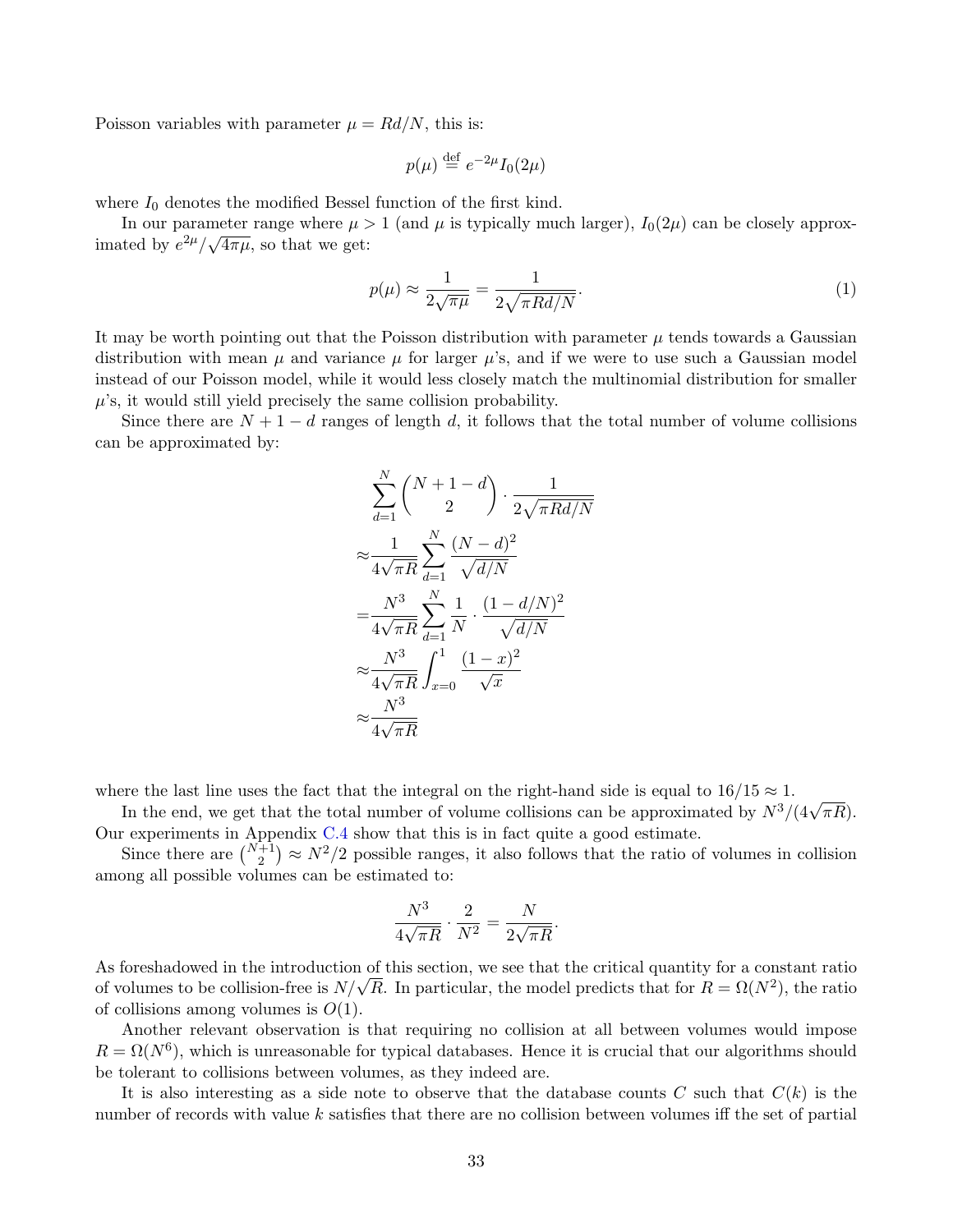Poisson variables with parameter $\mu = Rd/N$, this is:

$$p(\mu) \stackrel{\text{def}}{=} e^{-2\mu} I_0(2\mu)$$

where $I_0$ denotes the modified Bessel function of the first kind.

In our parameter range where $\mu > 1$ (and $\mu$ is typically much larger), $I_0(2\mu)$ can be closely approximated by $e^{2\mu}/\sqrt{4\pi\mu}$, so that we get:

$$p(\mu) \approx \frac{1}{2\sqrt{\pi\mu}} = \frac{1}{2\sqrt{\pi R d/N}}. \tag{1}$$

It may be worth pointing out that the Poisson distribution with parameter $\mu$ tends towards a Gaussian distribution with mean $\mu$ and variance $\mu$ for larger $\mu$'s, and if we were to use such a Gaussian model instead of our Poisson model, while it would less closely match the multinomial distribution for smaller $\mu$'s, it would still yield precisely the same collision probability.

Since there are $N + 1 - d$ ranges of length $d$, it follows that the total number of volume collisions can be approximated by:

$$\begin{aligned}
&\sum_{d=1}^{N} \binom{N+1-d}{2} \cdot \frac{1}{2\sqrt{\pi R d/N}} \\
\approx &\frac{1}{4\sqrt{\pi R}} \sum_{d=1}^{N} \frac{(N-d)^2}{\sqrt{d/N}} \\
= &\frac{N^3}{4\sqrt{\pi R}} \sum_{d=1}^{N} \frac{1}{N} \cdot \frac{(1-d/N)^2}{\sqrt{d/N}} \\
\approx &\frac{N^3}{4\sqrt{\pi R}} \int_{x=0}^{1} \frac{(1-x)^2}{\sqrt{x}} \\
\approx &\frac{N^3}{4\sqrt{\pi R}}
\end{aligned}$$

where the last line uses the fact that the integral on the right-hand side is equal to $16/15 \approx 1$.

In the end, we get that the total number of volume collisions can be approximated by $N^3/(4\sqrt{\pi R})$. Our experiments in Appendix C.4 show that this is in fact quite a good estimate.

Since there are $\binom{N+1}{2} \approx N^2/2$ possible ranges, it also follows that the ratio of volumes in collision among all possible volumes can be estimated to:

$$\frac{N^3}{4\sqrt{\pi R}} \cdot \frac{2}{N^2} = \frac{N}{2\sqrt{\pi R}}.$$

As foreshadowed in the introduction of this section, we see that the critical quantity for a constant ratio of volumes to be collision-free is $N/\sqrt{R}$. In particular, the model predicts that for $R = \Omega(N^2)$, the ratio of collisions among volumes is $O(1)$.

Another relevant observation is that requiring no collision at all between volumes would impose $R = \Omega(N^6)$, which is unreasonable for typical databases. Hence it is crucial that our algorithms should be tolerant to collisions between volumes, as they indeed are.

It is also interesting as a side note to observe that the database counts $C$ such that $C(k)$ is the number of records with value $k$ satisfies that there are no collision between volumes iff the set of partial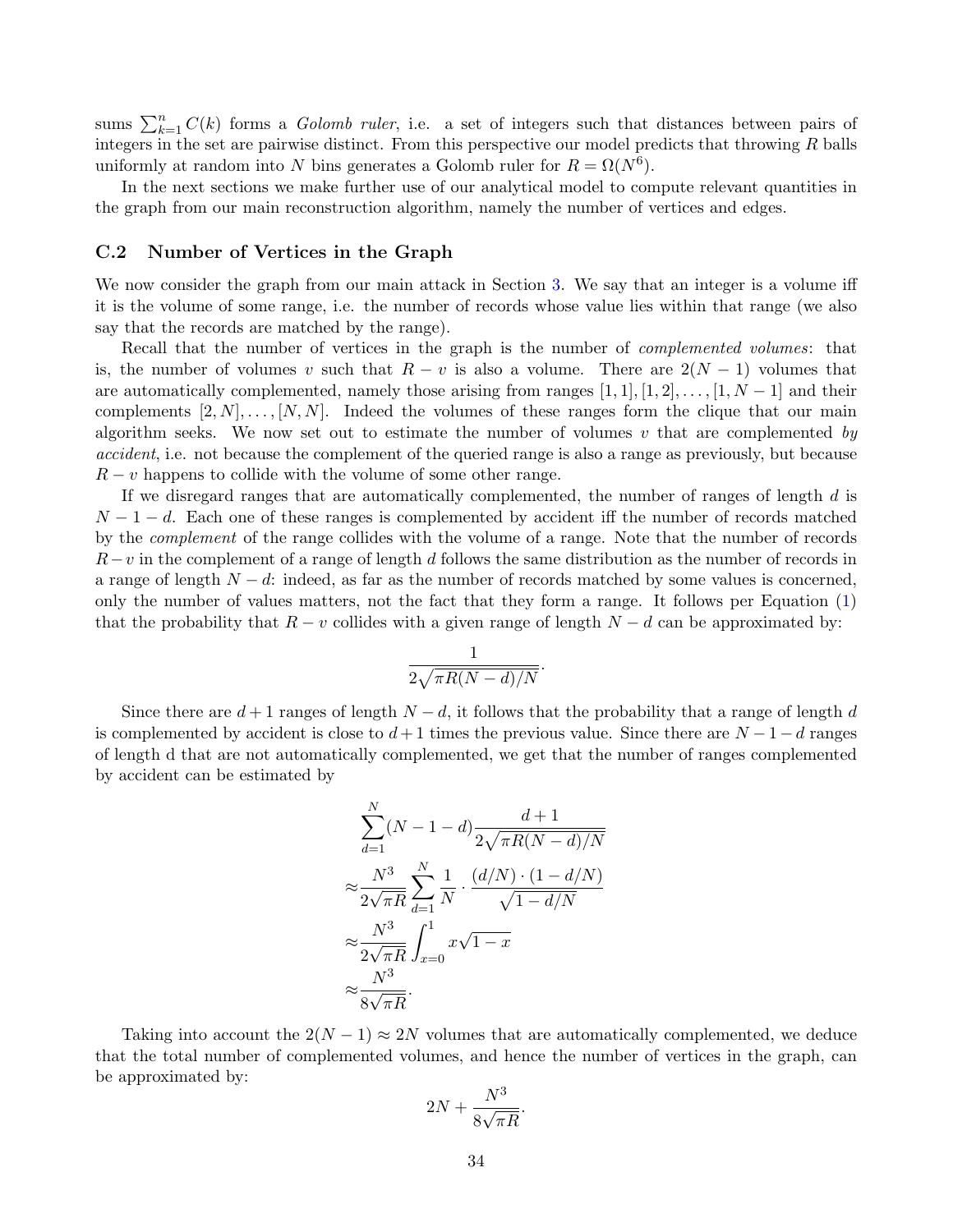sums $\sum_{k=1}^{n} C(k)$ forms a *Golomb ruler*, i.e. a set of integers such that distances between pairs of integers in the set are pairwise distinct. From this perspective our model predicts that throwing $R$ balls uniformly at random into $N$ bins generates a Golomb ruler for $R = \Omega(N^6)$.

In the next sections we make further use of our analytical model to compute relevant quantities in the graph from our main reconstruction algorithm, namely the number of vertices and edges.

### C.2 Number of Vertices in the Graph

We now consider the graph from our main attack in Section 3. We say that an integer is a volume iff it is the volume of some range, i.e. the number of records whose value lies within that range (we also say that the records are matched by the range).

Recall that the number of vertices in the graph is the number of *complemented volumes*: that is, the number of volumes $v$ such that $R - v$ is also a volume. There are $2(N-1)$ volumes that are automatically complemented, namely those arising from ranges $[1,1], [1,2], \ldots, [1, N-1]$ and their complements $[2,N], \ldots, [N,N]$. Indeed the volumes of these ranges form the clique that our main algorithm seeks. We now set out to estimate the number of volumes $v$ that are complemented *by accident*, i.e. not because the complement of the queried range is also a range as previously, but because $R - v$ happens to collide with the volume of some other range.

If we disregard ranges that are automatically complemented, the number of ranges of length $d$ is $N - 1 - d$. Each one of these ranges is complemented by accident iff the number of records matched by the *complement* of the range collides with the volume of a range. Note that the number of records $R - v$ in the complement of a range of length $d$ follows the same distribution as the number of records in a range of length $N - d$: indeed, as far as the number of records matched by some values is concerned, only the number of values matters, not the fact that they form a range. It follows per Equation (1) that the probability that $R - v$ collides with a given range of length $N - d$ can be approximated by:

$$\frac{1}{2\sqrt{\pi R (N-d)/N}}.$$

Since there are $d+1$ ranges of length $N - d$, it follows that the probability that a range of length $d$ is complemented by accident is close to $d+1$ times the previous value. Since there are $N - 1 - d$ ranges of length d that are not automatically complemented, we get that the number of ranges complemented by accident can be estimated by

$$\begin{aligned}
&\sum_{d=1}^{N} (N-1-d) \frac{d+1}{2\sqrt{\pi R (N-d)/N}} \\
\approx &\frac{N^3}{2\sqrt{\pi R}} \sum_{d=1}^{N} \frac{1}{N} \cdot \frac{(d/N) \cdot (1 - d/N)}{\sqrt{1 - d/N}} \\
\approx &\frac{N^3}{2\sqrt{\pi R}} \int_{x=0}^{1} x\sqrt{1-x} \\
\approx &\frac{N^3}{8\sqrt{\pi R}}.
\end{aligned}$$

Taking into account the $2(N-1) \approx 2N$ volumes that are automatically complemented, we deduce that the total number of complemented volumes, and hence the number of vertices in the graph, can be approximated by:

$$2N + \frac{N^3}{8\sqrt{\pi R}}.$$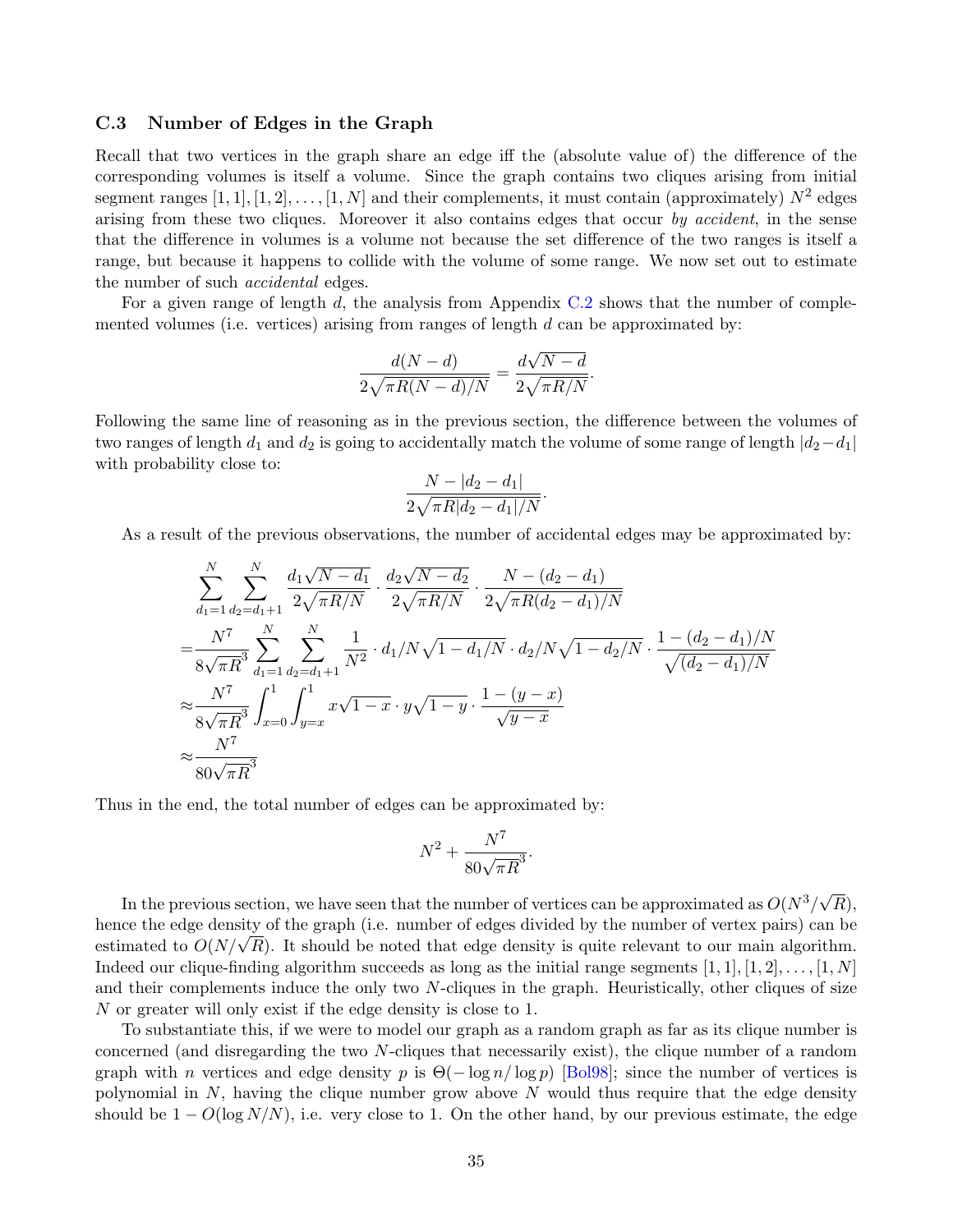### C.3 Number of Edges in the Graph

Recall that two vertices in the graph share an edge iff the (absolute value of) the difference of the corresponding volumes is itself a volume. Since the graph contains two cliques arising from initial segment ranges $[1,1],[1,2],\ldots,[1,N]$ and their complements, it must contain (approximately) $N^2$ edges arising from these two cliques. Moreover it also contains edges that occur *by accident*, in the sense that the difference in volumes is a volume not because the set difference of the two ranges is itself a range, but because it happens to collide with the volume of some range. We now set out to estimate the number of such *accidental* edges.

For a given range of length $d$, the analysis from Appendix C.2 shows that the number of complemented volumes (i.e. vertices) arising from ranges of length $d$ can be approximated by:

$$\frac{d(N-d)}{2\sqrt{\pi R(N-d)/N}} = \frac{d\sqrt{N-d}}{2\sqrt{\pi R/N}}.$$

Following the same line of reasoning as in the previous section, the difference between the volumes of two ranges of length $d_1$ and $d_2$ is going to accidentally match the volume of some range of length $|d_2-d_1|$ with probability close to:

$$\frac{N-|d_2-d_1|}{2\sqrt{\pi R|d_2-d_1|/N}}.$$

As a result of the previous observations, the number of accidental edges may be approximated by:

$$\begin{aligned}
&\sum_{d_1=1}^{N}\sum_{d_2=d_1+1}^{N} \frac{d_1\sqrt{N-d_1}}{2\sqrt{\pi R/N}}\cdot\frac{d_2\sqrt{N-d_2}}{2\sqrt{\pi R/N}}\cdot\frac{N-(d_2-d_1)}{2\sqrt{\pi R(d_2-d_1)/N}}\\
=&\frac{N^7}{8\sqrt{\pi R}^3}\sum_{d_1=1}^{N}\sum_{d_2=d_1+1}^{N}\frac{1}{N^2}\cdot d_1/N\sqrt{1-d_1/N}\cdot d_2/N\sqrt{1-d_2/N}\cdot\frac{1-(d_2-d_1)/N}{\sqrt{(d_2-d_1)/N}}\\
\approx&\frac{N^7}{8\sqrt{\pi R}^3}\int_{x=0}^{1}\int_{y=x}^{1} x\sqrt{1-x}\cdot y\sqrt{1-y}\cdot\frac{1-(y-x)}{\sqrt{y-x}}\\
\approx&\frac{N^7}{80\sqrt{\pi R}^3}
\end{aligned}$$

Thus in the end, the total number of edges can be approximated by:

$$N^2+\frac{N^7}{80\sqrt{\pi R}^3}.$$

In the previous section, we have seen that the number of vertices can be approximated as $O(N^3/\sqrt{R})$, hence the edge density of the graph (i.e. number of edges divided by the number of vertex pairs) can be estimated to $O(N/\sqrt{R})$. It should be noted that edge density is quite relevant to our main algorithm. Indeed our clique-finding algorithm succeeds as long as the initial range segments $[1,1],[1,2],\ldots,[1,N]$ and their complements induce the only two $N$-cliques in the graph. Heuristically, other cliques of size $N$ or greater will only exist if the edge density is close to 1.

To substantiate this, if we were to model our graph as a random graph as far as its clique number is concerned (and disregarding the two $N$-cliques that necessarily exist), the clique number of a random graph with $n$ vertices and edge density $p$ is $\Theta(-\log n/\log p)$ [Bol98]; since the number of vertices is polynomial in $N$, having the clique number grow above $N$ would thus require that the edge density should be $1-O(\log N/N)$, i.e. very close to 1. On the other hand, by our previous estimate, the edge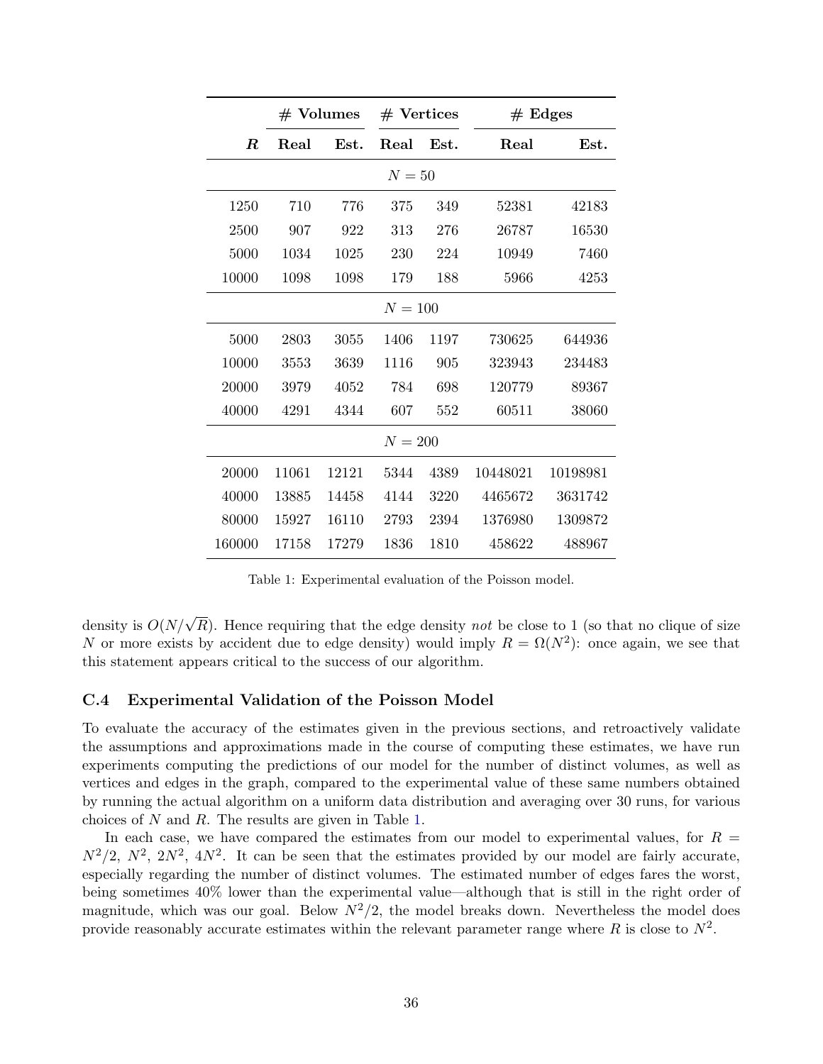| $R$ | # Volumes Real | # Volumes Est. | # Vertices Real | # Vertices Est. | # Edges Real | # Edges Est. |
|---|---|---|---|---|---|---|
| | | | $N = 50$ | | | |
| 1250 | 710 | 776 | 375 | 349 | 52381 | 42183 |
| 2500 | 907 | 922 | 313 | 276 | 26787 | 16530 |
| 5000 | 1034 | 1025 | 230 | 224 | 10949 | 7460 |
| 10000 | 1098 | 1098 | 179 | 188 | 5966 | 4253 |
| | | | $N = 100$ | | | |
| 5000 | 2803 | 3055 | 1406 | 1197 | 730625 | 644936 |
| 10000 | 3553 | 3639 | 1116 | 905 | 323943 | 234483 |
| 20000 | 3979 | 4052 | 784 | 698 | 120779 | 89367 |
| 40000 | 4291 | 4344 | 607 | 552 | 60511 | 38060 |
| | | | $N = 200$ | | | |
| 20000 | 11061 | 12121 | 5344 | 4389 | 10448021 | 10198981 |
| 40000 | 13885 | 14458 | 4144 | 3220 | 4465672 | 3631742 |
| 80000 | 15927 | 16110 | 2793 | 2394 | 1376980 | 1309872 |
| 160000 | 17158 | 17279 | 1836 | 1810 | 458622 | 488967 |

Table 1: Experimental evaluation of the Poisson model.

density is $O(N/\sqrt{R})$. Hence requiring that the edge density *not* be close to 1 (so that no clique of size $N$ or more exists by accident due to edge density) would imply $R = \Omega(N^2)$: once again, we see that this statement appears critical to the success of our algorithm.

### C.4 Experimental Validation of the Poisson Model

To evaluate the accuracy of the estimates given in the previous sections, and retroactively validate the assumptions and approximations made in the course of computing these estimates, we have run experiments computing the predictions of our model for the number of distinct volumes, as well as vertices and edges in the graph, compared to the experimental value of these same numbers obtained by running the actual algorithm on a uniform data distribution and averaging over 30 runs, for various choices of $N$ and $R$. The results are given in Table 1.

In each case, we have compared the estimates from our model to experimental values, for $R = N^2/2$, $N^2$, $2N^2$, $4N^2$. It can be seen that the estimates provided by our model are fairly accurate, especially regarding the number of distinct volumes. The estimated number of edges fares the worst, being sometimes 40% lower than the experimental value—although that is still in the right order of magnitude, which was our goal. Below $N^2/2$, the model breaks down. Nevertheless the model does provide reasonably accurate estimates within the relevant parameter range where $R$ is close to $N^2$.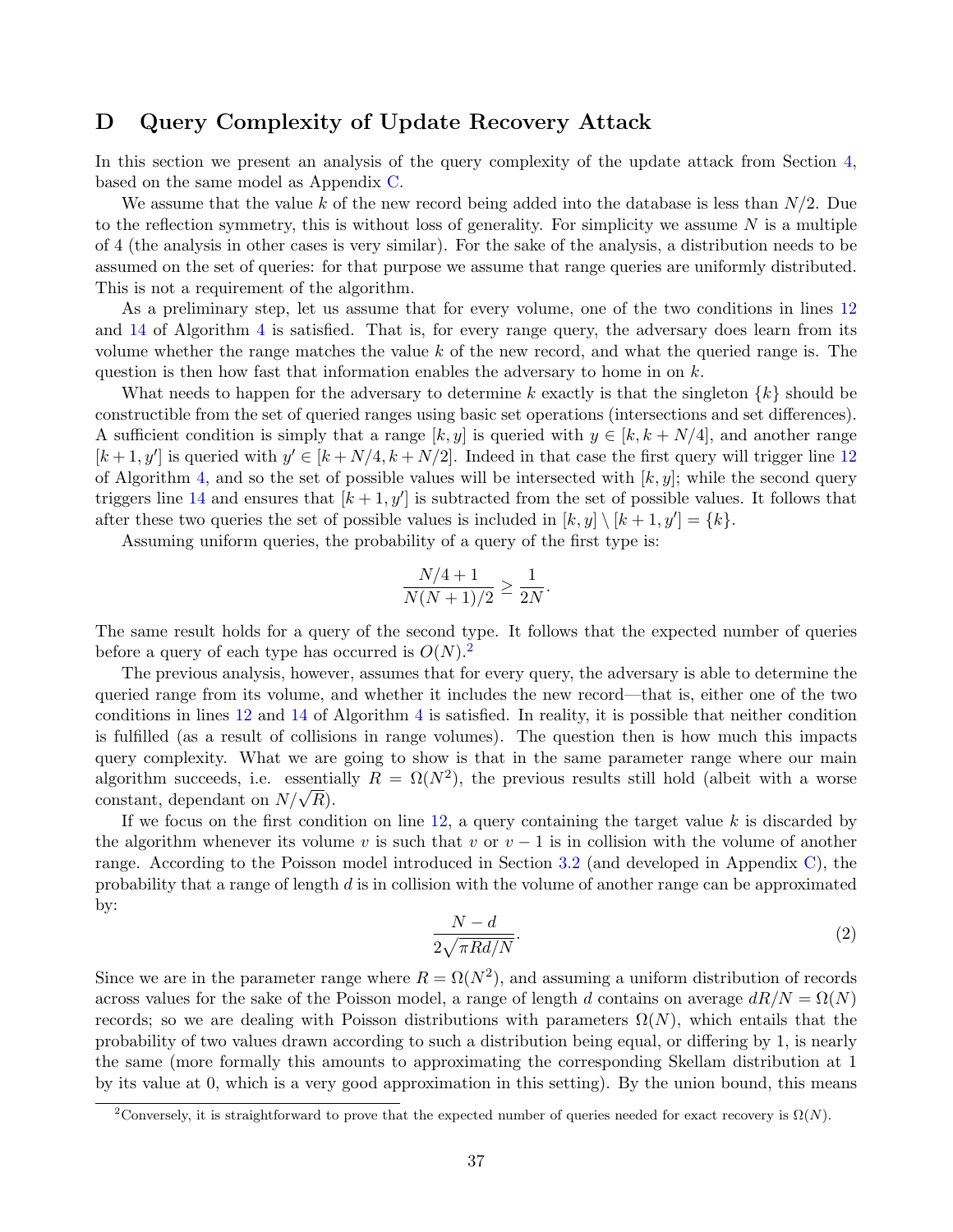## D Query Complexity of Update Recovery Attack

In this section we present an analysis of the query complexity of the update attack from Section 4, based on the same model as Appendix C.

We assume that the value $k$ of the new record being added into the database is less than $N/2$. Due to the reflection symmetry, this is without loss of generality. For simplicity we assume $N$ is a multiple of 4 (the analysis in other cases is very similar). For the sake of the analysis, a distribution needs to be assumed on the set of queries: for that purpose we assume that range queries are uniformly distributed. This is not a requirement of the algorithm.

As a preliminary step, let us assume that for every volume, one of the two conditions in lines 12 and 14 of Algorithm 4 is satisfied. That is, for every range query, the adversary does learn from its volume whether the range matches the value $k$ of the new record, and what the queried range is. The question is then how fast that information enables the adversary to home in on $k$.

What needs to happen for the adversary to determine $k$ exactly is that the singleton $\{k\}$ should be constructible from the set of queried ranges using basic set operations (intersections and set differences). A sufficient condition is simply that a range $[k, y]$ is queried with $y \in [k, k + N/4]$, and another range $[k + 1, y']$ is queried with $y' \in [k + N/4, k + N/2]$. Indeed in that case the first query will trigger line 12 of Algorithm 4, and so the set of possible values will be intersected with $[k, y]$; while the second query triggers line 14 and ensures that $[k + 1, y']$ is subtracted from the set of possible values. It follows that after these two queries the set of possible values is included in $[k, y] \setminus [k + 1, y'] = \{k\}$.

Assuming uniform queries, the probability of a query of the first type is:

$$\frac{N/4 + 1}{N(N + 1)/2} \geq \frac{1}{2N}.$$

The same result holds for a query of the second type. It follows that the expected number of queries before a query of each type has occurred is $O(N)$.[2]

The previous analysis, however, assumes that for every query, the adversary is able to determine the queried range from its volume, and whether it includes the new record—that is, either one of the two conditions in lines 12 and 14 of Algorithm 4 is satisfied. In reality, it is possible that neither condition is fulfilled (as a result of collisions in range volumes). The question then is how much this impacts query complexity. What we are going to show is that in the same parameter range where our main algorithm succeeds, i.e. essentially $R = \Omega(N^2)$, the previous results still hold (albeit with a worse constant, dependant on $N/\sqrt{R}$).

If we focus on the first condition on line 12, a query containing the target value $k$ is discarded by the algorithm whenever its volume $v$ is such that $v$ or $v - 1$ is in collision with the volume of another range. According to the Poisson model introduced in Section 3.2 (and developed in Appendix C), the probability that a range of length $d$ is in collision with the volume of another range can be approximated by:

$$\frac{N - d}{2\sqrt{\pi R d/N}}. \tag{2}$$

Since we are in the parameter range where $R = \Omega(N^2)$, and assuming a uniform distribution of records across values for the sake of the Poisson model, a range of length $d$ contains on average $dR/N = \Omega(N)$ records; so we are dealing with Poisson distributions with parameters $\Omega(N)$, which entails that the probability of two values drawn according to such a distribution being equal, or differing by 1, is nearly the same (more formally this amounts to approximating the corresponding Skellam distribution at 1 by its value at 0, which is a very good approximation in this setting). By the union bound, this means

[2] Conversely, it is straightforward to prove that the expected number of queries needed for exact recovery is $\Omega(N)$.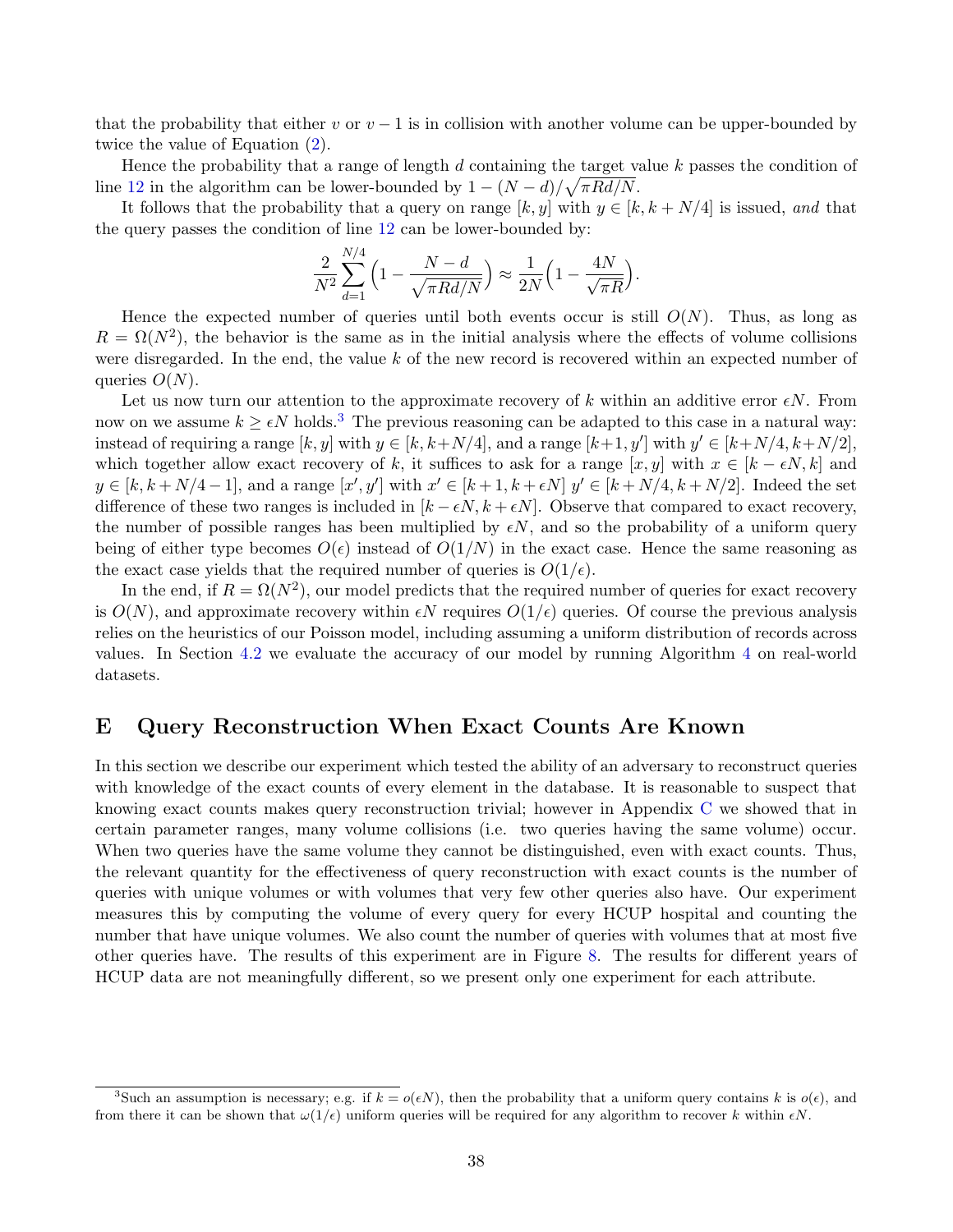that the probability that either $v$ or $v-1$ is in collision with another volume can be upper-bounded by twice the value of Equation (2).

Hence the probability that a range of length $d$ containing the target value $k$ passes the condition of line 12 in the algorithm can be lower-bounded by $1-(N-d)/\sqrt{\pi Rd/N}$.

It follows that the probability that a query on range $[k,y]$ with $y \in [k, k+N/4]$ is issued, *and* that the query passes the condition of line 12 can be lower-bounded by:

$$\frac{2}{N^2}\sum_{d=1}^{N/4}\Big(1-\frac{N-d}{\sqrt{\pi Rd/N}}\Big) \approx \frac{1}{2N}\Big(1-\frac{4N}{\sqrt{\pi R}}\Big).$$

Hence the expected number of queries until both events occur is still $O(N)$. Thus, as long as $R=\Omega(N^2)$, the behavior is the same as in the initial analysis where the effects of volume collisions were disregarded. In the end, the value $k$ of the new record is recovered within an expected number of queries $O(N)$.

Let us now turn our attention to the approximate recovery of $k$ within an additive error $\epsilon N$. From now on we assume $k \geq \epsilon N$ holds.[3] The previous reasoning can be adapted to this case in a natural way: instead of requiring a range $[k,y]$ with $y \in [k, k+N/4]$, and a range $[k+1, y']$ with $y' \in [k+N/4, k+N/2]$, which together allow exact recovery of $k$, it suffices to ask for a range $[x,y]$ with $x \in [k-\epsilon N, k]$ and $y \in [k, k+N/4-1]$, and a range $[x', y']$ with $x' \in [k+1, k+\epsilon N]$ $y' \in [k+N/4, k+N/2]$. Indeed the set difference of these two ranges is included in $[k-\epsilon N, k+\epsilon N]$. Observe that compared to exact recovery, the number of possible ranges has been multiplied by $\epsilon N$, and so the probability of a uniform query being of either type becomes $O(\epsilon)$ instead of $O(1/N)$ in the exact case. Hence the same reasoning as the exact case yields that the required number of queries is $O(1/\epsilon)$.

In the end, if $R=\Omega(N^2)$, our model predicts that the required number of queries for exact recovery is $O(N)$, and approximate recovery within $\epsilon N$ requires $O(1/\epsilon)$ queries. Of course the previous analysis relies on the heuristics of our Poisson model, including assuming a uniform distribution of records across values. In Section 4.2 we evaluate the accuracy of our model by running Algorithm 4 on real-world datasets.

## E Query Reconstruction When Exact Counts Are Known

In this section we describe our experiment which tested the ability of an adversary to reconstruct queries with knowledge of the exact counts of every element in the database. It is reasonable to suspect that knowing exact counts makes query reconstruction trivial; however in Appendix C we showed that in certain parameter ranges, many volume collisions (i.e. two queries having the same volume) occur. When two queries have the same volume they cannot be distinguished, even with exact counts. Thus, the relevant quantity for the effectiveness of query reconstruction with exact counts is the number of queries with unique volumes or with volumes that very few other queries also have. Our experiment measures this by computing the volume of every query for every HCUP hospital and counting the number that have unique volumes. We also count the number of queries with volumes that at most five other queries have. The results of this experiment are in Figure 8. The results for different years of HCUP data are not meaningfully different, so we present only one experiment for each attribute.

[3] Such an assumption is necessary; e.g. if $k=o(\epsilon N)$, then the probability that a uniform query contains $k$ is $o(\epsilon)$, and from there it can be shown that $\omega(1/\epsilon)$ uniform queries will be required for any algorithm to recover $k$ within $\epsilon N$.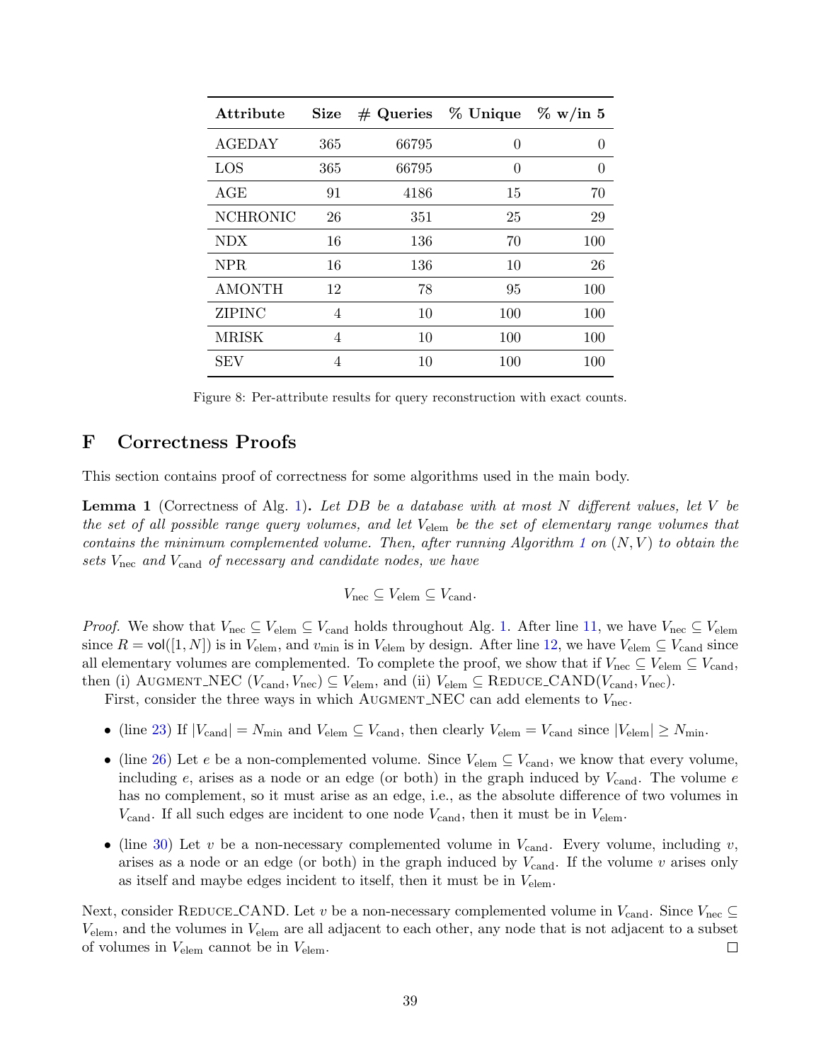| Attribute | Size | # Queries | % Unique | % w/in 5 |
|---|---|---|---|---|
| AGEDAY | 365 | 66795 | 0 | 0 |
| LOS | 365 | 66795 | 0 | 0 |
| AGE | 91 | 4186 | 15 | 70 |
| NCHRONIC | 26 | 351 | 25 | 29 |
| NDX | 16 | 136 | 70 | 100 |
| NPR | 16 | 136 | 10 | 26 |
| AMONTH | 12 | 78 | 95 | 100 |
| ZIPINC | 4 | 10 | 100 | 100 |
| MRISK | 4 | 10 | 100 | 100 |
| SEV | 4 | 10 | 100 | 100 |

Figure 8: Per-attribute results for query reconstruction with exact counts.

# F Correctness Proofs

This section contains proof of correctness for some algorithms used in the main body.

**Lemma 1** (Correctness of Alg. 1)**.** *Let DB be a database with at most N different values, let V be the set of all possible range query volumes, and let $V_{\text{elem}}$ be the set of elementary range volumes that contains the minimum complemented volume. Then, after running Algorithm 1 on $(N, V)$ to obtain the sets $V_{\text{nec}}$ and $V_{\text{cand}}$ of necessary and candidate nodes, we have*

$$V_{\text{nec}} \subseteq V_{\text{elem}} \subseteq V_{\text{cand}}.$$

*Proof.* We show that $V_{\text{nec}} \subseteq V_{\text{elem}} \subseteq V_{\text{cand}}$ holds throughout Alg. 1. After line 11, we have $V_{\text{nec}} \subseteq V_{\text{elem}}$ since $R = \mathsf{vol}([1, N])$ is in $V_{\text{elem}}$, and $v_{\min}$ is in $V_{\text{elem}}$ by design. After line 12, we have $V_{\text{elem}} \subseteq V_{\text{cand}}$ since all elementary volumes are complemented. To complete the proof, we show that if $V_{\text{nec}} \subseteq V_{\text{elem}} \subseteq V_{\text{cand}}$, then (i) AUGMENT_NEC $(V_{\text{cand}}, V_{\text{nec}}) \subseteq V_{\text{elem}}$, and (ii) $V_{\text{elem}} \subseteq$ REDUCE_CAND$(V_{\text{cand}}, V_{\text{nec}})$.

First, consider the three ways in which AUGMENT_NEC can add elements to $V_{\text{nec}}$.

- (line 23) If $|V_{\text{cand}}| = N_{\min}$ and $V_{\text{elem}} \subseteq V_{\text{cand}}$, then clearly $V_{\text{elem}} = V_{\text{cand}}$ since $|V_{\text{elem}}| \geq N_{\min}$.
- (line 26) Let $e$ be a non-complemented volume. Since $V_{\text{elem}} \subseteq V_{\text{cand}}$, we know that every volume, including $e$, arises as a node or an edge (or both) in the graph induced by $V_{\text{cand}}$. The volume $e$ has no complement, so it must arise as an edge, i.e., as the absolute difference of two volumes in $V_{\text{cand}}$. If all such edges are incident to one node $V_{\text{cand}}$, then it must be in $V_{\text{elem}}$.
- (line 30) Let $v$ be a non-necessary complemented volume in $V_{\text{cand}}$. Every volume, including $v$, arises as a node or an edge (or both) in the graph induced by $V_{\text{cand}}$. If the volume $v$ arises only as itself and maybe edges incident to itself, then it must be in $V_{\text{elem}}$.

Next, consider REDUCE_CAND. Let $v$ be a non-necessary complemented volume in $V_{\text{cand}}$. Since $V_{\text{nec}} \subseteq V_{\text{elem}}$, and the volumes in $V_{\text{elem}}$ are all adjacent to each other, any node that is not adjacent to a subset of volumes in $V_{\text{elem}}$ cannot be in $V_{\text{elem}}$. □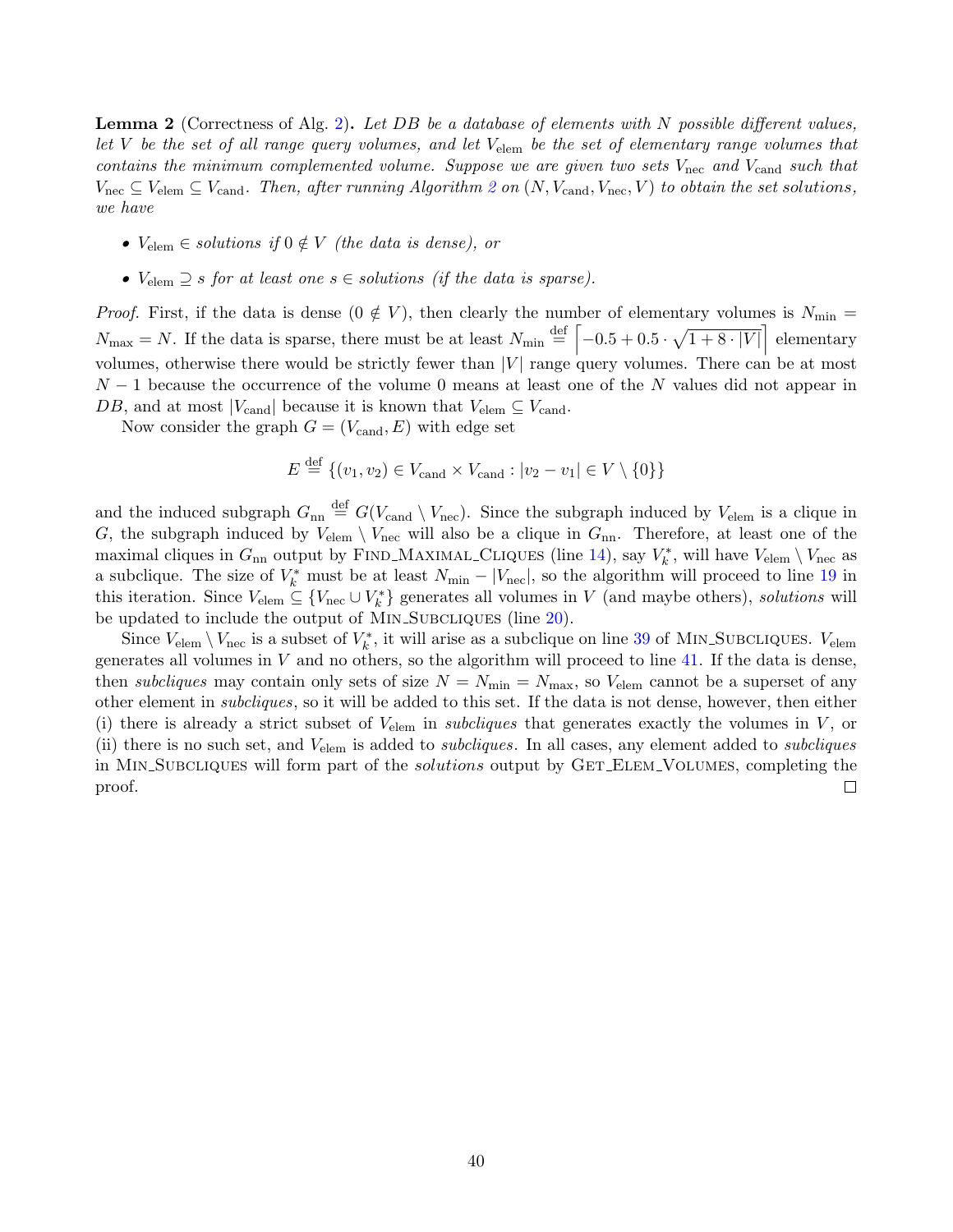**Lemma 2** (Correctness of Alg. 2)**.** *Let DB be a database of elements with N possible different values, let V be the set of all range query volumes, and let $V_{\text{elem}}$ be the set of elementary range volumes that contains the minimum complemented volume. Suppose we are given two sets $V_{\text{nec}}$ and $V_{\text{cand}}$ such that $V_{\text{nec}} \subseteq V_{\text{elem}} \subseteq V_{\text{cand}}$. Then, after running Algorithm 2 on $(N, V_{\text{cand}}, V_{\text{nec}}, V)$ to obtain the set solutions, we have*

- *$V_{\text{elem}} \in$ solutions if $0 \notin V$ (the data is dense), or*
- *$V_{\text{elem}} \supseteq s$ for at least one $s \in$ solutions (if the data is sparse).*

*Proof.* First, if the data is dense ($0 \notin V$), then clearly the number of elementary volumes is $N_{\min} = N_{\max} = N$. If the data is sparse, there must be at least $N_{\min} \stackrel{\text{def}}{=} \left\lceil -0.5 + 0.5 \cdot \sqrt{1 + 8 \cdot |V|} \right\rceil$ elementary volumes, otherwise there would be strictly fewer than $|V|$ range query volumes. There can be at most $N - 1$ because the occurrence of the volume 0 means at least one of the $N$ values did not appear in $DB$, and at most $|V_{\text{cand}}|$ because it is known that $V_{\text{elem}} \subseteq V_{\text{cand}}$.

Now consider the graph $G = (V_{\text{cand}}, E)$ with edge set

$$E \stackrel{\text{def}}{=} \{(v_1, v_2) \in V_{\text{cand}} \times V_{\text{cand}} : |v_2 - v_1| \in V \setminus \{0\}\}$$

and the induced subgraph $G_{\text{nn}} \stackrel{\text{def}}{=} G(V_{\text{cand}} \setminus V_{\text{nec}})$. Since the subgraph induced by $V_{\text{elem}}$ is a clique in $G$, the subgraph induced by $V_{\text{elem}} \setminus V_{\text{nec}}$ will also be a clique in $G_{\text{nn}}$. Therefore, at least one of the maximal cliques in $G_{\text{nn}}$ output by FIND_MAXIMAL_CLIQUES (line 14), say $V_k^*$, will have $V_{\text{elem}} \setminus V_{\text{nec}}$ as a subclique. The size of $V_k^*$ must be at least $N_{\min} - |V_{\text{nec}}|$, so the algorithm will proceed to line 19 in this iteration. Since $V_{\text{elem}} \subseteq \{V_{\text{nec}} \cup V_k^*\}$ generates all volumes in $V$ (and maybe others), *solutions* will be updated to include the output of MIN_SUBCLIQUES (line 20).

Since $V_{\text{elem}} \setminus V_{\text{nec}}$ is a subset of $V_k^*$, it will arise as a subclique on line 39 of MIN_SUBCLIQUES. $V_{\text{elem}}$ generates all volumes in $V$ and no others, so the algorithm will proceed to line 41. If the data is dense, then *subcliques* may contain only sets of size $N = N_{\min} = N_{\max}$, so $V_{\text{elem}}$ cannot be a superset of any other element in *subcliques*, so it will be added to this set. If the data is not dense, however, then either (i) there is already a strict subset of $V_{\text{elem}}$ in *subcliques* that generates exactly the volumes in $V$, or (ii) there is no such set, and $V_{\text{elem}}$ is added to *subcliques*. In all cases, any element added to *subcliques* in MIN_SUBCLIQUES will form part of the *solutions* output by GET_ELEM_VOLUMES, completing the proof. □